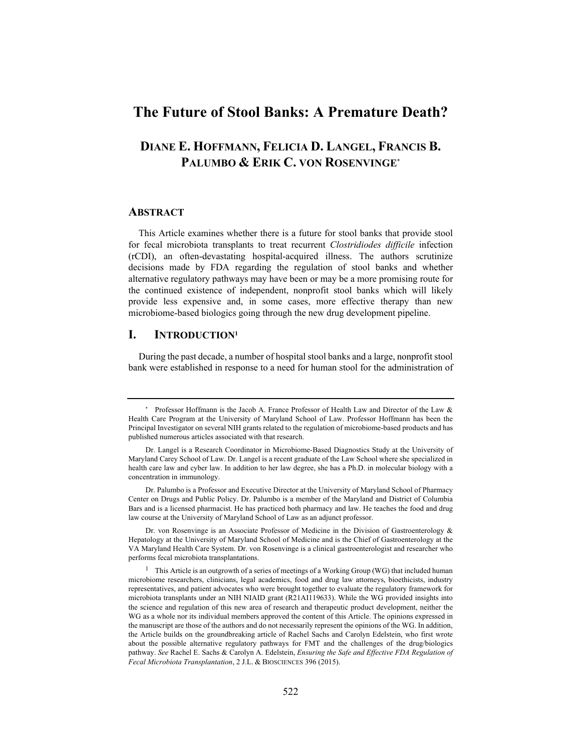# The Future of Stool Banks: A Premature Death?

## DIANE E. HOFFMANN, FELICIA D. LANGEL, FRANCIS B. PALUMBO & ERIK C. VON ROSENVINGE[*]

## ABSTRACT

This Article examines whether there is a future for stool banks that provide stool for fecal microbiota transplants to treat recurrent *Clostridiodes difficile* infection (rCDI), an often-devastating hospital-acquired illness. The authors scrutinize decisions made by FDA regarding the regulation of stool banks and whether alternative regulatory pathways may have been or may be a more promising route for the continued existence of independent, nonprofit stool banks which will likely provide less expensive and, in some cases, more effective therapy than new microbiome-based biologics going through the new drug development pipeline.

## I. INTRODUCTION[1]

During the past decade, a number of hospital stool banks and a large, nonprofit stool bank were established in response to a need for human stool for the administration of

---

[*] Professor Hoffmann is the Jacob A. France Professor of Health Law and Director of the Law & Health Care Program at the University of Maryland School of Law. Professor Hoffmann has been the Principal Investigator on several NIH grants related to the regulation of microbiome-based products and has published numerous articles associated with that research.

Dr. Langel is a Research Coordinator in Microbiome-Based Diagnostics Study at the University of Maryland Carey School of Law. Dr. Langel is a recent graduate of the Law School where she specialized in health care law and cyber law. In addition to her law degree, she has a Ph.D. in molecular biology with a concentration in immunology.

Dr. Palumbo is a Professor and Executive Director at the University of Maryland School of Pharmacy Center on Drugs and Public Policy. Dr. Palumbo is a member of the Maryland and District of Columbia Bars and is a licensed pharmacist. He has practiced both pharmacy and law. He teaches the food and drug law course at the University of Maryland School of Law as an adjunct professor.

Dr. von Rosenvinge is an Associate Professor of Medicine in the Division of Gastroenterology & Hepatology at the University of Maryland School of Medicine and is the Chief of Gastroenterology at the VA Maryland Health Care System. Dr. von Rosenvinge is a clinical gastroenterologist and researcher who performs fecal microbiota transplantations.

[1] This Article is an outgrowth of a series of meetings of a Working Group (WG) that included human microbiome researchers, clinicians, legal academics, food and drug law attorneys, bioethicists, industry representatives, and patient advocates who were brought together to evaluate the regulatory framework for microbiota transplants under an NIH NIAID grant (R21AI119633). While the WG provided insights into the science and regulation of this new area of research and therapeutic product development, neither the WG as a whole nor its individual members approved the content of this Article. The opinions expressed in the manuscript are those of the authors and do not necessarily represent the opinions of the WG. In addition, the Article builds on the groundbreaking article of Rachel Sachs and Carolyn Edelstein, who first wrote about the possible alternative regulatory pathways for FMT and the challenges of the drug/biologics pathway. *See* Rachel E. Sachs & Carolyn A. Edelstein, *Ensuring the Safe and Effective FDA Regulation of Fecal Microbiota Transplantation*, 2 J.L. & BIOSCIENCES 396 (2015).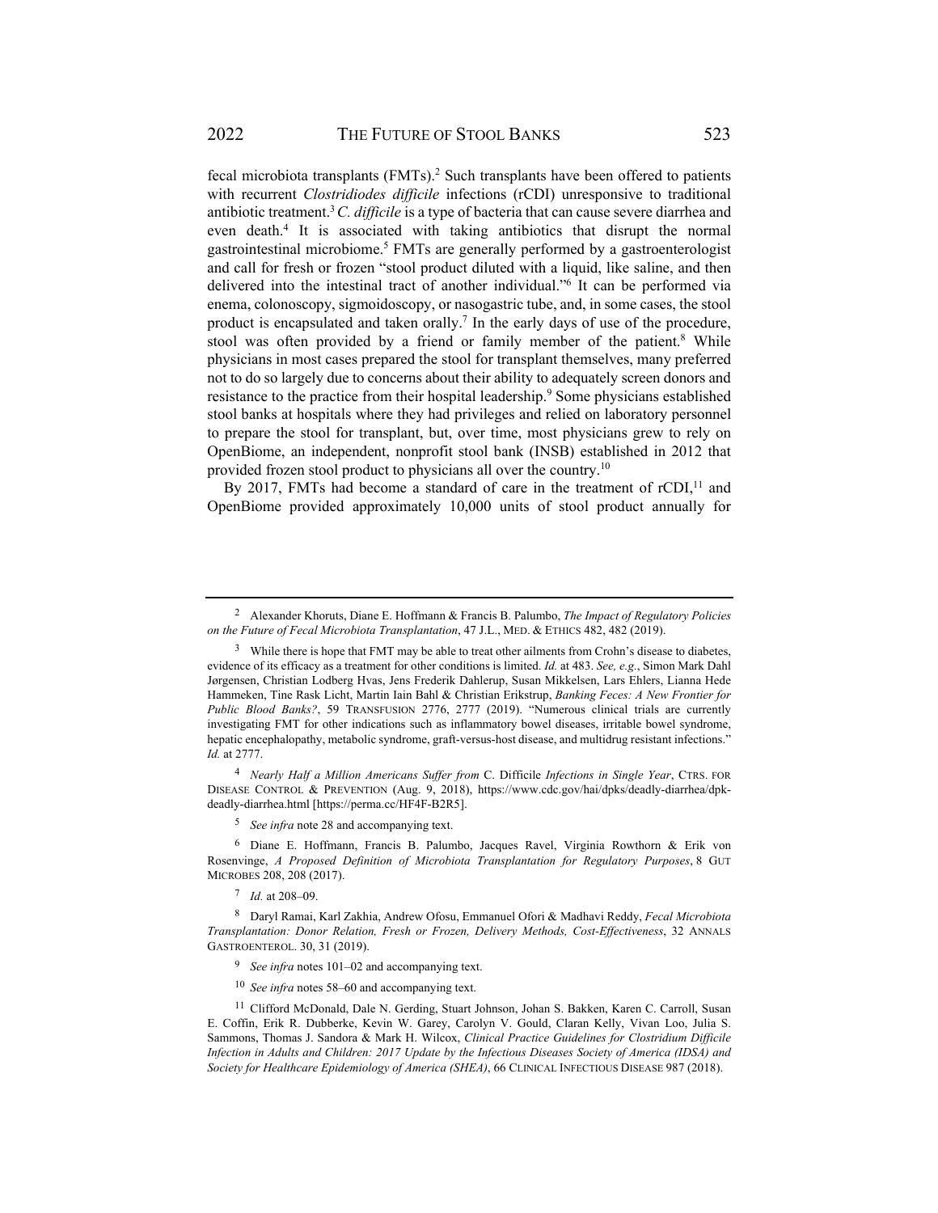fecal microbiota transplants (FMTs).[2] Such transplants have been offered to patients with recurrent *Clostridiodes difficile* infections (rCDI) unresponsive to traditional antibiotic treatment.[3] *C. difficile* is a type of bacteria that can cause severe diarrhea and even death.[4] It is associated with taking antibiotics that disrupt the normal gastrointestinal microbiome.[5] FMTs are generally performed by a gastroenterologist and call for fresh or frozen "stool product diluted with a liquid, like saline, and then delivered into the intestinal tract of another individual."[6] It can be performed via enema, colonoscopy, sigmoidoscopy, or nasogastric tube, and, in some cases, the stool product is encapsulated and taken orally.[7] In the early days of use of the procedure, stool was often provided by a friend or family member of the patient.[8] While physicians in most cases prepared the stool for transplant themselves, many preferred not to do so largely due to concerns about their ability to adequately screen donors and resistance to the practice from their hospital leadership.[9] Some physicians established stool banks at hospitals where they had privileges and relied on laboratory personnel to prepare the stool for transplant, but, over time, most physicians grew to rely on OpenBiome, an independent, nonprofit stool bank (INSB) established in 2012 that provided frozen stool product to physicians all over the country.[10]

By 2017, FMTs had become a standard of care in the treatment of rCDI,[11] and OpenBiome provided approximately 10,000 units of stool product annually for

---

[2] Alexander Khoruts, Diane E. Hoffmann & Francis B. Palumbo, *The Impact of Regulatory Policies on the Future of Fecal Microbiota Transplantation*, 47 J.L., MED. & ETHICS 482, 482 (2019).

[3] While there is hope that FMT may be able to treat other ailments from Crohn's disease to diabetes, evidence of its efficacy as a treatment for other conditions is limited. *Id.* at 483. *See, e.g.*, Simon Mark Dahl Jørgensen, Christian Lodberg Hvas, Jens Frederik Dahlerup, Susan Mikkelsen, Lars Ehlers, Lianna Hede Hammeken, Tine Rask Licht, Martin Iain Bahl & Christian Erikstrup, *Banking Feces: A New Frontier for Public Blood Banks?*, 59 TRANSFUSION 2776, 2777 (2019). "Numerous clinical trials are currently investigating FMT for other indications such as inflammatory bowel diseases, irritable bowel syndrome, hepatic encephalopathy, metabolic syndrome, graft-versus-host disease, and multidrug resistant infections." *Id.* at 2777.

[4] *Nearly Half a Million Americans Suffer from* C. Difficile *Infections in Single Year*, CTRS. FOR DISEASE CONTROL & PREVENTION (Aug. 9, 2018), https://www.cdc.gov/hai/dpks/deadly-diarrhea/dpk-deadly-diarrhea.html [https://perma.cc/HF4F-B2R5].

[5] *See infra* note 28 and accompanying text.

[6] Diane E. Hoffmann, Francis B. Palumbo, Jacques Ravel, Virginia Rowthorn & Erik von Rosenvinge, *A Proposed Definition of Microbiota Transplantation for Regulatory Purposes*, 8 GUT MICROBES 208, 208 (2017).

[7] *Id.* at 208–09.

[8] Daryl Ramai, Karl Zakhia, Andrew Ofosu, Emmanuel Ofori & Madhavi Reddy, *Fecal Microbiota Transplantation: Donor Relation, Fresh or Frozen, Delivery Methods, Cost-Effectiveness*, 32 ANNALS GASTROENTEROL. 30, 31 (2019).

[9] *See infra* notes 101–02 and accompanying text.

[10] *See infra* notes 58–60 and accompanying text.

[11] Clifford McDonald, Dale N. Gerding, Stuart Johnson, Johan S. Bakken, Karen C. Carroll, Susan E. Coffin, Erik R. Dubberke, Kevin W. Garey, Carolyn V. Gould, Claran Kelly, Vivan Loo, Julia S. Sammons, Thomas J. Sandora & Mark H. Wilcox, *Clinical Practice Guidelines for Clostridium Difficile Infection in Adults and Children: 2017 Update by the Infectious Diseases Society of America (IDSA) and Society for Healthcare Epidemiology of America (SHEA)*, 66 CLINICAL INFECTIOUS DISEASE 987 (2018).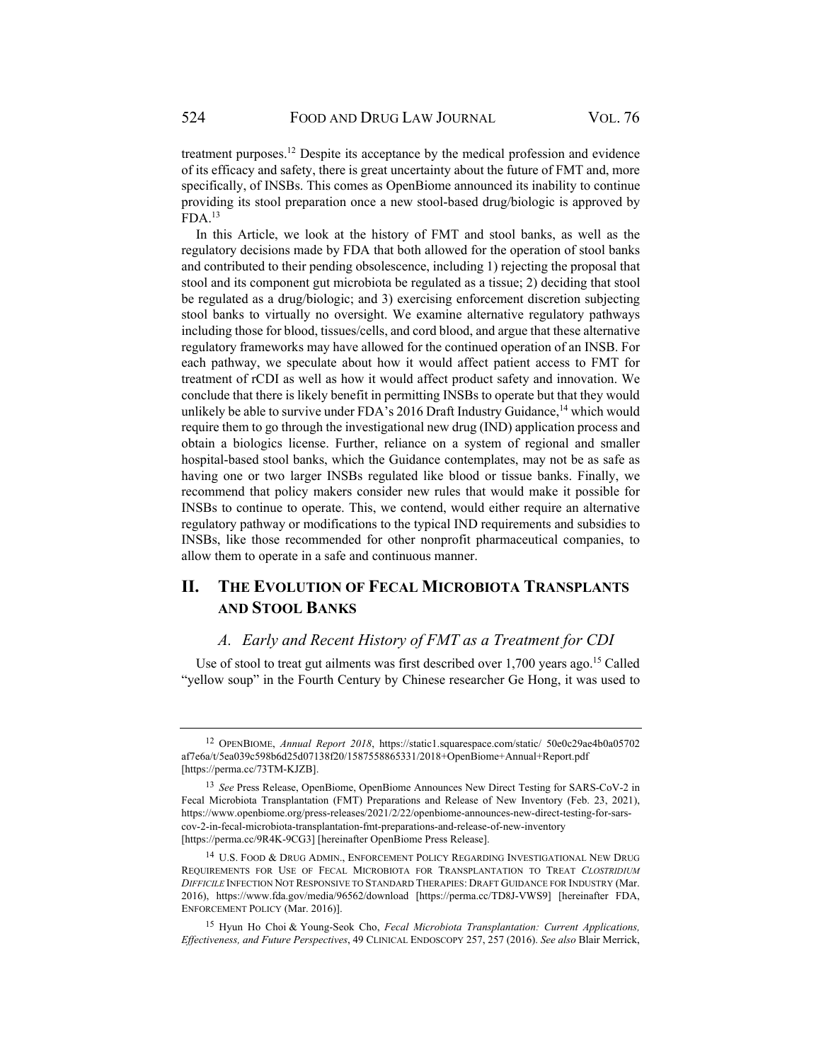treatment purposes.[12] Despite its acceptance by the medical profession and evidence of its efficacy and safety, there is great uncertainty about the future of FMT and, more specifically, of INSBs. This comes as OpenBiome announced its inability to continue providing its stool preparation once a new stool-based drug/biologic is approved by FDA.[13]

In this Article, we look at the history of FMT and stool banks, as well as the regulatory decisions made by FDA that both allowed for the operation of stool banks and contributed to their pending obsolescence, including 1) rejecting the proposal that stool and its component gut microbiota be regulated as a tissue; 2) deciding that stool be regulated as a drug/biologic; and 3) exercising enforcement discretion subjecting stool banks to virtually no oversight. We examine alternative regulatory pathways including those for blood, tissues/cells, and cord blood, and argue that these alternative regulatory frameworks may have allowed for the continued operation of an INSB. For each pathway, we speculate about how it would affect patient access to FMT for treatment of rCDI as well as how it would affect product safety and innovation. We conclude that there is likely benefit in permitting INSBs to operate but that they would unlikely be able to survive under FDA's 2016 Draft Industry Guidance,[14] which would require them to go through the investigational new drug (IND) application process and obtain a biologics license. Further, reliance on a system of regional and smaller hospital-based stool banks, which the Guidance contemplates, may not be as safe as having one or two larger INSBs regulated like blood or tissue banks. Finally, we recommend that policy makers consider new rules that would make it possible for INSBs to continue to operate. This, we contend, would either require an alternative regulatory pathway or modifications to the typical IND requirements and subsidies to INSBs, like those recommended for other nonprofit pharmaceutical companies, to allow them to operate in a safe and continuous manner.

## II. The Evolution of Fecal Microbiota Transplants and Stool Banks

### *A. Early and Recent History of FMT as a Treatment for CDI*

Use of stool to treat gut ailments was first described over 1,700 years ago.[15] Called "yellow soup" in the Fourth Century by Chinese researcher Ge Hong, it was used to

---

[12] OpenBiome, *Annual Report 2018*, https://static1.squarespace.com/static/ 50e0c29ae4b0a05702af7e6a/t/5ea039c598b6d25d07138f20/1587558865331/2018+OpenBiome+Annual+Report.pdf [https://perma.cc/73TM-KJZB].

[13] *See* Press Release, OpenBiome, OpenBiome Announces New Direct Testing for SARS-CoV-2 in Fecal Microbiota Transplantation (FMT) Preparations and Release of New Inventory (Feb. 23, 2021), https://www.openbiome.org/press-releases/2021/2/22/openbiome-announces-new-direct-testing-for-sars-cov-2-in-fecal-microbiota-transplantation-fmt-preparations-and-release-of-new-inventory [https://perma.cc/9R4K-9CG3] [hereinafter OpenBiome Press Release].

[14] U.S. Food & Drug Admin., Enforcement Policy Regarding Investigational New Drug Requirements for Use of Fecal Microbiota for Transplantation to Treat *Clostridium Difficile* Infection Not Responsive to Standard Therapies: Draft Guidance for Industry (Mar. 2016), https://www.fda.gov/media/96562/download [https://perma.cc/TD8J-VWS9] [hereinafter FDA, Enforcement Policy (Mar. 2016)].

[15] Hyun Ho Choi & Young-Seok Cho, *Fecal Microbiota Transplantation: Current Applications, Effectiveness, and Future Perspectives*, 49 Clinical Endoscopy 257, 257 (2016). *See also* Blair Merrick,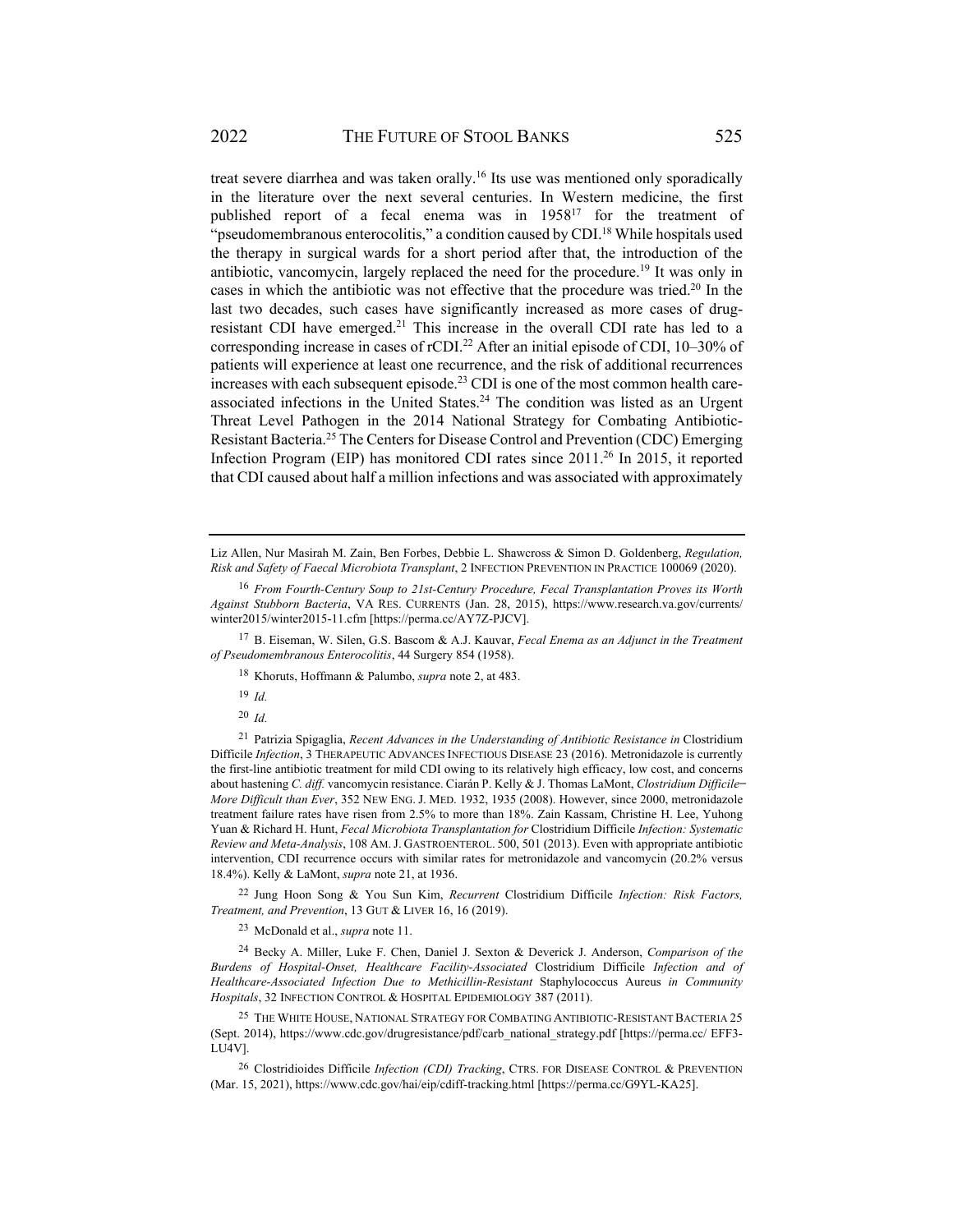treat severe diarrhea and was taken orally.[16] Its use was mentioned only sporadically in the literature over the next several centuries. In Western medicine, the first published report of a fecal enema was in 1958[17] for the treatment of "pseudomembranous enterocolitis," a condition caused by CDI.[18] While hospitals used the therapy in surgical wards for a short period after that, the introduction of the antibiotic, vancomycin, largely replaced the need for the procedure.[19] It was only in cases in which the antibiotic was not effective that the procedure was tried.[20] In the last two decades, such cases have significantly increased as more cases of drug-resistant CDI have emerged.[21] This increase in the overall CDI rate has led to a corresponding increase in cases of rCDI.[22] After an initial episode of CDI, 10–30% of patients will experience at least one recurrence, and the risk of additional recurrences increases with each subsequent episode.[23] CDI is one of the most common health care-associated infections in the United States.[24] The condition was listed as an Urgent Threat Level Pathogen in the 2014 National Strategy for Combating Antibiotic-Resistant Bacteria.[25] The Centers for Disease Control and Prevention (CDC) Emerging Infection Program (EIP) has monitored CDI rates since 2011.[26] In 2015, it reported that CDI caused about half a million infections and was associated with approximately

---

Liz Allen, Nur Masirah M. Zain, Ben Forbes, Debbie L. Shawcross & Simon D. Goldenberg, *Regulation, Risk and Safety of Faecal Microbiota Transplant*, 2 INFECTION PREVENTION IN PRACTICE 100069 (2020).

[16] *From Fourth-Century Soup to 21st-Century Procedure, Fecal Transplantation Proves its Worth Against Stubborn Bacteria*, VA RES. CURRENTS (Jan. 28, 2015), https://www.research.va.gov/currents/winter2015/winter2015-11.cfm [https://perma.cc/AY7Z-PJCV].

[17] B. Eiseman, W. Silen, G.S. Bascom & A.J. Kauvar, *Fecal Enema as an Adjunct in the Treatment of Pseudomembranous Enterocolitis*, 44 Surgery 854 (1958).

[18] Khoruts, Hoffmann & Palumbo, *supra* note 2, at 483.

[19] *Id.*

[20] *Id.*

[21] Patrizia Spigaglia, *Recent Advances in the Understanding of Antibiotic Resistance in* Clostridium Difficile *Infection*, 3 THERAPEUTIC ADVANCES INFECTIOUS DISEASE 23 (2016). Metronidazole is currently the first-line antibiotic treatment for mild CDI owing to its relatively high efficacy, low cost, and concerns about hastening *C. diff.* vancomycin resistance. Ciarán P. Kelly & J. Thomas LaMont, *Clostridium Difficile—More Difficult than Ever*, 352 NEW ENG. J. MED. 1932, 1935 (2008). However, since 2000, metronidazole treatment failure rates have risen from 2.5% to more than 18%. Zain Kassam, Christine H. Lee, Yuhong Yuan & Richard H. Hunt, *Fecal Microbiota Transplantation for* Clostridium Difficile *Infection: Systematic Review and Meta-Analysis*, 108 AM. J. GASTROENTEROL. 500, 501 (2013). Even with appropriate antibiotic intervention, CDI recurrence occurs with similar rates for metronidazole and vancomycin (20.2% versus 18.4%). Kelly & LaMont, *supra* note 21, at 1936.

[22] Jung Hoon Song & You Sun Kim, *Recurrent* Clostridium Difficile *Infection: Risk Factors, Treatment, and Prevention*, 13 GUT & LIVER 16, 16 (2019).

[23] McDonald et al., *supra* note 11.

[24] Becky A. Miller, Luke F. Chen, Daniel J. Sexton & Deverick J. Anderson, *Comparison of the Burdens of Hospital-Onset, Healthcare Facility-Associated* Clostridium Difficile *Infection and of Healthcare-Associated Infection Due to Methicillin-Resistant* Staphylococcus Aureus *in Community Hospitals*, 32 INFECTION CONTROL & HOSPITAL EPIDEMIOLOGY 387 (2011).

[25] THE WHITE HOUSE, NATIONAL STRATEGY FOR COMBATING ANTIBIOTIC-RESISTANT BACTERIA 25 (Sept. 2014), https://www.cdc.gov/drugresistance/pdf/carb_national_strategy.pdf [https://perma.cc/ EFF3-LU4V].

[26] Clostridioides Difficile *Infection (CDI) Tracking*, CTRS. FOR DISEASE CONTROL & PREVENTION (Mar. 15, 2021), https://www.cdc.gov/hai/eip/cdiff-tracking.html [https://perma.cc/G9YL-KA25].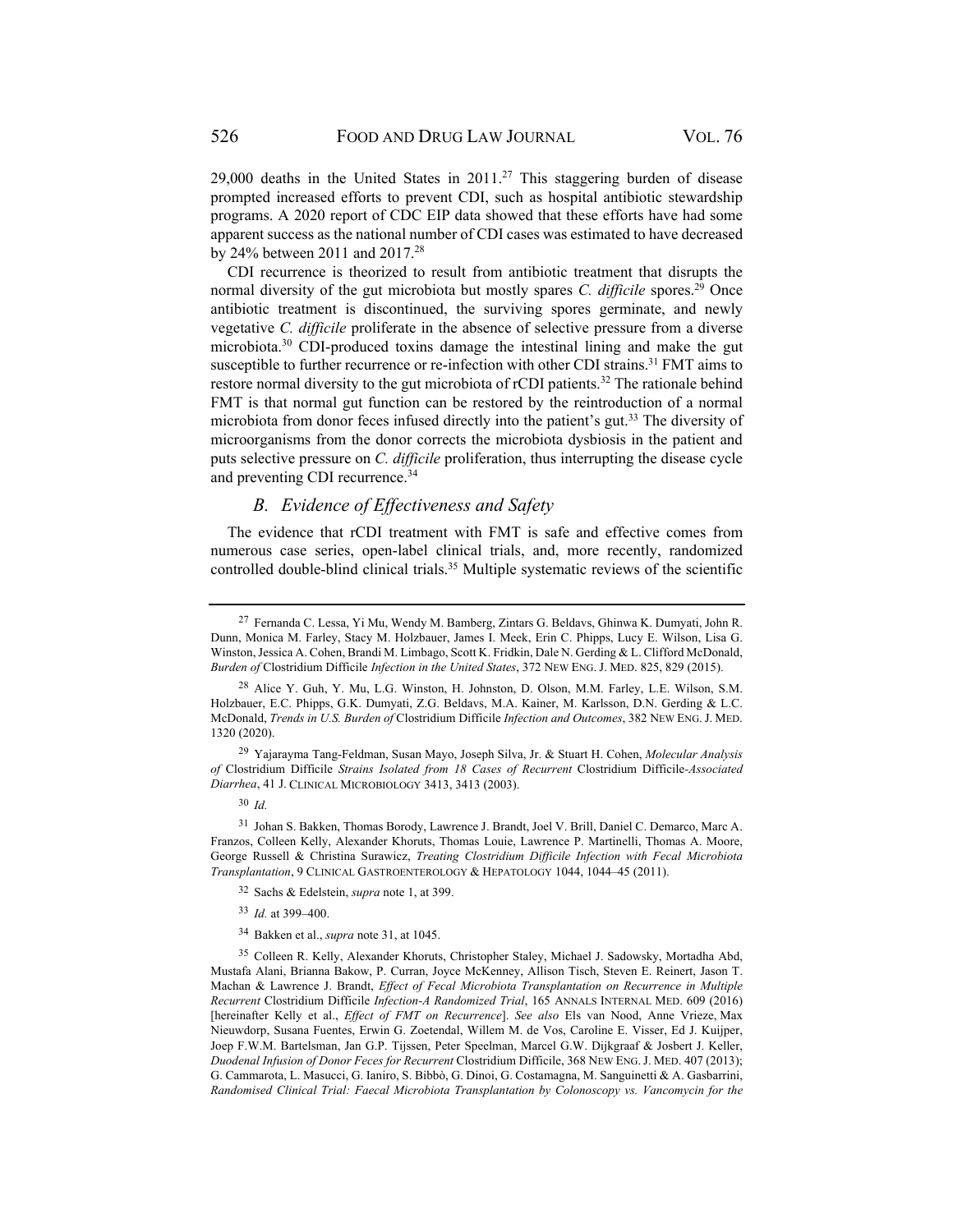29,000 deaths in the United States in 2011.[27] This staggering burden of disease prompted increased efforts to prevent CDI, such as hospital antibiotic stewardship programs. A 2020 report of CDC EIP data showed that these efforts have had some apparent success as the national number of CDI cases was estimated to have decreased by 24% between 2011 and 2017.[28]

CDI recurrence is theorized to result from antibiotic treatment that disrupts the normal diversity of the gut microbiota but mostly spares *C. difficile* spores.[29] Once antibiotic treatment is discontinued, the surviving spores germinate, and newly vegetative *C. difficile* proliferate in the absence of selective pressure from a diverse microbiota.[30] CDI-produced toxins damage the intestinal lining and make the gut susceptible to further recurrence or re-infection with other CDI strains.[31] FMT aims to restore normal diversity to the gut microbiota of rCDI patients.[32] The rationale behind FMT is that normal gut function can be restored by the reintroduction of a normal microbiota from donor feces infused directly into the patient's gut.[33] The diversity of microorganisms from the donor corrects the microbiota dysbiosis in the patient and puts selective pressure on *C. difficile* proliferation, thus interrupting the disease cycle and preventing CDI recurrence.[34]

### *B. Evidence of Effectiveness and Safety*

The evidence that rCDI treatment with FMT is safe and effective comes from numerous case series, open-label clinical trials, and, more recently, randomized controlled double-blind clinical trials.[35] Multiple systematic reviews of the scientific

---

[27] Fernanda C. Lessa, Yi Mu, Wendy M. Bamberg, Zintars G. Beldavs, Ghinwa K. Dumyati, John R. Dunn, Monica M. Farley, Stacy M. Holzbauer, James I. Meek, Erin C. Phipps, Lucy E. Wilson, Lisa G. Winston, Jessica A. Cohen, Brandi M. Limbago, Scott K. Fridkin, Dale N. Gerding & L. Clifford McDonald, *Burden of* Clostridium Difficile *Infection in the United States*, 372 NEW ENG. J. MED. 825, 829 (2015).

[28] Alice Y. Guh, Y. Mu, L.G. Winston, H. Johnston, D. Olson, M.M. Farley, L.E. Wilson, S.M. Holzbauer, E.C. Phipps, G.K. Dumyati, Z.G. Beldavs, M.A. Kainer, M. Karlsson, D.N. Gerding & L.C. McDonald, *Trends in U.S. Burden of* Clostridium Difficile *Infection and Outcomes*, 382 NEW ENG. J. MED. 1320 (2020).

[29] Yajarayma Tang-Feldman, Susan Mayo, Joseph Silva, Jr. & Stuart H. Cohen, *Molecular Analysis of* Clostridium Difficile *Strains Isolated from 18 Cases of Recurrent* Clostridium Difficile*-Associated Diarrhea*, 41 J. CLINICAL MICROBIOLOGY 3413, 3413 (2003).

[30] *Id.*

[31] Johan S. Bakken, Thomas Borody, Lawrence J. Brandt, Joel V. Brill, Daniel C. Demarco, Marc A. Franzos, Colleen Kelly, Alexander Khoruts, Thomas Louie, Lawrence P. Martinelli, Thomas A. Moore, George Russell & Christina Surawicz, *Treating Clostridium Difficile Infection with Fecal Microbiota Transplantation*, 9 CLINICAL GASTROENTEROLOGY & HEPATOLOGY 1044, 1044–45 (2011).

[32] Sachs & Edelstein, *supra* note 1, at 399.

[33] *Id.* at 399–400.

[34] Bakken et al., *supra* note 31, at 1045.

[35] Colleen R. Kelly, Alexander Khoruts, Christopher Staley, Michael J. Sadowsky, Mortadha Abd, Mustafa Alani, Brianna Bakow, P. Curran, Joyce McKenney, Allison Tisch, Steven E. Reinert, Jason T. Machan & Lawrence J. Brandt, *Effect of Fecal Microbiota Transplantation on Recurrence in Multiple Recurrent* Clostridium Difficile *Infection-A Randomized Trial*, 165 ANNALS INTERNAL MED. 609 (2016) [hereinafter Kelly et al., *Effect of FMT on Recurrence*]. *See also* Els van Nood, Anne Vrieze, Max Nieuwdorp, Susana Fuentes, Erwin G. Zoetendal, Willem M. de Vos, Caroline E. Visser, Ed J. Kuijper, Joep F.W.M. Bartelsman, Jan G.P. Tijssen, Peter Speelman, Marcel G.W. Dijkgraaf & Josbert J. Keller, *Duodenal Infusion of Donor Feces for Recurrent* Clostridium Difficile, 368 NEW ENG. J. MED. 407 (2013); G. Cammarota, L. Masucci, G. Ianiro, S. Bibbò, G. Dinoi, G. Costamagna, M. Sanguinetti & A. Gasbarrini, *Randomised Clinical Trial: Faecal Microbiota Transplantation by Colonoscopy vs. Vancomycin for the*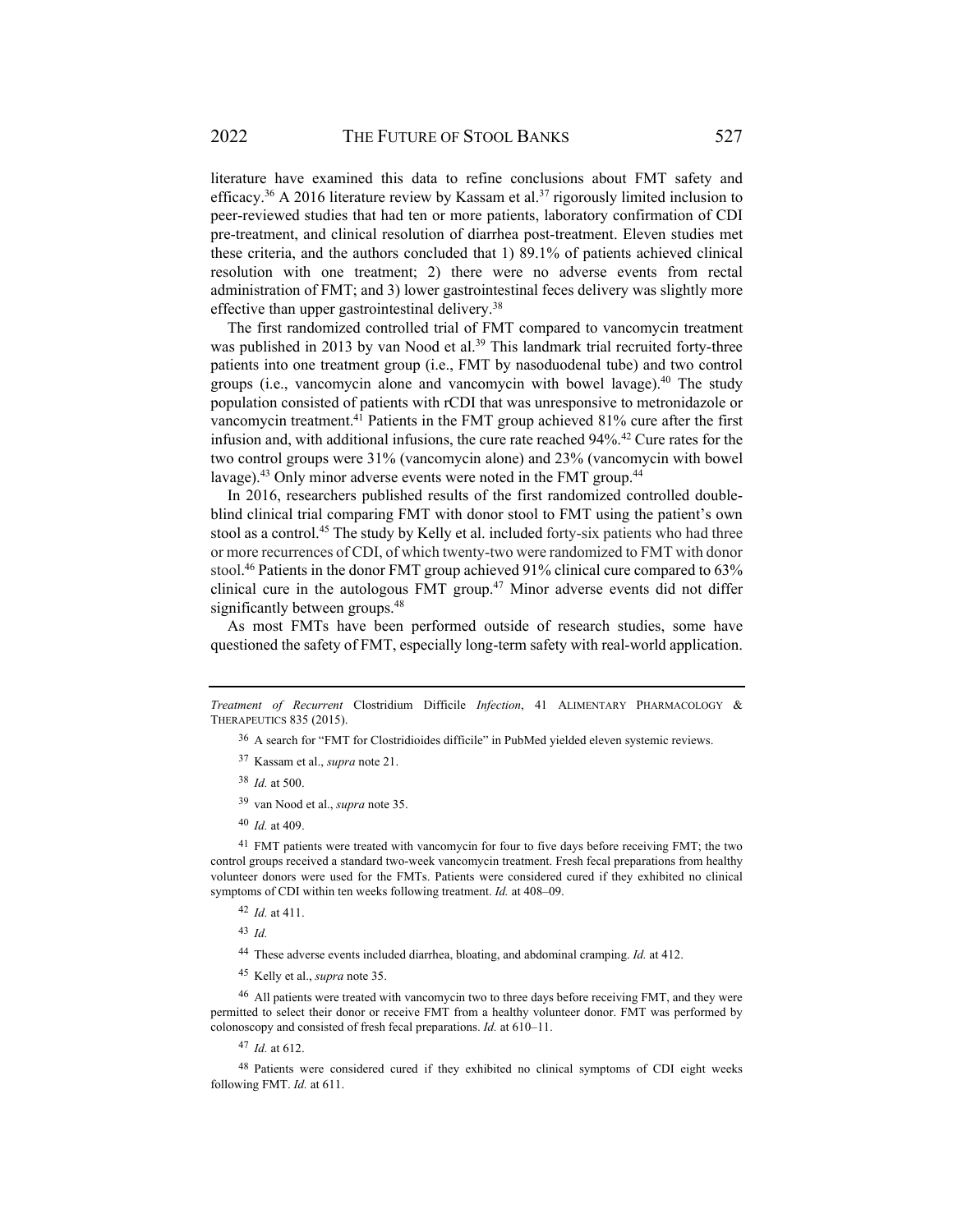literature have examined this data to refine conclusions about FMT safety and efficacy.[36] A 2016 literature review by Kassam et al.[37] rigorously limited inclusion to peer-reviewed studies that had ten or more patients, laboratory confirmation of CDI pre-treatment, and clinical resolution of diarrhea post-treatment. Eleven studies met these criteria, and the authors concluded that 1) 89.1% of patients achieved clinical resolution with one treatment; 2) there were no adverse events from rectal administration of FMT; and 3) lower gastrointestinal feces delivery was slightly more effective than upper gastrointestinal delivery.[38]

The first randomized controlled trial of FMT compared to vancomycin treatment was published in 2013 by van Nood et al.[39] This landmark trial recruited forty-three patients into one treatment group (i.e., FMT by nasoduodenal tube) and two control groups (i.e., vancomycin alone and vancomycin with bowel lavage).[40] The study population consisted of patients with rCDI that was unresponsive to metronidazole or vancomycin treatment.[41] Patients in the FMT group achieved 81% cure after the first infusion and, with additional infusions, the cure rate reached 94%.[42] Cure rates for the two control groups were 31% (vancomycin alone) and 23% (vancomycin with bowel lavage).[43] Only minor adverse events were noted in the FMT group.[44]

In 2016, researchers published results of the first randomized controlled double-blind clinical trial comparing FMT with donor stool to FMT using the patient's own stool as a control.[45] The study by Kelly et al. included forty-six patients who had three or more recurrences of CDI, of which twenty-two were randomized to FMT with donor stool.[46] Patients in the donor FMT group achieved 91% clinical cure compared to 63% clinical cure in the autologous FMT group.[47] Minor adverse events did not differ significantly between groups.[48]

As most FMTs have been performed outside of research studies, some have questioned the safety of FMT, especially long-term safety with real-world application.

---

*Treatment of Recurrent* Clostridium Difficile *Infection*, 41 ALIMENTARY PHARMACOLOGY & THERAPEUTICS 835 (2015).

[36] A search for "FMT for Clostridioides difficile" in PubMed yielded eleven systemic reviews.

[37] Kassam et al., *supra* note 21.

[38] *Id.* at 500.

[39] van Nood et al., *supra* note 35.

[40] *Id.* at 409.

[41] FMT patients were treated with vancomycin for four to five days before receiving FMT; the two control groups received a standard two-week vancomycin treatment. Fresh fecal preparations from healthy volunteer donors were used for the FMTs. Patients were considered cured if they exhibited no clinical symptoms of CDI within ten weeks following treatment. *Id.* at 408–09.

[42] *Id.* at 411.

[43] *Id.*

[44] These adverse events included diarrhea, bloating, and abdominal cramping. *Id.* at 412.

[45] Kelly et al., *supra* note 35.

[46] All patients were treated with vancomycin two to three days before receiving FMT, and they were permitted to select their donor or receive FMT from a healthy volunteer donor. FMT was performed by colonoscopy and consisted of fresh fecal preparations. *Id.* at 610–11.

[47] *Id.* at 612.

[48] Patients were considered cured if they exhibited no clinical symptoms of CDI eight weeks following FMT. *Id.* at 611.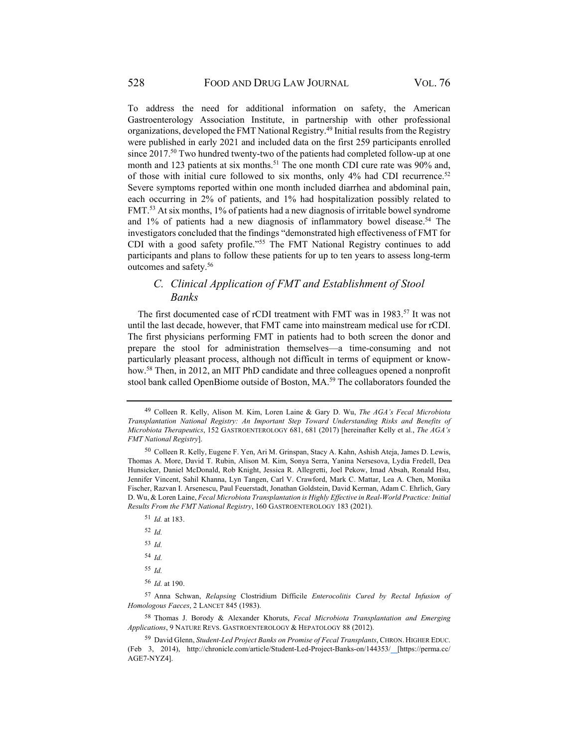To address the need for additional information on safety, the American Gastroenterology Association Institute, in partnership with other professional organizations, developed the FMT National Registry.[49] Initial results from the Registry were published in early 2021 and included data on the first 259 participants enrolled since 2017.[50] Two hundred twenty-two of the patients had completed follow-up at one month and 123 patients at six months.[51] The one month CDI cure rate was 90% and, of those with initial cure followed to six months, only 4% had CDI recurrence.[52] Severe symptoms reported within one month included diarrhea and abdominal pain, each occurring in 2% of patients, and 1% had hospitalization possibly related to FMT.[53] At six months, 1% of patients had a new diagnosis of irritable bowel syndrome and 1% of patients had a new diagnosis of inflammatory bowel disease.[54] The investigators concluded that the findings "demonstrated high effectiveness of FMT for CDI with a good safety profile."[55] The FMT National Registry continues to add participants and plans to follow these patients for up to ten years to assess long-term outcomes and safety.[56]

### C. Clinical Application of FMT and Establishment of Stool Banks

The first documented case of rCDI treatment with FMT was in 1983.[57] It was not until the last decade, however, that FMT came into mainstream medical use for rCDI. The first physicians performing FMT in patients had to both screen the donor and prepare the stool for administration themselves—a time-consuming and not particularly pleasant process, although not difficult in terms of equipment or know-how.[58] Then, in 2012, an MIT PhD candidate and three colleagues opened a nonprofit stool bank called OpenBiome outside of Boston, MA.[59] The collaborators founded the

---

[49] Colleen R. Kelly, Alison M. Kim, Loren Laine & Gary D. Wu, *The AGA's Fecal Microbiota Transplantation National Registry: An Important Step Toward Understanding Risks and Benefits of Microbiota Therapeutics*, 152 GASTROENTEROLOGY 681, 681 (2017) [hereinafter Kelly et al., *The AGA's FMT National Registry*].

[50] Colleen R. Kelly, Eugene F. Yen, Ari M. Grinspan, Stacy A. Kahn, Ashish Ateja, James D. Lewis, Thomas A. More, David T. Rubin, Alison M. Kim, Sonya Serra, Yanina Nersesova, Lydia Fredell, Dea Hunsicker, Daniel McDonald, Rob Knight, Jessica R. Allegretti, Joel Pekow, Imad Absah, Ronald Hsu, Jennifer Vincent, Sahil Khanna, Lyn Tangen, Carl V. Crawford, Mark C. Mattar, Lea A. Chen, Monika Fischer, Razvan I. Arsenescu, Paul Feuerstadt, Jonathan Goldstein, David Kerman, Adam C. Ehrlich, Gary D. Wu, & Loren Laine, *Fecal Microbiota Transplantation is Highly Effective in Real-World Practice: Initial Results From the FMT National Registry*, 160 GASTROENTEROLOGY 183 (2021).

[51] *Id.* at 183.

[52] *Id.*

[53] *Id.*

[54] *Id.*

[55] *Id.*

[56] *Id.* at 190.

[57] Anna Schwan, *Relapsing* Clostridium Difficile *Enterocolitis Cured by Rectal Infusion of Homologous Faeces*, 2 LANCET 845 (1983).

[58] Thomas J. Borody & Alexander Khoruts, *Fecal Microbiota Transplantation and Emerging Applications*, 9 NATURE REVS. GASTROENTEROLOGY & HEPATOLOGY 88 (2012).

[59] David Glenn, *Student-Led Project Banks on Promise of Fecal Transplants*, CHRON. HIGHER EDUC. (Feb 3, 2014), http://chronicle.com/article/Student-Led-Project-Banks-on/144353/ [https://perma.cc/AGE7-NYZ4].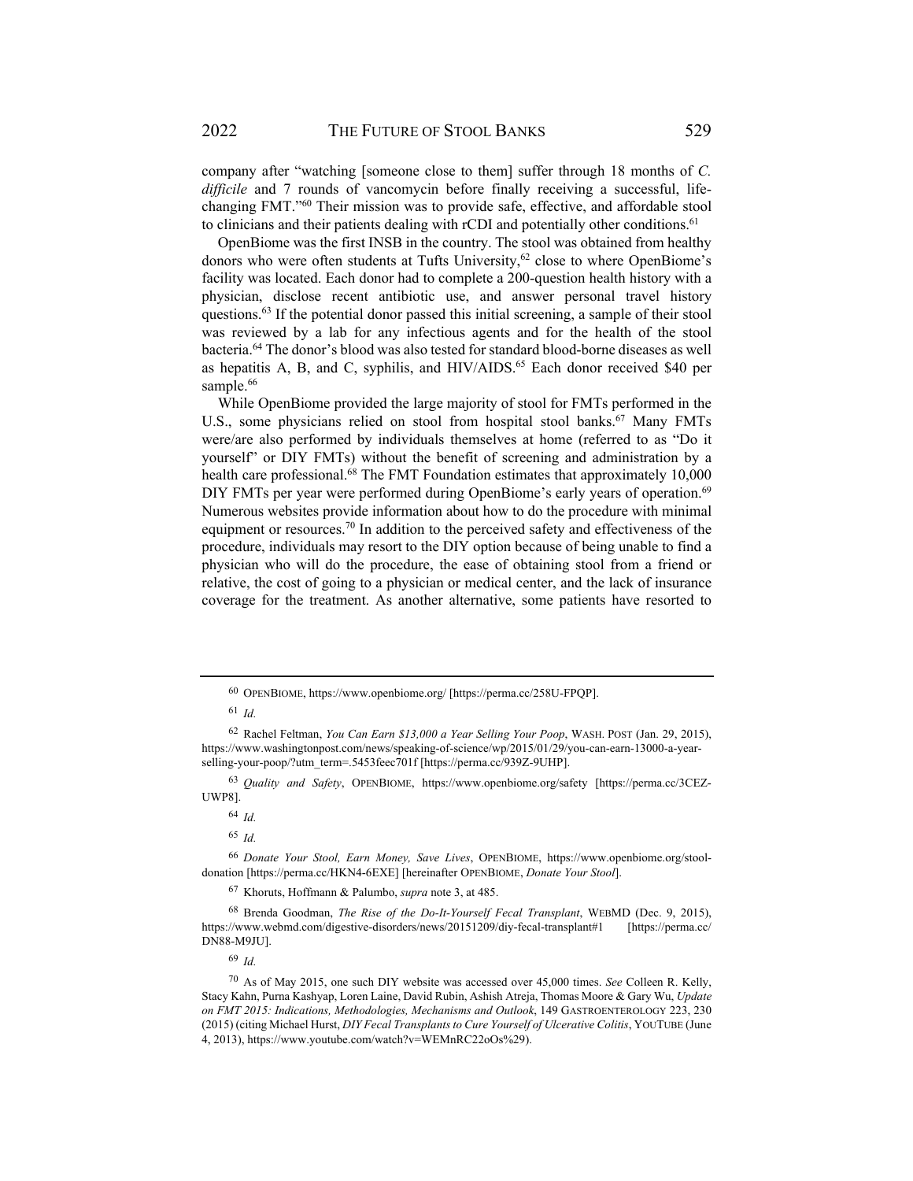company after "watching [someone close to them] suffer through 18 months of *C. difficile* and 7 rounds of vancomycin before finally receiving a successful, life-changing FMT."[60] Their mission was to provide safe, effective, and affordable stool to clinicians and their patients dealing with rCDI and potentially other conditions.[61]

OpenBiome was the first INSB in the country. The stool was obtained from healthy donors who were often students at Tufts University,[62] close to where OpenBiome's facility was located. Each donor had to complete a 200-question health history with a physician, disclose recent antibiotic use, and answer personal travel history questions.[63] If the potential donor passed this initial screening, a sample of their stool was reviewed by a lab for any infectious agents and for the health of the stool bacteria.[64] The donor's blood was also tested for standard blood-borne diseases as well as hepatitis A, B, and C, syphilis, and HIV/AIDS.[65] Each donor received $40 per sample.[66]

While OpenBiome provided the large majority of stool for FMTs performed in the U.S., some physicians relied on stool from hospital stool banks.[67] Many FMTs were/are also performed by individuals themselves at home (referred to as "Do it yourself" or DIY FMTs) without the benefit of screening and administration by a health care professional.[68] The FMT Foundation estimates that approximately 10,000 DIY FMTs per year were performed during OpenBiome's early years of operation.[69] Numerous websites provide information about how to do the procedure with minimal equipment or resources.[70] In addition to the perceived safety and effectiveness of the procedure, individuals may resort to the DIY option because of being unable to find a physician who will do the procedure, the ease of obtaining stool from a friend or relative, the cost of going to a physician or medical center, and the lack of insurance coverage for the treatment. As another alternative, some patients have resorted to

---

60 OPENBIOME, https://www.openbiome.org/ [https://perma.cc/258U-FPQP].

61 *Id.*

62 Rachel Feltman, *You Can Earn $13,000 a Year Selling Your Poop*, WASH. POST (Jan. 29, 2015), https://www.washingtonpost.com/news/speaking-of-science/wp/2015/01/29/you-can-earn-13000-a-year-selling-your-poop/?utm_term=.5453feec701f [https://perma.cc/939Z-9UHP].

63 *Quality and Safety*, OPENBIOME, https://www.openbiome.org/safety [https://perma.cc/3CEZ-UWP8].

64 *Id.*

65 *Id.*

66 *Donate Your Stool, Earn Money, Save Lives*, OPENBIOME, https://www.openbiome.org/stool-donation [https://perma.cc/HKN4-6EXE] [hereinafter OPENBIOME, *Donate Your Stool*].

67 Khoruts, Hoffmann & Palumbo, *supra* note 3, at 485.

68 Brenda Goodman, *The Rise of the Do-It-Yourself Fecal Transplant*, WEBMD (Dec. 9, 2015), https://www.webmd.com/digestive-disorders/news/20151209/diy-fecal-transplant#1 [https://perma.cc/DN88-M9JU].

69 *Id.*

70 As of May 2015, one such DIY website was accessed over 45,000 times. *See* Colleen R. Kelly, Stacy Kahn, Purna Kashyap, Loren Laine, David Rubin, Ashish Atreja, Thomas Moore & Gary Wu, *Update on FMT 2015: Indications, Methodologies, Mechanisms and Outlook*, 149 GASTROENTEROLOGY 223, 230 (2015) (citing Michael Hurst, *DIY Fecal Transplants to Cure Yourself of Ulcerative Colitis*, YOUTUBE (June 4, 2013), https://www.youtube.com/watch?v=WEMnRC22oOs%29).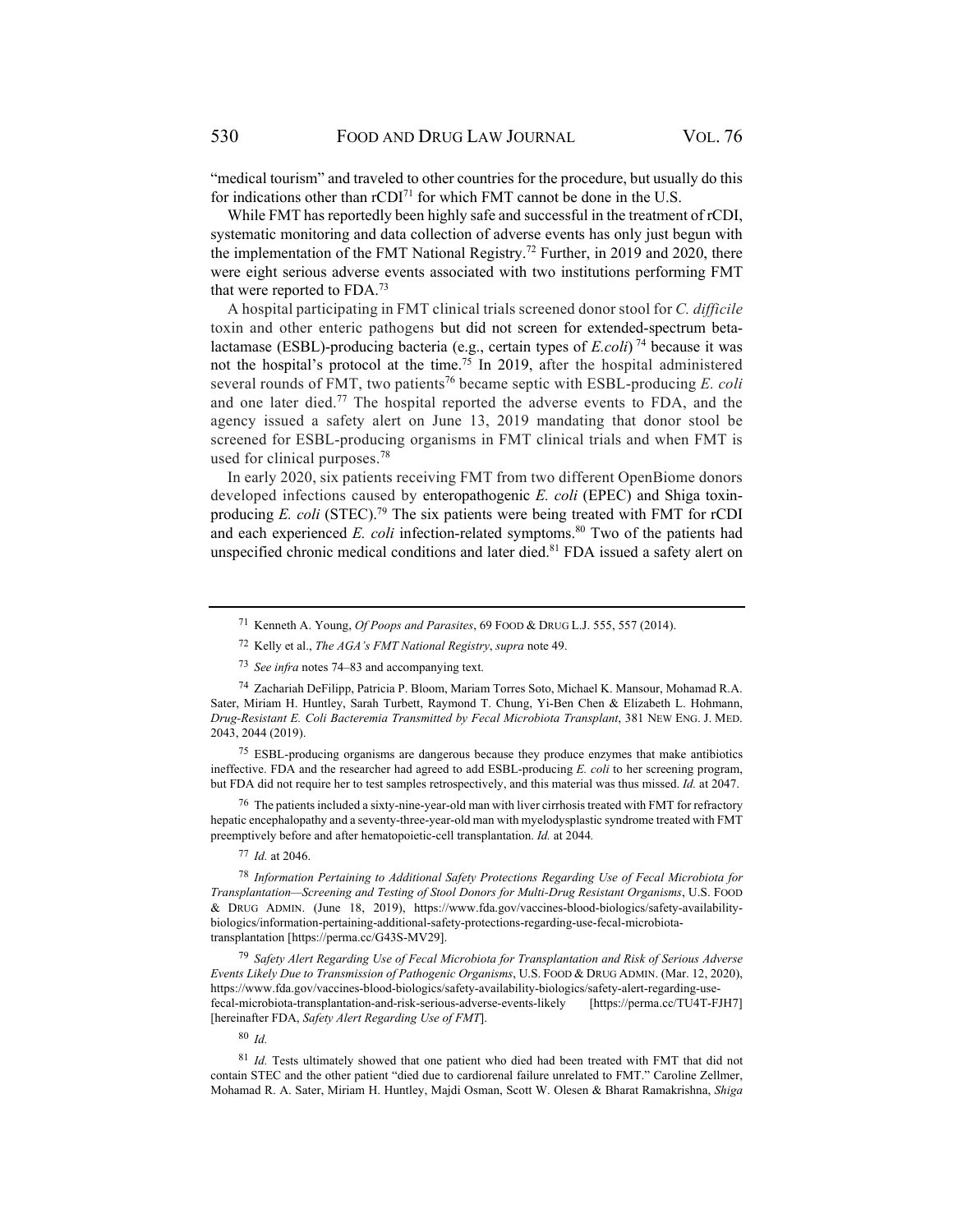"medical tourism" and traveled to other countries for the procedure, but usually do this for indications other than rCDI[71] for which FMT cannot be done in the U.S.

While FMT has reportedly been highly safe and successful in the treatment of rCDI, systematic monitoring and data collection of adverse events has only just begun with the implementation of the FMT National Registry.[72] Further, in 2019 and 2020, there were eight serious adverse events associated with two institutions performing FMT that were reported to FDA.[73]

A hospital participating in FMT clinical trials screened donor stool for *C. difficile* toxin and other enteric pathogens but did not screen for extended-spectrum beta-lactamase (ESBL)-producing bacteria (e.g., certain types of *E.coli*)[74] because it was not the hospital's protocol at the time.[75] In 2019, after the hospital administered several rounds of FMT, two patients[76] became septic with ESBL-producing *E. coli* and one later died.[77] The hospital reported the adverse events to FDA, and the agency issued a safety alert on June 13, 2019 mandating that donor stool be screened for ESBL-producing organisms in FMT clinical trials and when FMT is used for clinical purposes.[78]

In early 2020, six patients receiving FMT from two different OpenBiome donors developed infections caused by enteropathogenic *E. coli* (EPEC) and Shiga toxin-producing *E. coli* (STEC).[79] The six patients were being treated with FMT for rCDI and each experienced *E. coli* infection-related symptoms.[80] Two of the patients had unspecified chronic medical conditions and later died.[81] FDA issued a safety alert on

---

[71] Kenneth A. Young, *Of Poops and Parasites*, 69 FOOD & DRUG L.J. 555, 557 (2014).

[72] Kelly et al., *The AGA's FMT National Registry*, *supra* note 49.

[73] *See infra* notes 74–83 and accompanying text.

[74] Zachariah DeFilipp, Patricia P. Bloom, Mariam Torres Soto, Michael K. Mansour, Mohamad R.A. Sater, Miriam H. Huntley, Sarah Turbett, Raymond T. Chung, Yi-Ben Chen & Elizabeth L. Hohmann, *Drug-Resistant E. Coli Bacteremia Transmitted by Fecal Microbiota Transplant*, 381 NEW ENG. J. MED. 2043, 2044 (2019).

[75] ESBL-producing organisms are dangerous because they produce enzymes that make antibiotics ineffective. FDA and the researcher had agreed to add ESBL-producing *E. coli* to her screening program, but FDA did not require her to test samples retrospectively, and this material was thus missed. *Id.* at 2047.

[76] The patients included a sixty-nine-year-old man with liver cirrhosis treated with FMT for refractory hepatic encephalopathy and a seventy-three-year-old man with myelodysplastic syndrome treated with FMT preemptively before and after hematopoietic-cell transplantation. *Id.* at 2044*.*

[77] *Id.* at 2046.

[78] *Information Pertaining to Additional Safety Protections Regarding Use of Fecal Microbiota for Transplantation—Screening and Testing of Stool Donors for Multi-Drug Resistant Organisms*, U.S. FOOD & DRUG ADMIN. (June 18, 2019), https://www.fda.gov/vaccines-blood-biologics/safety-availability-biologics/information-pertaining-additional-safety-protections-regarding-use-fecal-microbiota-transplantation [https://perma.cc/G43S-MV29].

[79] *Safety Alert Regarding Use of Fecal Microbiota for Transplantation and Risk of Serious Adverse Events Likely Due to Transmission of Pathogenic Organisms*, U.S. FOOD & DRUG ADMIN. (Mar. 12, 2020), https://www.fda.gov/vaccines-blood-biologics/safety-availability-biologics/safety-alert-regarding-use-fecal-microbiota-transplantation-and-risk-serious-adverse-events-likely [https://perma.cc/TU4T-FJH7] [hereinafter FDA, *Safety Alert Regarding Use of FMT*].

[80] *Id.*

[81] *Id.* Tests ultimately showed that one patient who died had been treated with FMT that did not contain STEC and the other patient "died due to cardiorenal failure unrelated to FMT." Caroline Zellmer, Mohamad R. A. Sater, Miriam H. Huntley, Majdi Osman, Scott W. Olesen & Bharat Ramakrishna, *Shiga*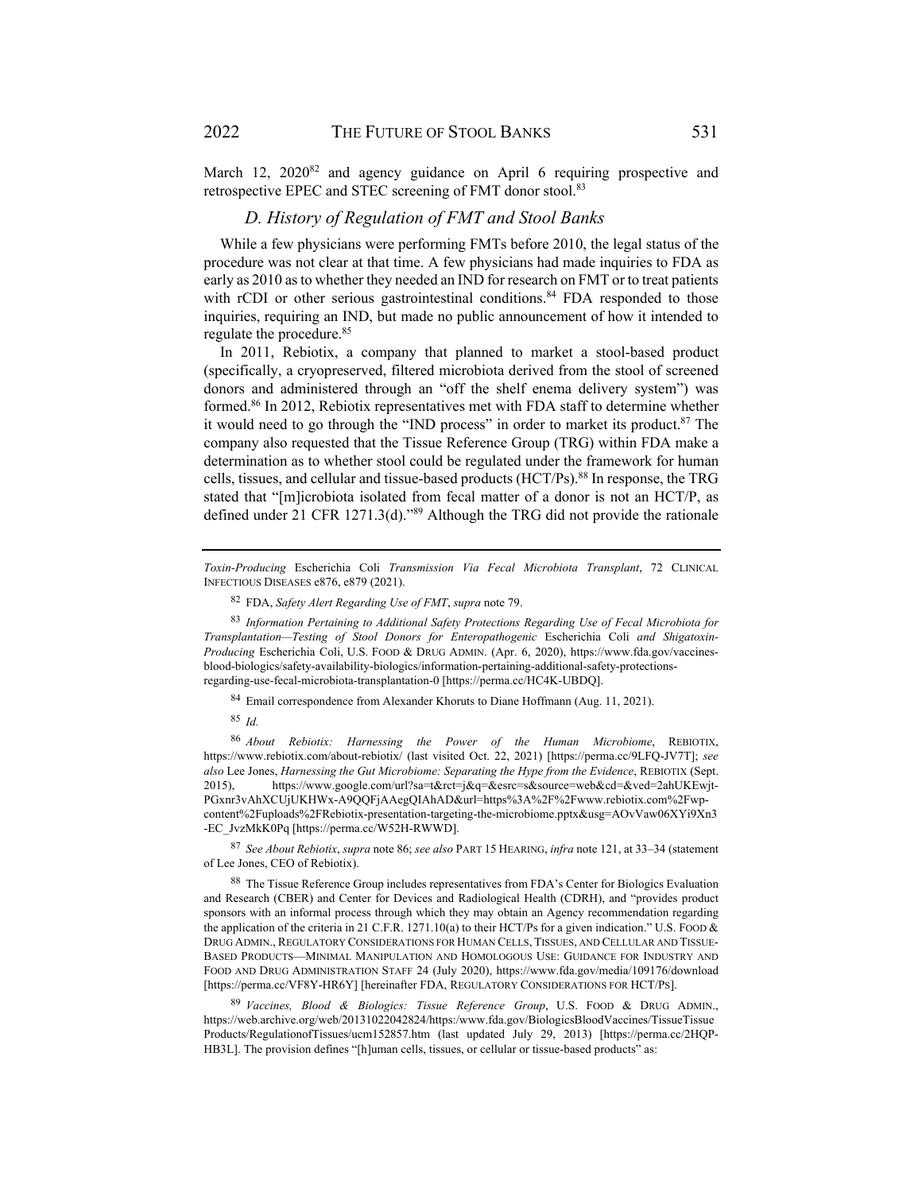March 12, 2020[82] and agency guidance on April 6 requiring prospective and retrospective EPEC and STEC screening of FMT donor stool.[83]

### *D. History of Regulation of FMT and Stool Banks*

While a few physicians were performing FMTs before 2010, the legal status of the procedure was not clear at that time. A few physicians had made inquiries to FDA as early as 2010 as to whether they needed an IND for research on FMT or to treat patients with rCDI or other serious gastrointestinal conditions.[84] FDA responded to those inquiries, requiring an IND, but made no public announcement of how it intended to regulate the procedure.[85]

In 2011, Rebiotix, a company that planned to market a stool-based product (specifically, a cryopreserved, filtered microbiota derived from the stool of screened donors and administered through an "off the shelf enema delivery system") was formed.[86] In 2012, Rebiotix representatives met with FDA staff to determine whether it would need to go through the "IND process" in order to market its product.[87] The company also requested that the Tissue Reference Group (TRG) within FDA make a determination as to whether stool could be regulated under the framework for human cells, tissues, and cellular and tissue-based products (HCT/Ps).[88] In response, the TRG stated that "[m]icrobiota isolated from fecal matter of a donor is not an HCT/P, as defined under 21 CFR 1271.3(d)."[89] Although the TRG did not provide the rationale

---

*Toxin-Producing* Escherichia Coli *Transmission Via Fecal Microbiota Transplant*, 72 CLINICAL INFECTIOUS DISEASES e876, e879 (2021).

[82] FDA, *Safety Alert Regarding Use of FMT*, *supra* note 79.

[83] *Information Pertaining to Additional Safety Protections Regarding Use of Fecal Microbiota for Transplantation—Testing of Stool Donors for Enteropathogenic* Escherichia Coli *and Shigatoxin-Producing* Escherichia Coli, U.S. FOOD & DRUG ADMIN. (Apr. 6, 2020), https://www.fda.gov/vaccines-blood-biologics/safety-availability-biologics/information-pertaining-additional-safety-protections-regarding-use-fecal-microbiota-transplantation-0 [https://perma.cc/HC4K-UBDQ].

[84] Email correspondence from Alexander Khoruts to Diane Hoffmann (Aug. 11, 2021).

[85] *Id.*

[86] *About Rebiotix: Harnessing the Power of the Human Microbiome*, REBIOTIX, https://www.rebiotix.com/about-rebiotix/ (last visited Oct. 22, 2021) [https://perma.cc/9LFQ-JV7T]; *see also* Lee Jones, *Harnessing the Gut Microbiome: Separating the Hype from the Evidence*, REBIOTIX (Sept. 2015), https://www.google.com/url?sa=t&rct=j&q=&esrc=s&source=web&cd=&ved=2ahUKEwjt-PGxnr3vAhXCUjUKHWx-A9QQFjAAegQIAhAD&url=https%3A%2F%2Fwww.rebiotix.com%2Fwp-content%2Fuploads%2FRebiotix-presentation-targeting-the-microbiome.pptx&usg=AOvVaw06XYi9Xn3-EC_JvzMkK0Pq [https://perma.cc/W52H-RWWD].

[87] *See About Rebiotix*, *supra* note 86; *see also* PART 15 HEARING, *infra* note 121, at 33–34 (statement of Lee Jones, CEO of Rebiotix).

[88] The Tissue Reference Group includes representatives from FDA's Center for Biologics Evaluation and Research (CBER) and Center for Devices and Radiological Health (CDRH), and "provides product sponsors with an informal process through which they may obtain an Agency recommendation regarding the application of the criteria in 21 C.F.R. 1271.10(a) to their HCT/Ps for a given indication." U.S. FOOD & DRUG ADMIN., REGULATORY CONSIDERATIONS FOR HUMAN CELLS, TISSUES, AND CELLULAR AND TISSUE-BASED PRODUCTS—MINIMAL MANIPULATION AND HOMOLOGOUS USE: GUIDANCE FOR INDUSTRY AND FOOD AND DRUG ADMINISTRATION STAFF 24 (July 2020), https://www.fda.gov/media/109176/download [https://perma.cc/VF8Y-HR6Y] [hereinafter FDA, REGULATORY CONSIDERATIONS FOR HCT/PS].

[89] *Vaccines, Blood & Biologics: Tissue Reference Group*, U.S. FOOD & DRUG ADMIN., https://web.archive.org/web/20131022042824/https:www.fda.gov/BiologicsBloodVaccines/TissueTissueProducts/RegulationofTissues/ucm152857.htm (last updated July 29, 2013) [https://perma.cc/2HQP-HB3L]. The provision defines "[h]uman cells, tissues, or cellular or tissue-based products" as: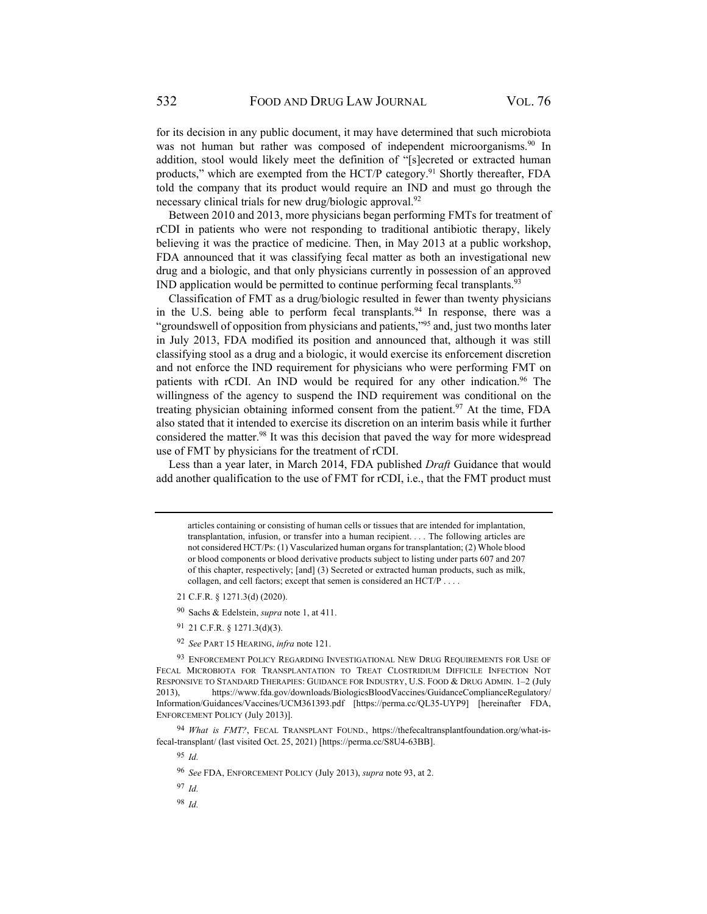for its decision in any public document, it may have determined that such microbiota was not human but rather was composed of independent microorganisms.[90] In addition, stool would likely meet the definition of "[s]ecreted or extracted human products," which are exempted from the HCT/P category.[91] Shortly thereafter, FDA told the company that its product would require an IND and must go through the necessary clinical trials for new drug/biologic approval.[92]

Between 2010 and 2013, more physicians began performing FMTs for treatment of rCDI in patients who were not responding to traditional antibiotic therapy, likely believing it was the practice of medicine. Then, in May 2013 at a public workshop, FDA announced that it was classifying fecal matter as both an investigational new drug and a biologic, and that only physicians currently in possession of an approved IND application would be permitted to continue performing fecal transplants.[93]

Classification of FMT as a drug/biologic resulted in fewer than twenty physicians in the U.S. being able to perform fecal transplants.[94] In response, there was a "groundswell of opposition from physicians and patients,"[95] and, just two months later in July 2013, FDA modified its position and announced that, although it was still classifying stool as a drug and a biologic, it would exercise its enforcement discretion and not enforce the IND requirement for physicians who were performing FMT on patients with rCDI. An IND would be required for any other indication.[96] The willingness of the agency to suspend the IND requirement was conditional on the treating physician obtaining informed consent from the patient.[97] At the time, FDA also stated that it intended to exercise its discretion on an interim basis while it further considered the matter.[98] It was this decision that paved the way for more widespread use of FMT by physicians for the treatment of rCDI.

Less than a year later, in March 2014, FDA published *Draft* Guidance that would add another qualification to the use of FMT for rCDI, i.e., that the FMT product must

---

> articles containing or consisting of human cells or tissues that are intended for implantation, transplantation, infusion, or transfer into a human recipient. . . . The following articles are not considered HCT/Ps: (1) Vascularized human organs for transplantation; (2) Whole blood or blood components or blood derivative products subject to listing under parts 607 and 207 of this chapter, respectively; [and] (3) Secreted or extracted human products, such as milk, collagen, and cell factors; except that semen is considered an HCT/P . . . .

21 C.F.R. § 1271.3(d) (2020).

[90] Sachs & Edelstein, *supra* note 1, at 411.

[91] 21 C.F.R. § 1271.3(d)(3).

[92] *See* PART 15 HEARING, *infra* note 121.

[93] ENFORCEMENT POLICY REGARDING INVESTIGATIONAL NEW DRUG REQUIREMENTS FOR USE OF FECAL MICROBIOTA FOR TRANSPLANTATION TO TREAT CLOSTRIDIUM DIFFICILE INFECTION NOT RESPONSIVE TO STANDARD THERAPIES: GUIDANCE FOR INDUSTRY, U.S. FOOD & DRUG ADMIN. 1–2 (July 2013), https://www.fda.gov/downloads/BiologicsBloodVaccines/GuidanceComplianceRegulatory/Information/Guidances/Vaccines/UCM361393.pdf [https://perma.cc/QL35-UYP9] [hereinafter FDA, ENFORCEMENT POLICY (July 2013)].

[94] *What is FMT?*, FECAL TRANSPLANT FOUND., https://thefecaltransplantfoundation.org/what-is-fecal-transplant/ (last visited Oct. 25, 2021) [https://perma.cc/S8U4-63BB].

[95] *Id.*

[96] *See* FDA, ENFORCEMENT POLICY (July 2013), *supra* note 93, at 2.

[97] *Id.*

[98] *Id.*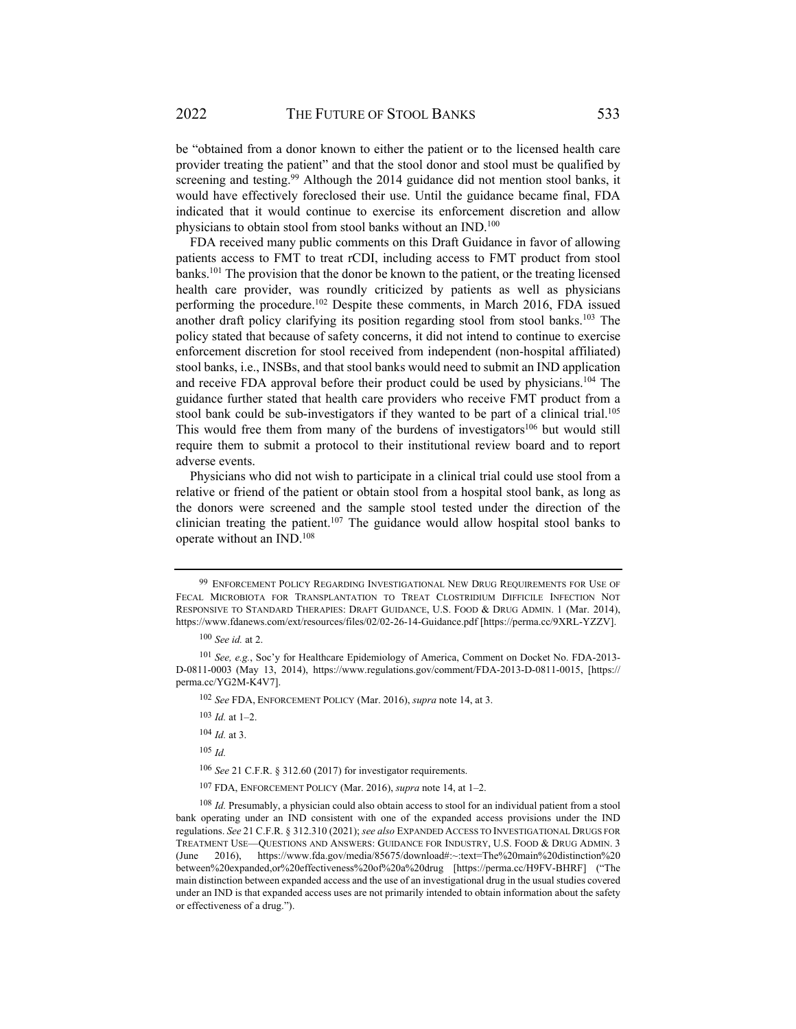be "obtained from a donor known to either the patient or to the licensed health care provider treating the patient" and that the stool donor and stool must be qualified by screening and testing.[99] Although the 2014 guidance did not mention stool banks, it would have effectively foreclosed their use. Until the guidance became final, FDA indicated that it would continue to exercise its enforcement discretion and allow physicians to obtain stool from stool banks without an IND.[100]

FDA received many public comments on this Draft Guidance in favor of allowing patients access to FMT to treat rCDI, including access to FMT product from stool banks.[101] The provision that the donor be known to the patient, or the treating licensed health care provider, was roundly criticized by patients as well as physicians performing the procedure.[102] Despite these comments, in March 2016, FDA issued another draft policy clarifying its position regarding stool from stool banks.[103] The policy stated that because of safety concerns, it did not intend to continue to exercise enforcement discretion for stool received from independent (non-hospital affiliated) stool banks, i.e., INSBs, and that stool banks would need to submit an IND application and receive FDA approval before their product could be used by physicians.[104] The guidance further stated that health care providers who receive FMT product from a stool bank could be sub-investigators if they wanted to be part of a clinical trial.[105] This would free them from many of the burdens of investigators[106] but would still require them to submit a protocol to their institutional review board and to report adverse events.

Physicians who did not wish to participate in a clinical trial could use stool from a relative or friend of the patient or obtain stool from a hospital stool bank, as long as the donors were screened and the sample stool tested under the direction of the clinician treating the patient.[107] The guidance would allow hospital stool banks to operate without an IND.[108]

---

[99] ENFORCEMENT POLICY REGARDING INVESTIGATIONAL NEW DRUG REQUIREMENTS FOR USE OF FECAL MICROBIOTA FOR TRANSPLANTATION TO TREAT CLOSTRIDIUM DIFFICILE INFECTION NOT RESPONSIVE TO STANDARD THERAPIES: DRAFT GUIDANCE, U.S. FOOD & DRUG ADMIN. 1 (Mar. 2014), https://www.fdanews.com/ext/resources/files/02/02-26-14-Guidance.pdf [https://perma.cc/9XRL-YZZV].

[100] *See id.* at 2.

[101] *See, e.g.*, Soc'y for Healthcare Epidemiology of America, Comment on Docket No. FDA-2013-D-0811-0003 (May 13, 2014), https://www.regulations.gov/comment/FDA-2013-D-0811-0015, [https://perma.cc/YG2M-K4V7].

[102] *See* FDA, ENFORCEMENT POLICY (Mar. 2016), *supra* note 14, at 3.

[103] *Id.* at 1–2.

[104] *Id.* at 3.

[105] *Id.*

[106] *See* 21 C.F.R. § 312.60 (2017) for investigator requirements.

[107] FDA, ENFORCEMENT POLICY (Mar. 2016), *supra* note 14, at 1–2.

[108] *Id.* Presumably, a physician could also obtain access to stool for an individual patient from a stool bank operating under an IND consistent with one of the expanded access provisions under the IND regulations. *See* 21 C.F.R. § 312.310 (2021); *see also* EXPANDED ACCESS TO INVESTIGATIONAL DRUGS FOR TREATMENT USE—QUESTIONS AND ANSWERS: GUIDANCE FOR INDUSTRY, U.S. FOOD & DRUG ADMIN. 3 (June 2016), https://www.fda.gov/media/85675/download#:~:text=The%20main%20distinction%20between%20expanded,or%20effectiveness%20of%20a%20drug [https://perma.cc/H9FV-BHRF] ("The main distinction between expanded access and the use of an investigational drug in the usual studies covered under an IND is that expanded access uses are not primarily intended to obtain information about the safety or effectiveness of a drug.").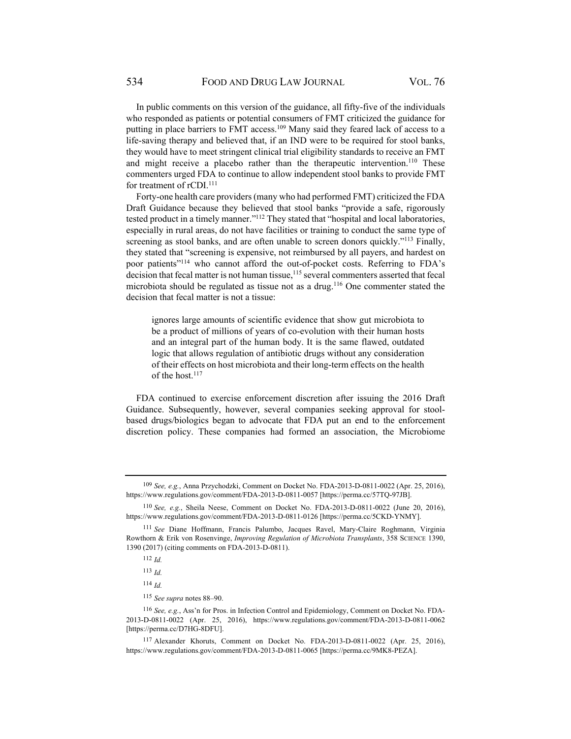In public comments on this version of the guidance, all fifty-five of the individuals who responded as patients or potential consumers of FMT criticized the guidance for putting in place barriers to FMT access.[109] Many said they feared lack of access to a life-saving therapy and believed that, if an IND were to be required for stool banks, they would have to meet stringent clinical trial eligibility standards to receive an FMT and might receive a placebo rather than the therapeutic intervention.[110] These commenters urged FDA to continue to allow independent stool banks to provide FMT for treatment of rCDI.[111]

Forty-one health care providers (many who had performed FMT) criticized the FDA Draft Guidance because they believed that stool banks "provide a safe, rigorously tested product in a timely manner."[112] They stated that "hospital and local laboratories, especially in rural areas, do not have facilities or training to conduct the same type of screening as stool banks, and are often unable to screen donors quickly."[113] Finally, they stated that "screening is expensive, not reimbursed by all payers, and hardest on poor patients"[114] who cannot afford the out-of-pocket costs. Referring to FDA's decision that fecal matter is not human tissue,[115] several commenters asserted that fecal microbiota should be regulated as tissue not as a drug.[116] One commenter stated the decision that fecal matter is not a tissue:

> ignores large amounts of scientific evidence that show gut microbiota to be a product of millions of years of co-evolution with their human hosts and an integral part of the human body. It is the same flawed, outdated logic that allows regulation of antibiotic drugs without any consideration of their effects on host microbiota and their long-term effects on the health of the host.[117]

FDA continued to exercise enforcement discretion after issuing the 2016 Draft Guidance. Subsequently, however, several companies seeking approval for stool-based drugs/biologics began to advocate that FDA put an end to the enforcement discretion policy. These companies had formed an association, the Microbiome

---

[109] *See, e.g.*, Anna Przychodzki, Comment on Docket No. FDA-2013-D-0811-0022 (Apr. 25, 2016), https://www.regulations.gov/comment/FDA-2013-D-0811-0057 [https://perma.cc/57TQ-97JB].

[110] *See, e.g.*, Sheila Neese, Comment on Docket No. FDA-2013-D-0811-0022 (June 20, 2016), https://www.regulations.gov/comment/FDA-2013-D-0811-0126 [https://perma.cc/5CKD-YNMY].

[111] *See* Diane Hoffmann, Francis Palumbo, Jacques Ravel, Mary-Claire Roghmann, Virginia Rowthorn & Erik von Rosenvinge, *Improving Regulation of Microbiota Transplants*, 358 SCIENCE 1390, 1390 (2017) (citing comments on FDA-2013-D-0811).

[112] *Id.*

[113] *Id.*

[114] *Id.*

[115] *See supra* notes 88–90.

[116] *See, e.g.*, Ass'n for Pros. in Infection Control and Epidemiology, Comment on Docket No. FDA-2013-D-0811-0022 (Apr. 25, 2016), https://www.regulations.gov/comment/FDA-2013-D-0811-0062 [https://perma.cc/D7HG-8DFU].

[117] Alexander Khoruts, Comment on Docket No. FDA-2013-D-0811-0022 (Apr. 25, 2016), https://www.regulations.gov/comment/FDA-2013-D-0811-0065 [https://perma.cc/9MK8-PEZA].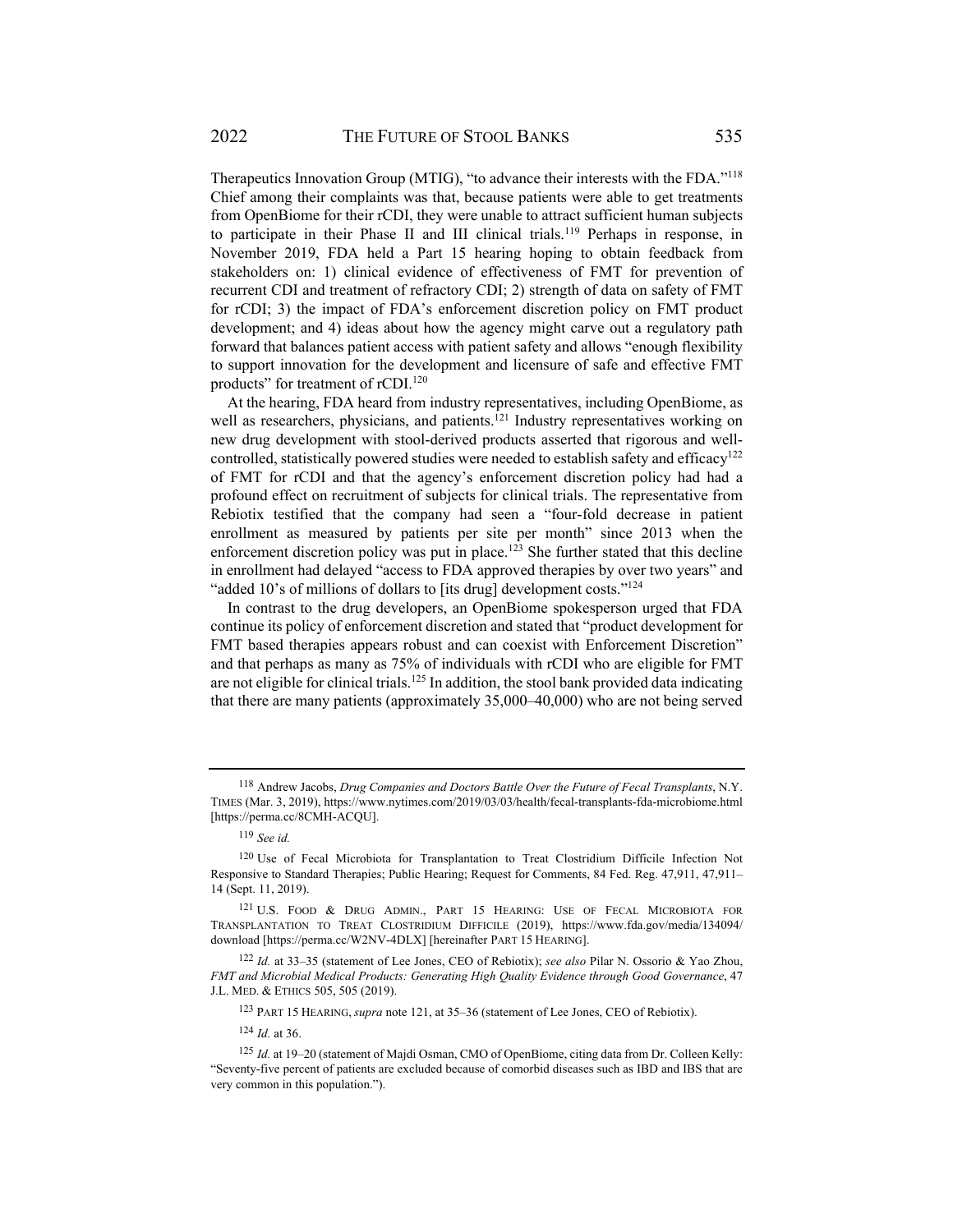Therapeutics Innovation Group (MTIG), "to advance their interests with the FDA."[118] Chief among their complaints was that, because patients were able to get treatments from OpenBiome for their rCDI, they were unable to attract sufficient human subjects to participate in their Phase II and III clinical trials.[119] Perhaps in response, in November 2019, FDA held a Part 15 hearing hoping to obtain feedback from stakeholders on: 1) clinical evidence of effectiveness of FMT for prevention of recurrent CDI and treatment of refractory CDI; 2) strength of data on safety of FMT for rCDI; 3) the impact of FDA's enforcement discretion policy on FMT product development; and 4) ideas about how the agency might carve out a regulatory path forward that balances patient access with patient safety and allows "enough flexibility to support innovation for the development and licensure of safe and effective FMT products" for treatment of rCDI.[120]

At the hearing, FDA heard from industry representatives, including OpenBiome, as well as researchers, physicians, and patients.[121] Industry representatives working on new drug development with stool-derived products asserted that rigorous and well-controlled, statistically powered studies were needed to establish safety and efficacy[122] of FMT for rCDI and that the agency's enforcement discretion policy had had a profound effect on recruitment of subjects for clinical trials. The representative from Rebiotix testified that the company had seen a "four-fold decrease in patient enrollment as measured by patients per site per month" since 2013 when the enforcement discretion policy was put in place.[123] She further stated that this decline in enrollment had delayed "access to FDA approved therapies by over two years" and "added 10's of millions of dollars to [its drug] development costs."[124]

In contrast to the drug developers, an OpenBiome spokesperson urged that FDA continue its policy of enforcement discretion and stated that "product development for FMT based therapies appears robust and can coexist with Enforcement Discretion" and that perhaps as many as 75% of individuals with rCDI who are eligible for FMT are not eligible for clinical trials.[125] In addition, the stool bank provided data indicating that there are many patients (approximately 35,000–40,000) who are not being served

---

[118] Andrew Jacobs, *Drug Companies and Doctors Battle Over the Future of Fecal Transplants*, N.Y. TIMES (Mar. 3, 2019), https://www.nytimes.com/2019/03/03/health/fecal-transplants-fda-microbiome.html [https://perma.cc/8CMH-ACQU].

[119] *See id.*

[120] Use of Fecal Microbiota for Transplantation to Treat Clostridium Difficile Infection Not Responsive to Standard Therapies; Public Hearing; Request for Comments, 84 Fed. Reg. 47,911, 47,911–14 (Sept. 11, 2019).

[121] U.S. FOOD & DRUG ADMIN., PART 15 HEARING: USE OF FECAL MICROBIOTA FOR TRANSPLANTATION TO TREAT CLOSTRIDIUM DIFFICILE (2019), https://www.fda.gov/media/134094/download [https://perma.cc/W2NV-4DLX] [hereinafter PART 15 HEARING].

[122] *Id.* at 33–35 (statement of Lee Jones, CEO of Rebiotix); *see also* Pilar N. Ossorio & Yao Zhou, *FMT and Microbial Medical Products: Generating High Quality Evidence through Good Governance*, 47 J.L. MED. & ETHICS 505, 505 (2019).

[123] PART 15 HEARING, *supra* note 121, at 35–36 (statement of Lee Jones, CEO of Rebiotix).

[124] *Id.* at 36.

[125] *Id.* at 19–20 (statement of Majdi Osman, CMO of OpenBiome, citing data from Dr. Colleen Kelly: "Seventy-five percent of patients are excluded because of comorbid diseases such as IBD and IBS that are very common in this population.").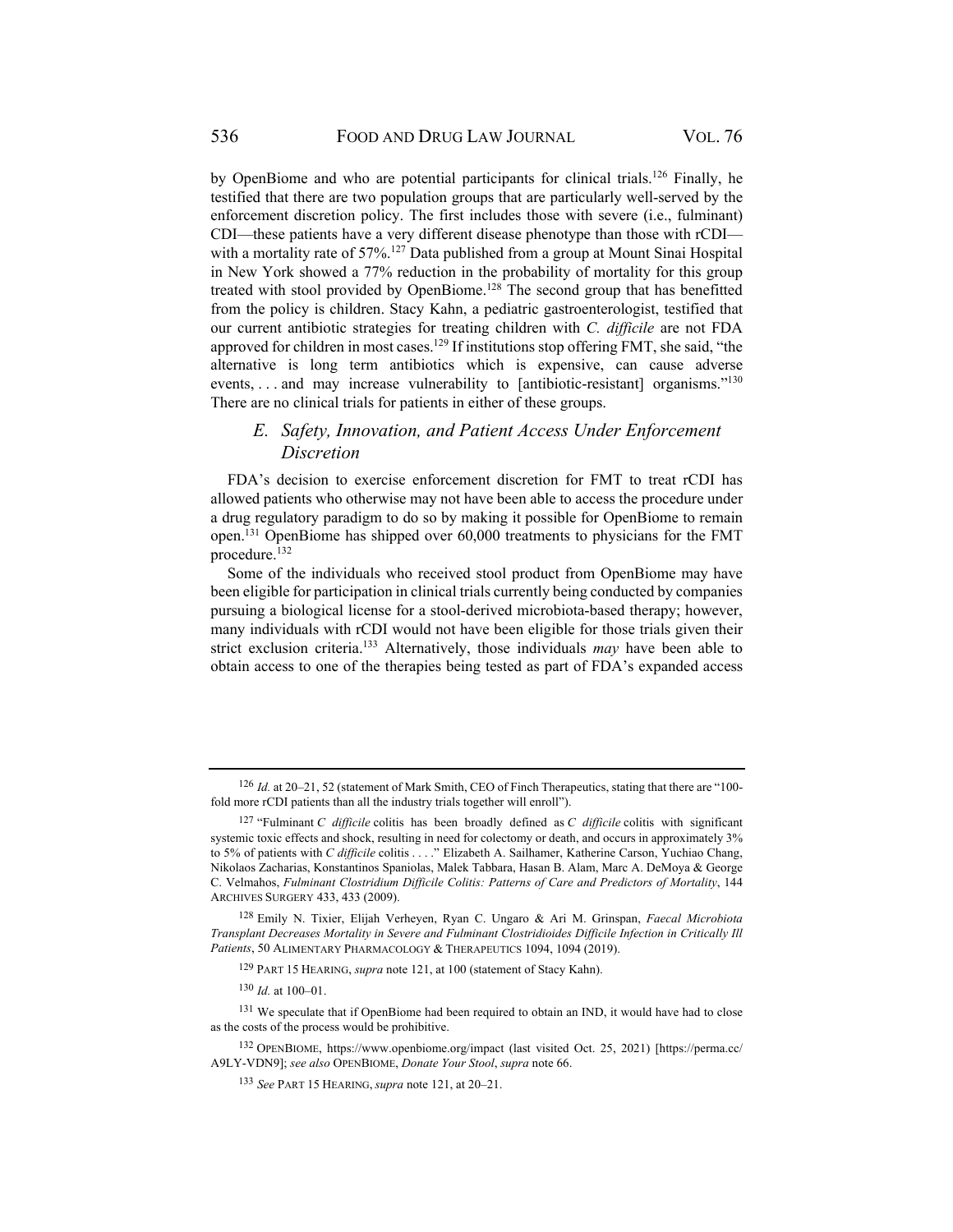by OpenBiome and who are potential participants for clinical trials.[126] Finally, he testified that there are two population groups that are particularly well-served by the enforcement discretion policy. The first includes those with severe (i.e., fulminant) CDI—these patients have a very different disease phenotype than those with rCDI—with a mortality rate of 57%.[127] Data published from a group at Mount Sinai Hospital in New York showed a 77% reduction in the probability of mortality for this group treated with stool provided by OpenBiome.[128] The second group that has benefitted from the policy is children. Stacy Kahn, a pediatric gastroenterologist, testified that our current antibiotic strategies for treating children with *C. difficile* are not FDA approved for children in most cases.[129] If institutions stop offering FMT, she said, "the alternative is long term antibiotics which is expensive, can cause adverse events, . . . and may increase vulnerability to [antibiotic-resistant] organisms."[130] There are no clinical trials for patients in either of these groups.

### *E. Safety, Innovation, and Patient Access Under Enforcement Discretion*

FDA's decision to exercise enforcement discretion for FMT to treat rCDI has allowed patients who otherwise may not have been able to access the procedure under a drug regulatory paradigm to do so by making it possible for OpenBiome to remain open.[131] OpenBiome has shipped over 60,000 treatments to physicians for the FMT procedure.[132]

Some of the individuals who received stool product from OpenBiome may have been eligible for participation in clinical trials currently being conducted by companies pursuing a biological license for a stool-derived microbiota-based therapy; however, many individuals with rCDI would not have been eligible for those trials given their strict exclusion criteria.[133] Alternatively, those individuals *may* have been able to obtain access to one of the therapies being tested as part of FDA's expanded access

---

[126] *Id.* at 20–21, 52 (statement of Mark Smith, CEO of Finch Therapeutics, stating that there are "100-fold more rCDI patients than all the industry trials together will enroll").

[127] "Fulminant *C difficile* colitis has been broadly defined as *C difficile* colitis with significant systemic toxic effects and shock, resulting in need for colectomy or death, and occurs in approximately 3% to 5% of patients with *C difficile* colitis . . . ." Elizabeth A. Sailhamer, Katherine Carson, Yuchiao Chang, Nikolaos Zacharias, Konstantinos Spaniolas, Malek Tabbara, Hasan B. Alam, Marc A. DeMoya & George C. Velmahos, *Fulminant Clostridium Difficile Colitis: Patterns of Care and Predictors of Mortality*, 144 ARCHIVES SURGERY 433, 433 (2009).

[128] Emily N. Tixier, Elijah Verheyen, Ryan C. Ungaro & Ari M. Grinspan, *Faecal Microbiota Transplant Decreases Mortality in Severe and Fulminant Clostridioides Difficile Infection in Critically Ill Patients*, 50 ALIMENTARY PHARMACOLOGY & THERAPEUTICS 1094, 1094 (2019).

[129] PART 15 HEARING, *supra* note 121, at 100 (statement of Stacy Kahn).

[130] *Id.* at 100–01.

[131] We speculate that if OpenBiome had been required to obtain an IND, it would have had to close as the costs of the process would be prohibitive.

[132] OPENBIOME, https://www.openbiome.org/impact (last visited Oct. 25, 2021) [https://perma.cc/A9LY-VDN9]; *see also* OPENBIOME, *Donate Your Stool*, *supra* note 66.

[133] *See* PART 15 HEARING, *supra* note 121, at 20–21.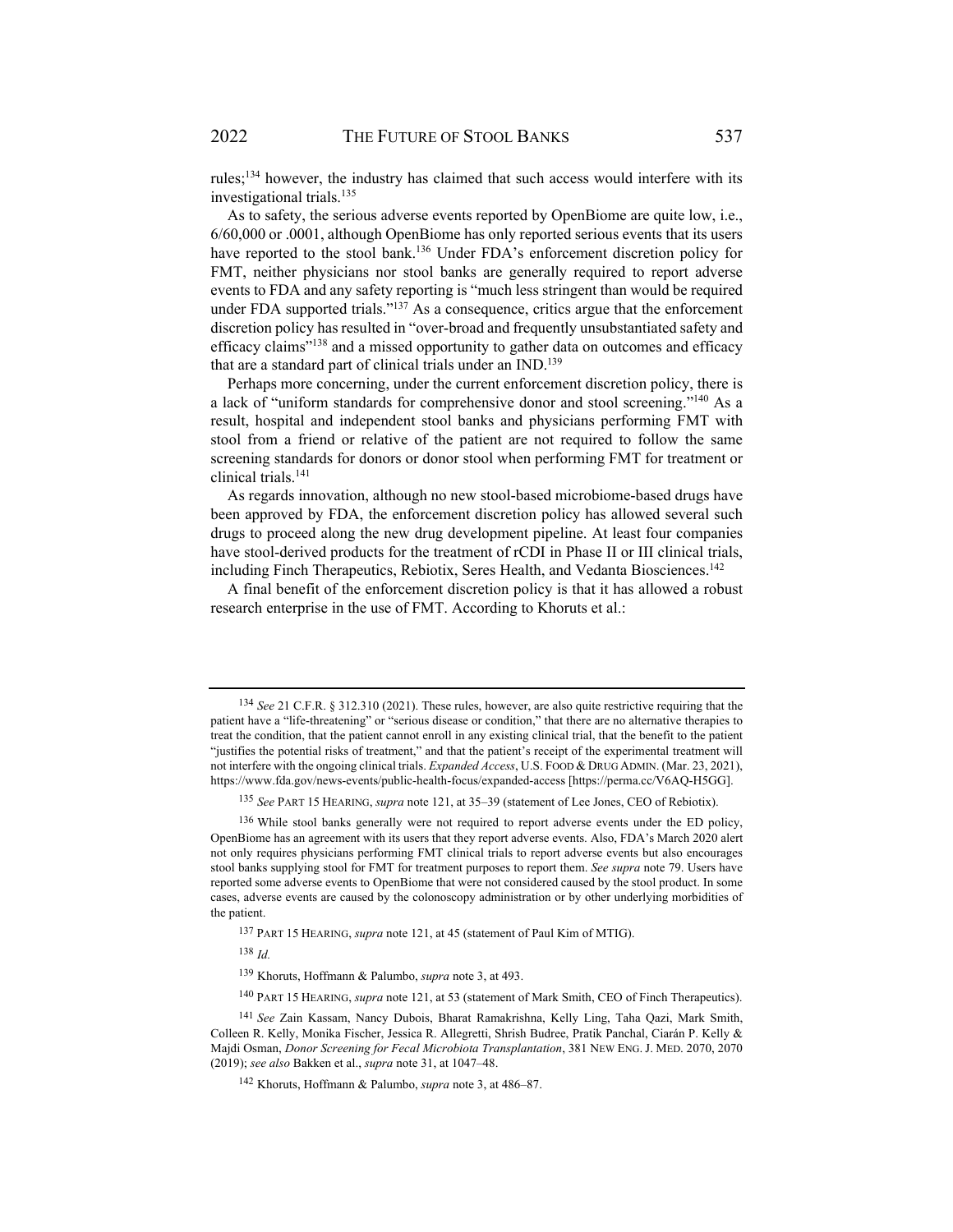rules;[134] however, the industry has claimed that such access would interfere with its investigational trials.[135]

As to safety, the serious adverse events reported by OpenBiome are quite low, i.e., 6/60,000 or .0001, although OpenBiome has only reported serious events that its users have reported to the stool bank.[136] Under FDA's enforcement discretion policy for FMT, neither physicians nor stool banks are generally required to report adverse events to FDA and any safety reporting is "much less stringent than would be required under FDA supported trials."[137] As a consequence, critics argue that the enforcement discretion policy has resulted in "over-broad and frequently unsubstantiated safety and efficacy claims"[138] and a missed opportunity to gather data on outcomes and efficacy that are a standard part of clinical trials under an IND.[139]

Perhaps more concerning, under the current enforcement discretion policy, there is a lack of "uniform standards for comprehensive donor and stool screening."[140] As a result, hospital and independent stool banks and physicians performing FMT with stool from a friend or relative of the patient are not required to follow the same screening standards for donors or donor stool when performing FMT for treatment or clinical trials.[141]

As regards innovation, although no new stool-based microbiome-based drugs have been approved by FDA, the enforcement discretion policy has allowed several such drugs to proceed along the new drug development pipeline. At least four companies have stool-derived products for the treatment of rCDI in Phase II or III clinical trials, including Finch Therapeutics, Rebiotix, Seres Health, and Vedanta Biosciences.[142]

A final benefit of the enforcement discretion policy is that it has allowed a robust research enterprise in the use of FMT. According to Khoruts et al.:

---

[134] *See* 21 C.F.R. § 312.310 (2021). These rules, however, are also quite restrictive requiring that the patient have a "life-threatening" or "serious disease or condition," that there are no alternative therapies to treat the condition, that the patient cannot enroll in any existing clinical trial, that the benefit to the patient "justifies the potential risks of treatment," and that the patient's receipt of the experimental treatment will not interfere with the ongoing clinical trials. *Expanded Access*, U.S. FOOD & DRUG ADMIN. (Mar. 23, 2021), https://www.fda.gov/news-events/public-health-focus/expanded-access [https://perma.cc/V6AQ-H5GG].

[135] *See* PART 15 HEARING, *supra* note 121, at 35–39 (statement of Lee Jones, CEO of Rebiotix).

[136] While stool banks generally were not required to report adverse events under the ED policy, OpenBiome has an agreement with its users that they report adverse events. Also, FDA's March 2020 alert not only requires physicians performing FMT clinical trials to report adverse events but also encourages stool banks supplying stool for FMT for treatment purposes to report them. *See supra* note 79. Users have reported some adverse events to OpenBiome that were not considered caused by the stool product. In some cases, adverse events are caused by the colonoscopy administration or by other underlying morbidities of the patient.

[137] PART 15 HEARING, *supra* note 121, at 45 (statement of Paul Kim of MTIG).

[138] *Id.*

[139] Khoruts, Hoffmann & Palumbo, *supra* note 3, at 493.

[140] PART 15 HEARING, *supra* note 121, at 53 (statement of Mark Smith, CEO of Finch Therapeutics).

[141] *See* Zain Kassam, Nancy Dubois, Bharat Ramakrishna, Kelly Ling, Taha Qazi, Mark Smith, Colleen R. Kelly, Monika Fischer, Jessica R. Allegretti, Shrish Budree, Pratik Panchal, Ciarán P. Kelly & Majdi Osman, *Donor Screening for Fecal Microbiota Transplantation*, 381 NEW ENG. J. MED. 2070, 2070 (2019); *see also* Bakken et al., *supra* note 31, at 1047–48.

[142] Khoruts, Hoffmann & Palumbo, *supra* note 3, at 486–87.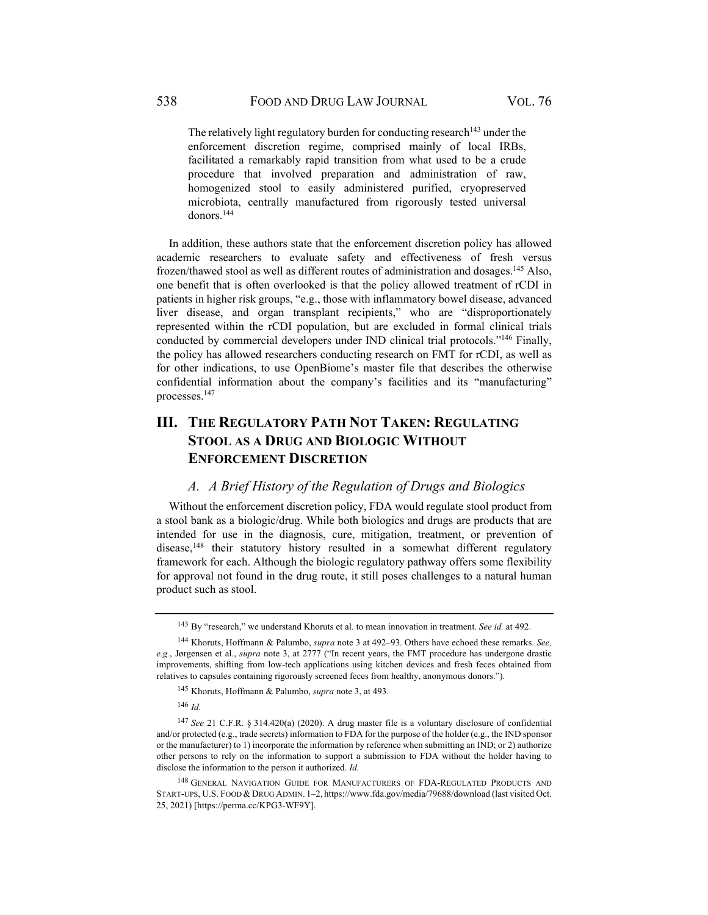> The relatively light regulatory burden for conducting research[143] under the enforcement discretion regime, comprised mainly of local IRBs, facilitated a remarkably rapid transition from what used to be a crude procedure that involved preparation and administration of raw, homogenized stool to easily administered purified, cryopreserved microbiota, centrally manufactured from rigorously tested universal donors.[144]

In addition, these authors state that the enforcement discretion policy has allowed academic researchers to evaluate safety and effectiveness of fresh versus frozen/thawed stool as well as different routes of administration and dosages.[145] Also, one benefit that is often overlooked is that the policy allowed treatment of rCDI in patients in higher risk groups, "e.g., those with inflammatory bowel disease, advanced liver disease, and organ transplant recipients," who are "disproportionately represented within the rCDI population, but are excluded in formal clinical trials conducted by commercial developers under IND clinical trial protocols."[146] Finally, the policy has allowed researchers conducting research on FMT for rCDI, as well as for other indications, to use OpenBiome's master file that describes the otherwise confidential information about the company's facilities and its "manufacturing" processes.[147]

## III. The Regulatory Path Not Taken: Regulating Stool as a Drug and Biologic Without Enforcement Discretion

### A. A Brief History of the Regulation of Drugs and Biologics

Without the enforcement discretion policy, FDA would regulate stool product from a stool bank as a biologic/drug. While both biologics and drugs are products that are intended for use in the diagnosis, cure, mitigation, treatment, or prevention of disease,[148] their statutory history resulted in a somewhat different regulatory framework for each. Although the biologic regulatory pathway offers some flexibility for approval not found in the drug route, it still poses challenges to a natural human product such as stool.

---

[143] By "research," we understand Khoruts et al. to mean innovation in treatment. *See id.* at 492.

[144] Khoruts, Hoffmann & Palumbo, *supra* note 3 at 492–93. Others have echoed these remarks. *See, e.g.*, Jørgensen et al., *supra* note 3, at 2777 ("In recent years, the FMT procedure has undergone drastic improvements, shifting from low-tech applications using kitchen devices and fresh feces obtained from relatives to capsules containing rigorously screened feces from healthy, anonymous donors.").

[145] Khoruts, Hoffmann & Palumbo, *supra* note 3, at 493.

[146] *Id.*

[147] *See* 21 C.F.R. § 314.420(a) (2020). A drug master file is a voluntary disclosure of confidential and/or protected (e.g., trade secrets) information to FDA for the purpose of the holder (e.g., the IND sponsor or the manufacturer) to 1) incorporate the information by reference when submitting an IND; or 2) authorize other persons to rely on the information to support a submission to FDA without the holder having to disclose the information to the person it authorized. *Id.*

[148] General Navigation Guide for Manufacturers of FDA-Regulated Products and Start-ups, U.S. Food & Drug Admin. 1–2, https://www.fda.gov/media/79688/download (last visited Oct. 25, 2021) [https://perma.cc/KPG3-WF9Y].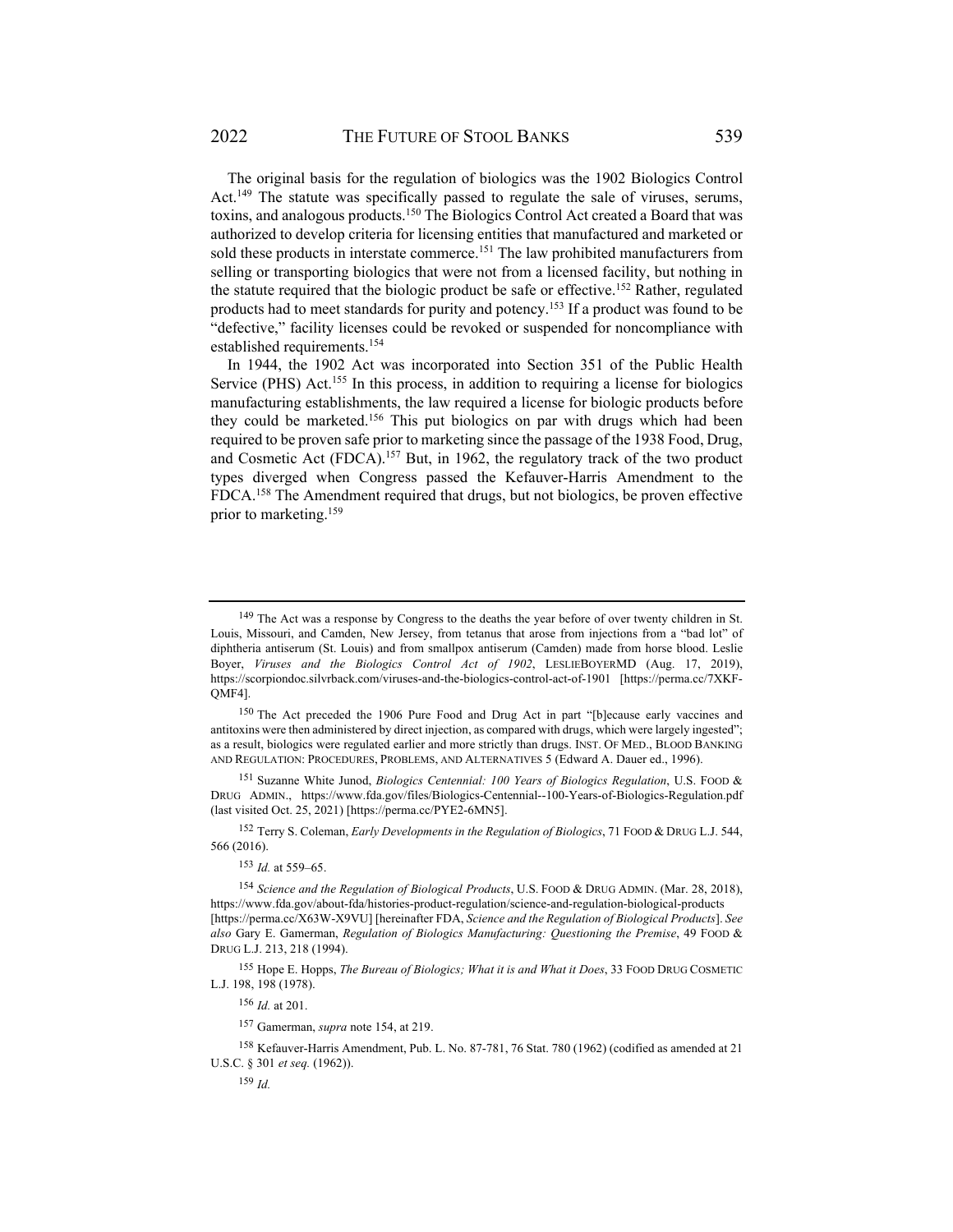The original basis for the regulation of biologics was the 1902 Biologics Control Act.[149] The statute was specifically passed to regulate the sale of viruses, serums, toxins, and analogous products.[150] The Biologics Control Act created a Board that was authorized to develop criteria for licensing entities that manufactured and marketed or sold these products in interstate commerce.[151] The law prohibited manufacturers from selling or transporting biologics that were not from a licensed facility, but nothing in the statute required that the biologic product be safe or effective.[152] Rather, regulated products had to meet standards for purity and potency.[153] If a product was found to be "defective," facility licenses could be revoked or suspended for noncompliance with established requirements.[154]

In 1944, the 1902 Act was incorporated into Section 351 of the Public Health Service (PHS) Act.[155] In this process, in addition to requiring a license for biologics manufacturing establishments, the law required a license for biologic products before they could be marketed.[156] This put biologics on par with drugs which had been required to be proven safe prior to marketing since the passage of the 1938 Food, Drug, and Cosmetic Act (FDCA).[157] But, in 1962, the regulatory track of the two product types diverged when Congress passed the Kefauver-Harris Amendment to the FDCA.[158] The Amendment required that drugs, but not biologics, be proven effective prior to marketing.[159]

---

[149] The Act was a response by Congress to the deaths the year before of over twenty children in St. Louis, Missouri, and Camden, New Jersey, from tetanus that arose from injections from a "bad lot" of diphtheria antiserum (St. Louis) and from smallpox antiserum (Camden) made from horse blood. Leslie Boyer, *Viruses and the Biologics Control Act of 1902*, LESLIEBOYERMD (Aug. 17, 2019), https://scorpiondoc.silvrback.com/viruses-and-the-biologics-control-act-of-1901 [https://perma.cc/7XKF-QMF4].

[150] The Act preceded the 1906 Pure Food and Drug Act in part "[b]ecause early vaccines and antitoxins were then administered by direct injection, as compared with drugs, which were largely ingested"; as a result, biologics were regulated earlier and more strictly than drugs. INST. OF MED., BLOOD BANKING AND REGULATION: PROCEDURES, PROBLEMS, AND ALTERNATIVES 5 (Edward A. Dauer ed., 1996).

[151] Suzanne White Junod, *Biologics Centennial: 100 Years of Biologics Regulation*, U.S. FOOD & DRUG ADMIN., https://www.fda.gov/files/Biologics-Centennial--100-Years-of-Biologics-Regulation.pdf (last visited Oct. 25, 2021) [https://perma.cc/PYE2-6MN5].

[152] Terry S. Coleman, *Early Developments in the Regulation of Biologics*, 71 FOOD & DRUG L.J. 544, 566 (2016).

[153] *Id.* at 559–65.

[154] *Science and the Regulation of Biological Products*, U.S. FOOD & DRUG ADMIN. (Mar. 28, 2018), https://www.fda.gov/about-fda/histories-product-regulation/science-and-regulation-biological-products [https://perma.cc/X63W-X9VU] [hereinafter FDA, *Science and the Regulation of Biological Products*]. *See also* Gary E. Gamerman, *Regulation of Biologics Manufacturing: Questioning the Premise*, 49 FOOD & DRUG L.J. 213, 218 (1994).

[155] Hope E. Hopps, *The Bureau of Biologics; What it is and What it Does*, 33 FOOD DRUG COSMETIC L.J. 198, 198 (1978).

[156] *Id.* at 201.

[157] Gamerman, *supra* note 154, at 219.

[158] Kefauver-Harris Amendment, Pub. L. No. 87-781, 76 Stat. 780 (1962) (codified as amended at 21 U.S.C. § 301 *et seq.* (1962)).

[159] *Id.*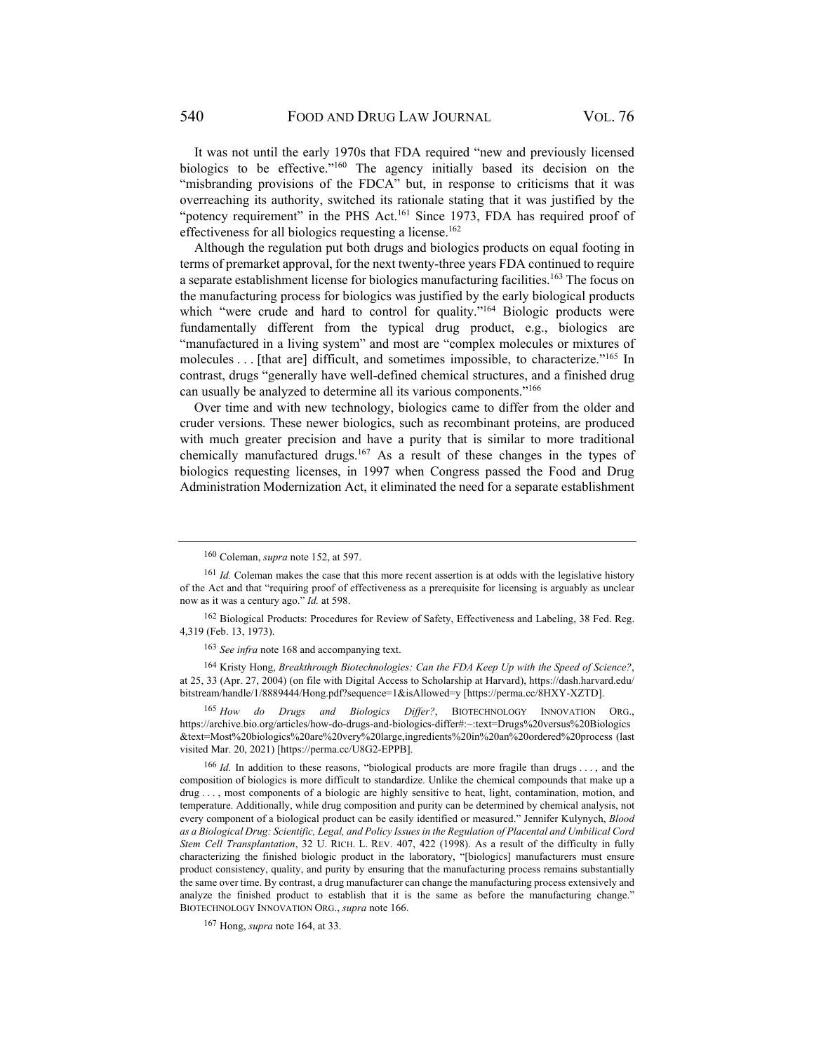It was not until the early 1970s that FDA required "new and previously licensed biologics to be effective."[160] The agency initially based its decision on the "misbranding provisions of the FDCA" but, in response to criticisms that it was overreaching its authority, switched its rationale stating that it was justified by the "potency requirement" in the PHS Act.[161] Since 1973, FDA has required proof of effectiveness for all biologics requesting a license.[162]

Although the regulation put both drugs and biologics products on equal footing in terms of premarket approval, for the next twenty-three years FDA continued to require a separate establishment license for biologics manufacturing facilities.[163] The focus on the manufacturing process for biologics was justified by the early biological products which "were crude and hard to control for quality."[164] Biologic products were fundamentally different from the typical drug product, e.g., biologics are "manufactured in a living system" and most are "complex molecules or mixtures of molecules . . . [that are] difficult, and sometimes impossible, to characterize."[165] In contrast, drugs "generally have well-defined chemical structures, and a finished drug can usually be analyzed to determine all its various components."[166]

Over time and with new technology, biologics came to differ from the older and cruder versions. These newer biologics, such as recombinant proteins, are produced with much greater precision and have a purity that is similar to more traditional chemically manufactured drugs.[167] As a result of these changes in the types of biologics requesting licenses, in 1997 when Congress passed the Food and Drug Administration Modernization Act, it eliminated the need for a separate establishment

---

[160] Coleman, *supra* note 152, at 597.

[161] *Id.* Coleman makes the case that this more recent assertion is at odds with the legislative history of the Act and that "requiring proof of effectiveness as a prerequisite for licensing is arguably as unclear now as it was a century ago." *Id.* at 598.

[162] Biological Products: Procedures for Review of Safety, Effectiveness and Labeling, 38 Fed. Reg. 4,319 (Feb. 13, 1973).

[163] *See infra* note 168 and accompanying text.

[164] Kristy Hong, *Breakthrough Biotechnologies: Can the FDA Keep Up with the Speed of Science?*, at 25, 33 (Apr. 27, 2004) (on file with Digital Access to Scholarship at Harvard), https://dash.harvard.edu/bitstream/handle/1/8889444/Hong.pdf?sequence=1&isAllowed=y [https://perma.cc/8HXY-XZTD].

[165] *How do Drugs and Biologics Differ?*, BIOTECHNOLOGY INNOVATION ORG., https://archive.bio.org/articles/how-do-drugs-and-biologics-differ#:~:text=Drugs%20versus%20Biologics&text=Most%20biologics%20are%20very%20large,ingredients%20in%20an%20ordered%20process (last visited Mar. 20, 2021) [https://perma.cc/U8G2-EPPB].

[166] *Id.* In addition to these reasons, "biological products are more fragile than drugs . . . , and the composition of biologics is more difficult to standardize. Unlike the chemical compounds that make up a drug . . . , most components of a biologic are highly sensitive to heat, light, contamination, motion, and temperature. Additionally, while drug composition and purity can be determined by chemical analysis, not every component of a biological product can be easily identified or measured." Jennifer Kulynych, *Blood as a Biological Drug: Scientific, Legal, and Policy Issues in the Regulation of Placental and Umbilical Cord Stem Cell Transplantation*, 32 U. RICH. L. REV. 407, 422 (1998). As a result of the difficulty in fully characterizing the finished biologic product in the laboratory, "[biologics] manufacturers must ensure product consistency, quality, and purity by ensuring that the manufacturing process remains substantially the same over time. By contrast, a drug manufacturer can change the manufacturing process extensively and analyze the finished product to establish that it is the same as before the manufacturing change." BIOTECHNOLOGY INNOVATION ORG., *supra* note 166.

[167] Hong, *supra* note 164, at 33.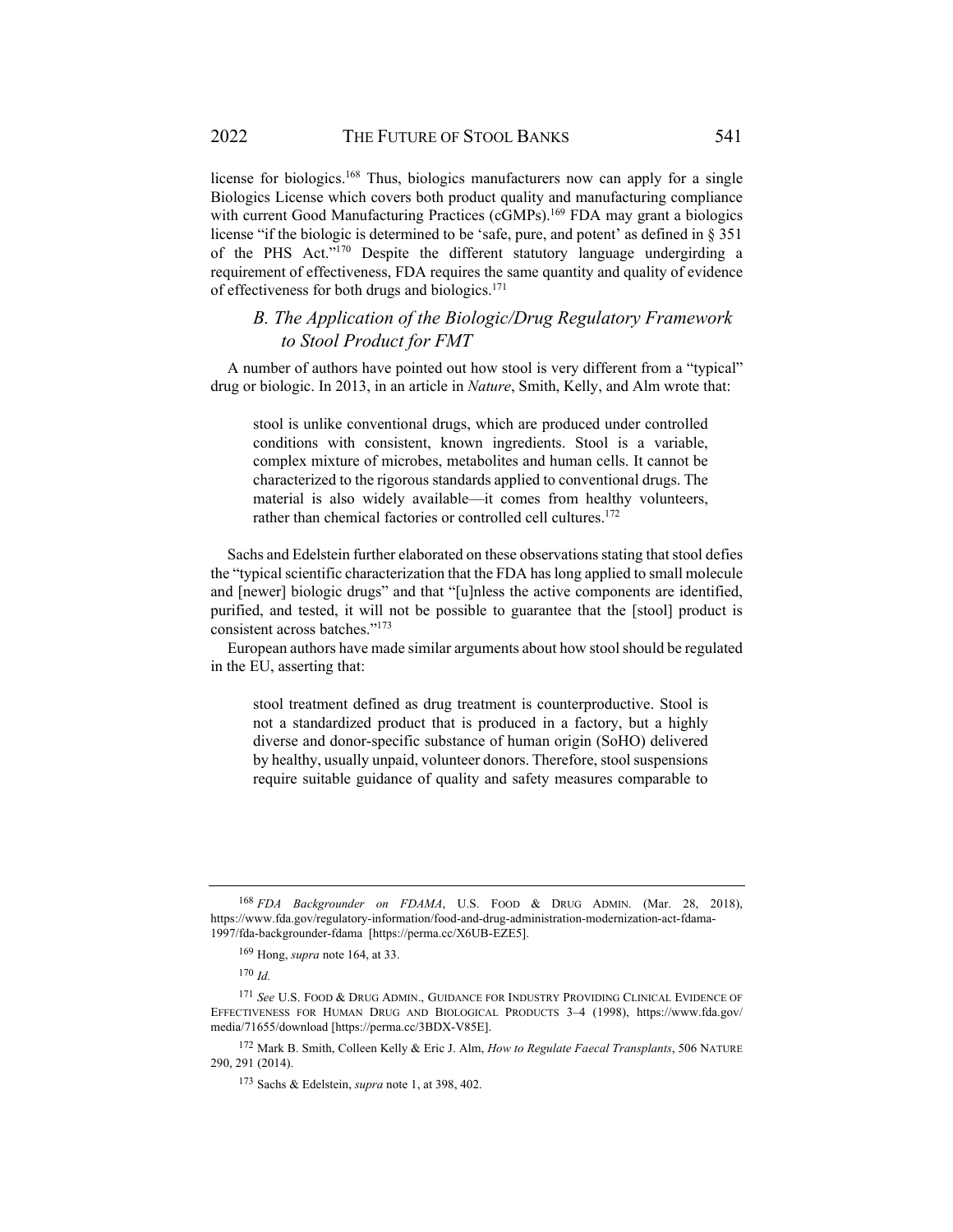license for biologics.[168] Thus, biologics manufacturers now can apply for a single Biologics License which covers both product quality and manufacturing compliance with current Good Manufacturing Practices (cGMPs).[169] FDA may grant a biologics license "if the biologic is determined to be 'safe, pure, and potent' as defined in § 351 of the PHS Act."[170] Despite the different statutory language undergirding a requirement of effectiveness, FDA requires the same quantity and quality of evidence of effectiveness for both drugs and biologics.[171]

### *B. The Application of the Biologic/Drug Regulatory Framework to Stool Product for FMT*

A number of authors have pointed out how stool is very different from a "typical" drug or biologic. In 2013, in an article in *Nature*, Smith, Kelly, and Alm wrote that:

> stool is unlike conventional drugs, which are produced under controlled conditions with consistent, known ingredients. Stool is a variable, complex mixture of microbes, metabolites and human cells. It cannot be characterized to the rigorous standards applied to conventional drugs. The material is also widely available—it comes from healthy volunteers, rather than chemical factories or controlled cell cultures.[172]

Sachs and Edelstein further elaborated on these observations stating that stool defies the "typical scientific characterization that the FDA has long applied to small molecule and [newer] biologic drugs" and that "[u]nless the active components are identified, purified, and tested, it will not be possible to guarantee that the [stool] product is consistent across batches."[173]

European authors have made similar arguments about how stool should be regulated in the EU, asserting that:

> stool treatment defined as drug treatment is counterproductive. Stool is not a standardized product that is produced in a factory, but a highly diverse and donor-specific substance of human origin (SoHO) delivered by healthy, usually unpaid, volunteer donors. Therefore, stool suspensions require suitable guidance of quality and safety measures comparable to

---

[168] *FDA Backgrounder on FDAMA*, U.S. FOOD & DRUG ADMIN. (Mar. 28, 2018), https://www.fda.gov/regulatory-information/food-and-drug-administration-modernization-act-fdama-1997/fda-backgrounder-fdama [https://perma.cc/X6UB-EZE5].

[169] Hong, *supra* note 164, at 33.

[170] *Id.*

[171] *See* U.S. FOOD & DRUG ADMIN., GUIDANCE FOR INDUSTRY PROVIDING CLINICAL EVIDENCE OF EFFECTIVENESS FOR HUMAN DRUG AND BIOLOGICAL PRODUCTS 3–4 (1998), https://www.fda.gov/media/71655/download [https://perma.cc/3BDX-V85E].

[172] Mark B. Smith, Colleen Kelly & Eric J. Alm, *How to Regulate Faecal Transplants*, 506 NATURE 290, 291 (2014).

[173] Sachs & Edelstein, *supra* note 1, at 398, 402.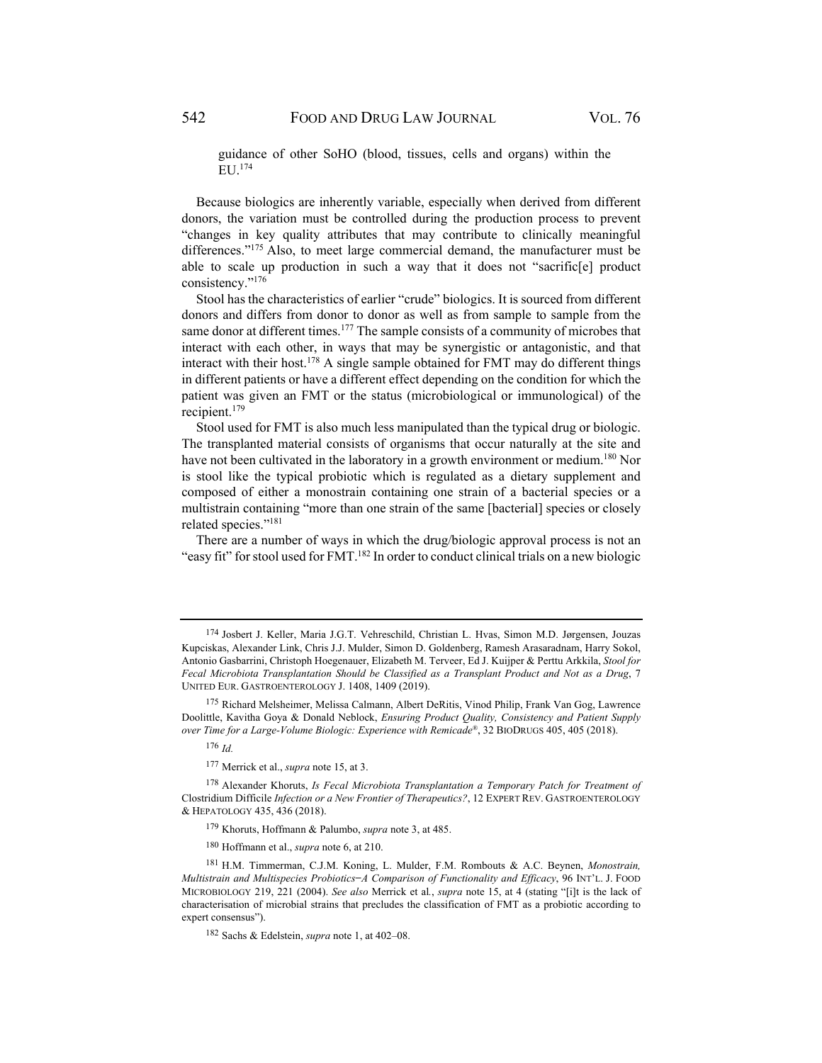guidance of other SoHO (blood, tissues, cells and organs) within the EU.[174]

Because biologics are inherently variable, especially when derived from different donors, the variation must be controlled during the production process to prevent "changes in key quality attributes that may contribute to clinically meaningful differences."[175] Also, to meet large commercial demand, the manufacturer must be able to scale up production in such a way that it does not "sacrific[e] product consistency."[176]

Stool has the characteristics of earlier "crude" biologics. It is sourced from different donors and differs from donor to donor as well as from sample to sample from the same donor at different times.[177] The sample consists of a community of microbes that interact with each other, in ways that may be synergistic or antagonistic, and that interact with their host.[178] A single sample obtained for FMT may do different things in different patients or have a different effect depending on the condition for which the patient was given an FMT or the status (microbiological or immunological) of the recipient.[179]

Stool used for FMT is also much less manipulated than the typical drug or biologic. The transplanted material consists of organisms that occur naturally at the site and have not been cultivated in the laboratory in a growth environment or medium.[180] Nor is stool like the typical probiotic which is regulated as a dietary supplement and composed of either a monostrain containing one strain of a bacterial species or a multistrain containing "more than one strain of the same [bacterial] species or closely related species."[181]

There are a number of ways in which the drug/biologic approval process is not an "easy fit" for stool used for FMT.[182] In order to conduct clinical trials on a new biologic

---

[174] Josbert J. Keller, Maria J.G.T. Vehreschild, Christian L. Hvas, Simon M.D. Jørgensen, Jouzas Kupciskas, Alexander Link, Chris J.J. Mulder, Simon D. Goldenberg, Ramesh Arasaradnam, Harry Sokol, Antonio Gasbarrini, Christoph Hoegenauer, Elizabeth M. Terveer, Ed J. Kuijper & Perttu Arkkila, *Stool for Fecal Microbiota Transplantation Should be Classified as a Transplant Product and Not as a Drug*, 7 UNITED EUR. GASTROENTEROLOGY J. 1408, 1409 (2019).

[175] Richard Melsheimer, Melissa Calmann, Albert DeRitis, Vinod Philip, Frank Van Gog, Lawrence Doolittle, Kavitha Goya & Donald Neblock, *Ensuring Product Quality, Consistency and Patient Supply over Time for a Large-Volume Biologic: Experience with Remicade®*, 32 BIODRUGS 405, 405 (2018).

[176] *Id.*

[177] Merrick et al., *supra* note 15, at 3.

[178] Alexander Khoruts, *Is Fecal Microbiota Transplantation a Temporary Patch for Treatment of* Clostridium Difficile *Infection or a New Frontier of Therapeutics?*, 12 EXPERT REV. GASTROENTEROLOGY & HEPATOLOGY 435, 436 (2018).

[179] Khoruts, Hoffmann & Palumbo, *supra* note 3, at 485.

[180] Hoffmann et al., *supra* note 6, at 210.

[181] H.M. Timmerman, C.J.M. Koning, L. Mulder, F.M. Rombouts & A.C. Beynen, *Monostrain, Multistrain and Multispecies Probiotics—A Comparison of Functionality and Efficacy*, 96 INT'L. J. FOOD MICROBIOLOGY 219, 221 (2004). *See also* Merrick et al., *supra* note 15, at 4 (stating "[i]t is the lack of characterisation of microbial strains that precludes the classification of FMT as a probiotic according to expert consensus").

[182] Sachs & Edelstein, *supra* note 1, at 402–08.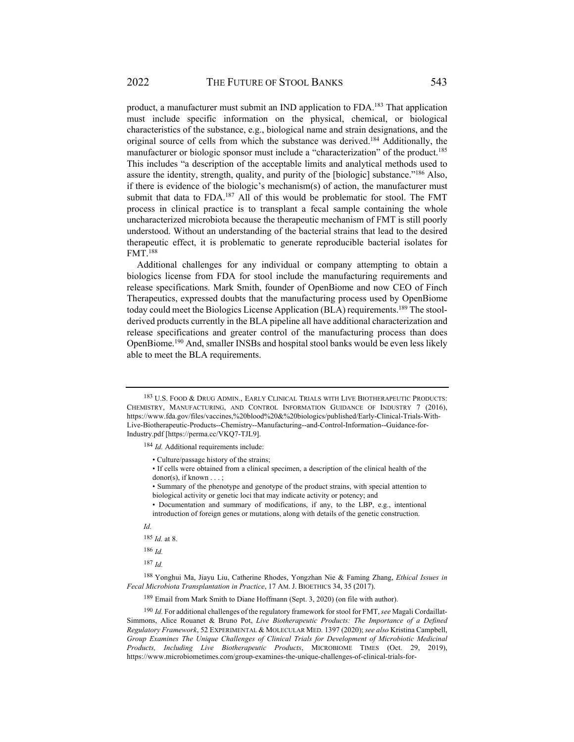product, a manufacturer must submit an IND application to FDA.[183] That application must include specific information on the physical, chemical, or biological characteristics of the substance, e.g., biological name and strain designations, and the original source of cells from which the substance was derived.[184] Additionally, the manufacturer or biologic sponsor must include a "characterization" of the product.[185] This includes "a description of the acceptable limits and analytical methods used to assure the identity, strength, quality, and purity of the [biologic] substance."[186] Also, if there is evidence of the biologic's mechanism(s) of action, the manufacturer must submit that data to FDA.[187] All of this would be problematic for stool. The FMT process in clinical practice is to transplant a fecal sample containing the whole uncharacterized microbiota because the therapeutic mechanism of FMT is still poorly understood. Without an understanding of the bacterial strains that lead to the desired therapeutic effect, it is problematic to generate reproducible bacterial isolates for FMT.[188]

Additional challenges for any individual or company attempting to obtain a biologics license from FDA for stool include the manufacturing requirements and release specifications. Mark Smith, founder of OpenBiome and now CEO of Finch Therapeutics, expressed doubts that the manufacturing process used by OpenBiome today could meet the Biologics License Application (BLA) requirements.[189] The stool-derived products currently in the BLA pipeline all have additional characterization and release specifications and greater control of the manufacturing process than does OpenBiome.[190] And, smaller INSBs and hospital stool banks would be even less likely able to meet the BLA requirements.

---

[183] U.S. FOOD & DRUG ADMIN., EARLY CLINICAL TRIALS WITH LIVE BIOTHERAPEUTIC PRODUCTS: CHEMISTRY, MANUFACTURING, AND CONTROL INFORMATION GUIDANCE OF INDUSTRY 7 (2016), https://www.fda.gov/files/vaccines,%20blood%20&%20biologics/published/Early-Clinical-Trials-With-Live-Biotherapeutic-Products--Chemistry--Manufacturing--and-Control-Information--Guidance-for-Industry.pdf [https://perma.cc/VKQ7-TJL9].

[184] *Id.* Additional requirements include:

> • Culture/passage history of the strains;
>
> • If cells were obtained from a clinical specimen, a description of the clinical health of the donor(s), if known . . . ;
>
> • Summary of the phenotype and genotype of the product strains, with special attention to biological activity or genetic loci that may indicate activity or potency; and
>
> • Documentation and summary of modifications, if any, to the LBP, e.g., intentional introduction of foreign genes or mutations, along with details of the genetic construction.

*Id.*

[185] *Id.* at 8.

[186] *Id.*

[187] *Id.*

[188] Yonghui Ma, Jiayu Liu, Catherine Rhodes, Yongzhan Nie & Faming Zhang, *Ethical Issues in Fecal Microbiota Transplantation in Practice*, 17 AM. J. BIOETHICS 34, 35 (2017).

[189] Email from Mark Smith to Diane Hoffmann (Sept. 3, 2020) (on file with author).

[190] *Id.* For additional challenges of the regulatory framework for stool for FMT, *see* Magali Cordaillat-Simmons, Alice Rouanet & Bruno Pot, *Live Biotherapeutic Products: The Importance of a Defined Regulatory Framework*, 52 EXPERIMENTAL & MOLECULAR MED. 1397 (2020); *see also* Kristina Campbell, *Group Examines The Unique Challenges of Clinical Trials for Development of Microbiotic Medicinal Products, Including Live Biotherapeutic Products*, MICROBIOME TIMES (Oct. 29, 2019), https://www.microbiometimes.com/group-examines-the-unique-challenges-of-clinical-trials-for-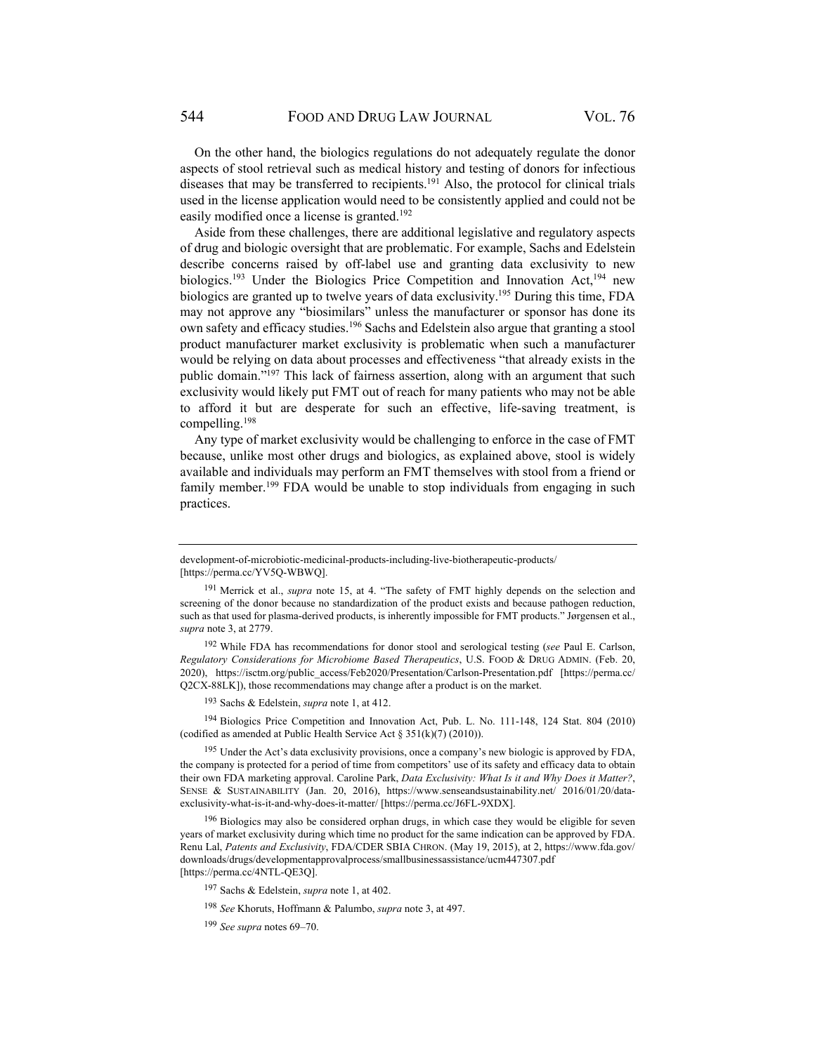On the other hand, the biologics regulations do not adequately regulate the donor aspects of stool retrieval such as medical history and testing of donors for infectious diseases that may be transferred to recipients.[191] Also, the protocol for clinical trials used in the license application would need to be consistently applied and could not be easily modified once a license is granted.[192]

Aside from these challenges, there are additional legislative and regulatory aspects of drug and biologic oversight that are problematic. For example, Sachs and Edelstein describe concerns raised by off-label use and granting data exclusivity to new biologics.[193] Under the Biologics Price Competition and Innovation Act,[194] new biologics are granted up to twelve years of data exclusivity.[195] During this time, FDA may not approve any "biosimilars" unless the manufacturer or sponsor has done its own safety and efficacy studies.[196] Sachs and Edelstein also argue that granting a stool product manufacturer market exclusivity is problematic when such a manufacturer would be relying on data about processes and effectiveness "that already exists in the public domain."[197] This lack of fairness assertion, along with an argument that such exclusivity would likely put FMT out of reach for many patients who may not be able to afford it but are desperate for such an effective, life-saving treatment, is compelling.[198]

Any type of market exclusivity would be challenging to enforce in the case of FMT because, unlike most other drugs and biologics, as explained above, stool is widely available and individuals may perform an FMT themselves with stool from a friend or family member.[199] FDA would be unable to stop individuals from engaging in such practices.

---

development-of-microbiotic-medicinal-products-including-live-biotherapeutic-products/ [https://perma.cc/YV5Q-WBWQ].

[191] Merrick et al., *supra* note 15, at 4. "The safety of FMT highly depends on the selection and screening of the donor because no standardization of the product exists and because pathogen reduction, such as that used for plasma-derived products, is inherently impossible for FMT products." Jørgensen et al., *supra* note 3, at 2779.

[192] While FDA has recommendations for donor stool and serological testing (*see* Paul E. Carlson, *Regulatory Considerations for Microbiome Based Therapeutics*, U.S. FOOD & DRUG ADMIN. (Feb. 20, 2020), https://isctm.org/public_access/Feb2020/Presentation/Carlson-Presentation.pdf [https://perma.cc/Q2CX-88LK]), those recommendations may change after a product is on the market.

[193] Sachs & Edelstein, *supra* note 1, at 412.

[194] Biologics Price Competition and Innovation Act, Pub. L. No. 111-148, 124 Stat. 804 (2010) (codified as amended at Public Health Service Act § 351(k)(7) (2010)).

[195] Under the Act's data exclusivity provisions, once a company's new biologic is approved by FDA, the company is protected for a period of time from competitors' use of its safety and efficacy data to obtain their own FDA marketing approval. Caroline Park, *Data Exclusivity: What Is it and Why Does it Matter?*, SENSE & SUSTAINABILITY (Jan. 20, 2016), https://www.senseandsustainability.net/ 2016/01/20/data-exclusivity-what-is-it-and-why-does-it-matter/ [https://perma.cc/J6FL-9XDX].

[196] Biologics may also be considered orphan drugs, in which case they would be eligible for seven years of market exclusivity during which time no product for the same indication can be approved by FDA. Renu Lal, *Patents and Exclusivity*, FDA/CDER SBIA CHRON. (May 19, 2015), at 2, https://www.fda.gov/ downloads/drugs/developmentapprovalprocess/smallbusinessassistance/ucm447307.pdf [https://perma.cc/4NTL-QE3Q].

[197] Sachs & Edelstein, *supra* note 1, at 402.

[198] *See* Khoruts, Hoffmann & Palumbo, *supra* note 3, at 497.

[199] *See supra* notes 69–70.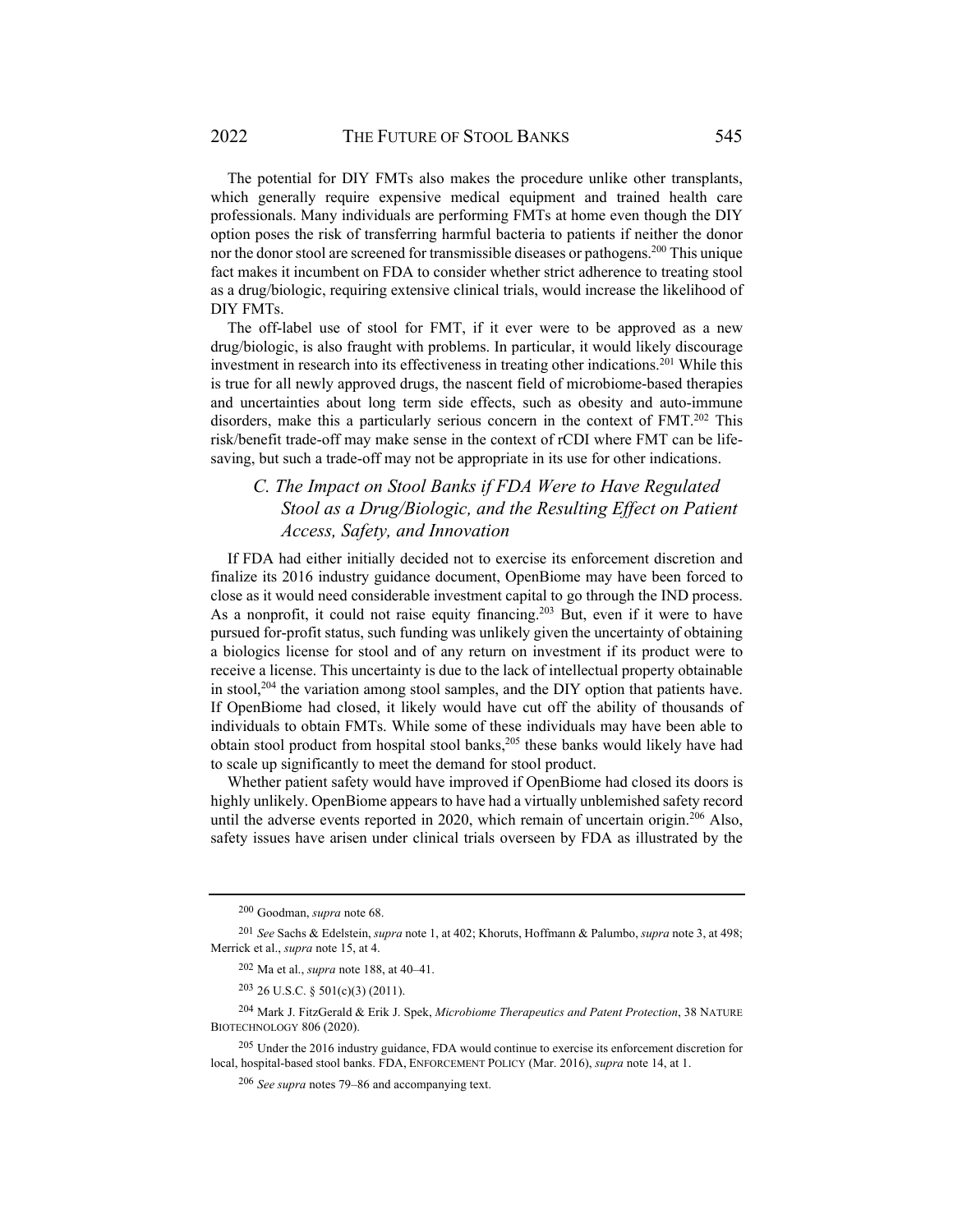The potential for DIY FMTs also makes the procedure unlike other transplants, which generally require expensive medical equipment and trained health care professionals. Many individuals are performing FMTs at home even though the DIY option poses the risk of transferring harmful bacteria to patients if neither the donor nor the donor stool are screened for transmissible diseases or pathogens.[200] This unique fact makes it incumbent on FDA to consider whether strict adherence to treating stool as a drug/biologic, requiring extensive clinical trials, would increase the likelihood of DIY FMTs.

The off-label use of stool for FMT, if it ever were to be approved as a new drug/biologic, is also fraught with problems. In particular, it would likely discourage investment in research into its effectiveness in treating other indications.[201] While this is true for all newly approved drugs, the nascent field of microbiome-based therapies and uncertainties about long term side effects, such as obesity and auto-immune disorders, make this a particularly serious concern in the context of FMT.[202] This risk/benefit trade-off may make sense in the context of rCDI where FMT can be life-saving, but such a trade-off may not be appropriate in its use for other indications.

### *C. The Impact on Stool Banks if FDA Were to Have Regulated Stool as a Drug/Biologic, and the Resulting Effect on Patient Access, Safety, and Innovation*

If FDA had either initially decided not to exercise its enforcement discretion and finalize its 2016 industry guidance document, OpenBiome may have been forced to close as it would need considerable investment capital to go through the IND process. As a nonprofit, it could not raise equity financing.[203] But, even if it were to have pursued for-profit status, such funding was unlikely given the uncertainty of obtaining a biologics license for stool and of any return on investment if its product were to receive a license. This uncertainty is due to the lack of intellectual property obtainable in stool,[204] the variation among stool samples, and the DIY option that patients have. If OpenBiome had closed, it likely would have cut off the ability of thousands of individuals to obtain FMTs. While some of these individuals may have been able to obtain stool product from hospital stool banks,[205] these banks would likely have had to scale up significantly to meet the demand for stool product.

Whether patient safety would have improved if OpenBiome had closed its doors is highly unlikely. OpenBiome appears to have had a virtually unblemished safety record until the adverse events reported in 2020, which remain of uncertain origin.[206] Also, safety issues have arisen under clinical trials overseen by FDA as illustrated by the

---

[200] Goodman, *supra* note 68.

[201] *See* Sachs & Edelstein, *supra* note 1, at 402; Khoruts, Hoffmann & Palumbo, *supra* note 3, at 498; Merrick et al., *supra* note 15, at 4.

[202] Ma et al., *supra* note 188, at 40–41.

[203] 26 U.S.C. § 501(c)(3) (2011).

[204] Mark J. FitzGerald & Erik J. Spek, *Microbiome Therapeutics and Patent Protection*, 38 NATURE BIOTECHNOLOGY 806 (2020).

[205] Under the 2016 industry guidance, FDA would continue to exercise its enforcement discretion for local, hospital-based stool banks. FDA, ENFORCEMENT POLICY (Mar. 2016), *supra* note 14, at 1.

[206] *See supra* notes 79–86 and accompanying text.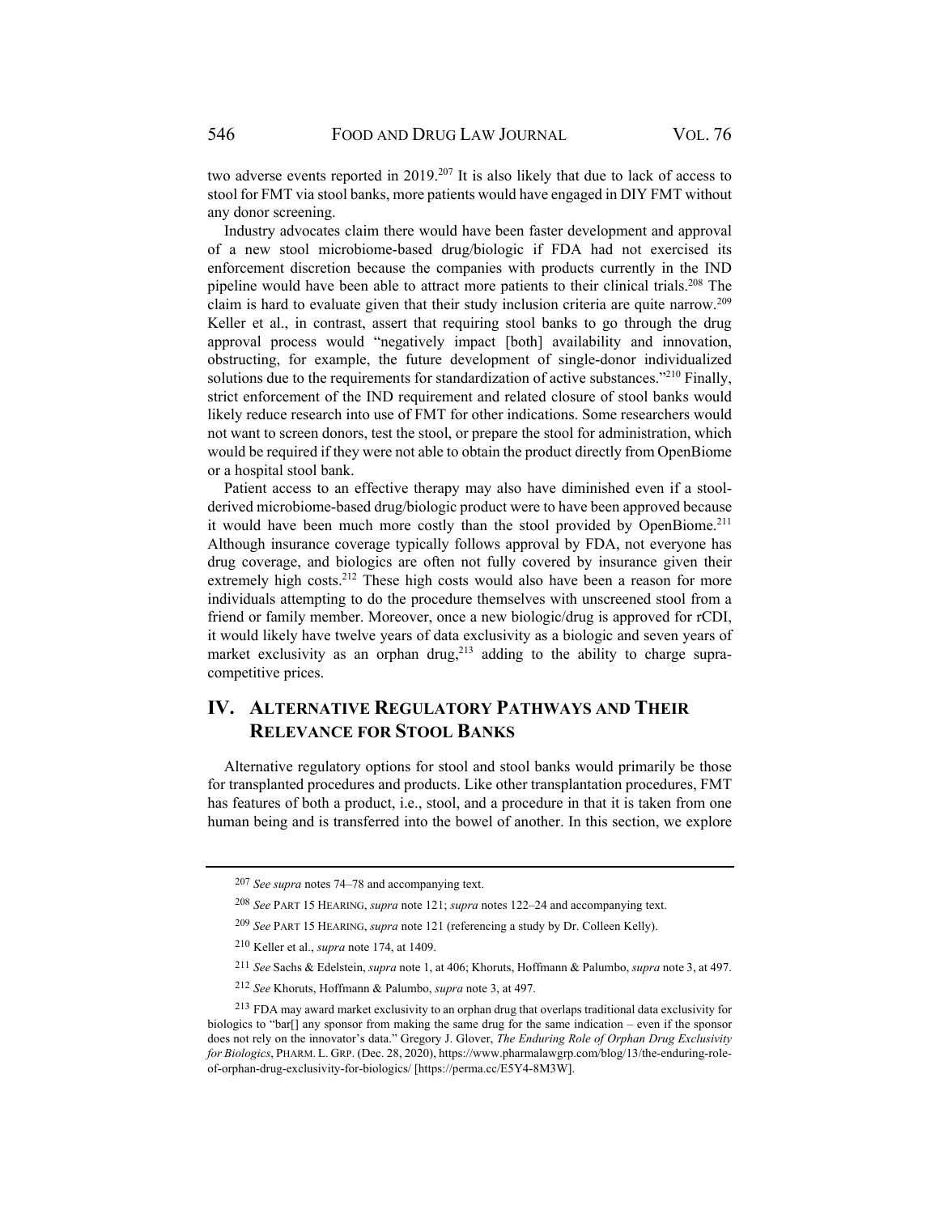two adverse events reported in 2019.[207] It is also likely that due to lack of access to stool for FMT via stool banks, more patients would have engaged in DIY FMT without any donor screening.

Industry advocates claim there would have been faster development and approval of a new stool microbiome-based drug/biologic if FDA had not exercised its enforcement discretion because the companies with products currently in the IND pipeline would have been able to attract more patients to their clinical trials.[208] The claim is hard to evaluate given that their study inclusion criteria are quite narrow.[209] Keller et al., in contrast, assert that requiring stool banks to go through the drug approval process would "negatively impact [both] availability and innovation, obstructing, for example, the future development of single-donor individualized solutions due to the requirements for standardization of active substances."[210] Finally, strict enforcement of the IND requirement and related closure of stool banks would likely reduce research into use of FMT for other indications. Some researchers would not want to screen donors, test the stool, or prepare the stool for administration, which would be required if they were not able to obtain the product directly from OpenBiome or a hospital stool bank.

Patient access to an effective therapy may also have diminished even if a stool-derived microbiome-based drug/biologic product were to have been approved because it would have been much more costly than the stool provided by OpenBiome.[211] Although insurance coverage typically follows approval by FDA, not everyone has drug coverage, and biologics are often not fully covered by insurance given their extremely high costs.[212] These high costs would also have been a reason for more individuals attempting to do the procedure themselves with unscreened stool from a friend or family member. Moreover, once a new biologic/drug is approved for rCDI, it would likely have twelve years of data exclusivity as a biologic and seven years of market exclusivity as an orphan drug,[213] adding to the ability to charge supra-competitive prices.

## IV. Alternative Regulatory Pathways and Their Relevance for Stool Banks

Alternative regulatory options for stool and stool banks would primarily be those for transplanted procedures and products. Like other transplantation procedures, FMT has features of both a product, i.e., stool, and a procedure in that it is taken from one human being and is transferred into the bowel of another. In this section, we explore

---

[207] *See supra* notes 74–78 and accompanying text.

[208] *See* Part 15 Hearing, *supra* note 121; *supra* notes 122–24 and accompanying text.

[209] *See* Part 15 Hearing, *supra* note 121 (referencing a study by Dr. Colleen Kelly).

[210] Keller et al., *supra* note 174, at 1409.

[211] *See* Sachs & Edelstein, *supra* note 1, at 406; Khoruts, Hoffmann & Palumbo, *supra* note 3, at 497.

[212] *See* Khoruts, Hoffmann & Palumbo, *supra* note 3, at 497.

[213] FDA may award market exclusivity to an orphan drug that overlaps traditional data exclusivity for biologics to "bar[] any sponsor from making the same drug for the same indication – even if the sponsor does not rely on the innovator's data." Gregory J. Glover, *The Enduring Role of Orphan Drug Exclusivity for Biologics*, Pharm. L. Grp. (Dec. 28, 2020), https://www.pharmalawgrp.com/blog/13/the-enduring-role-of-orphan-drug-exclusivity-for-biologics/ [https://perma.cc/E5Y4-8M3W].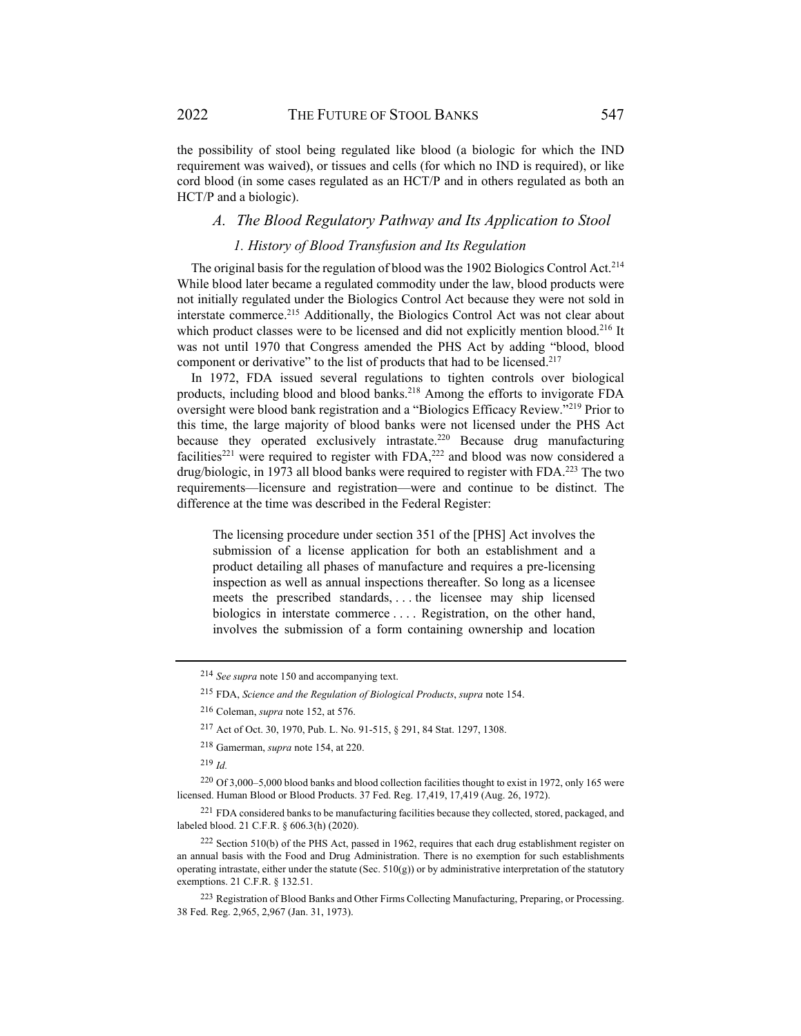the possibility of stool being regulated like blood (a biologic for which the IND requirement was waived), or tissues and cells (for which no IND is required), or like cord blood (in some cases regulated as an HCT/P and in others regulated as both an HCT/P and a biologic).

## *A. The Blood Regulatory Pathway and Its Application to Stool*

### *1. History of Blood Transfusion and Its Regulation*

The original basis for the regulation of blood was the 1902 Biologics Control Act.[214] While blood later became a regulated commodity under the law, blood products were not initially regulated under the Biologics Control Act because they were not sold in interstate commerce.[215] Additionally, the Biologics Control Act was not clear about which product classes were to be licensed and did not explicitly mention blood.[216] It was not until 1970 that Congress amended the PHS Act by adding "blood, blood component or derivative" to the list of products that had to be licensed.[217]

In 1972, FDA issued several regulations to tighten controls over biological products, including blood and blood banks.[218] Among the efforts to invigorate FDA oversight were blood bank registration and a "Biologics Efficacy Review."[219] Prior to this time, the large majority of blood banks were not licensed under the PHS Act because they operated exclusively intrastate.[220] Because drug manufacturing facilities[221] were required to register with FDA,[222] and blood was now considered a drug/biologic, in 1973 all blood banks were required to register with FDA.[223] The two requirements—licensure and registration—were and continue to be distinct. The difference at the time was described in the Federal Register:

> The licensing procedure under section 351 of the [PHS] Act involves the submission of a license application for both an establishment and a product detailing all phases of manufacture and requires a pre-licensing inspection as well as annual inspections thereafter. So long as a licensee meets the prescribed standards, . . . the licensee may ship licensed biologics in interstate commerce . . . . Registration, on the other hand, involves the submission of a form containing ownership and location

---

[214] *See supra* note 150 and accompanying text.

[215] FDA, *Science and the Regulation of Biological Products*, *supra* note 154.

[216] Coleman, *supra* note 152, at 576.

[217] Act of Oct. 30, 1970, Pub. L. No. 91-515, § 291, 84 Stat. 1297, 1308.

[218] Gamerman, *supra* note 154, at 220.

[219] *Id.*

[220] Of 3,000–5,000 blood banks and blood collection facilities thought to exist in 1972, only 165 were licensed. Human Blood or Blood Products. 37 Fed. Reg. 17,419, 17,419 (Aug. 26, 1972).

[221] FDA considered banks to be manufacturing facilities because they collected, stored, packaged, and labeled blood. 21 C.F.R. § 606.3(h) (2020).

[222] Section 510(b) of the PHS Act, passed in 1962, requires that each drug establishment register on an annual basis with the Food and Drug Administration. There is no exemption for such establishments operating intrastate, either under the statute (Sec. 510(g)) or by administrative interpretation of the statutory exemptions. 21 C.F.R. § 132.51.

[223] Registration of Blood Banks and Other Firms Collecting Manufacturing, Preparing, or Processing. 38 Fed. Reg. 2,965, 2,967 (Jan. 31, 1973).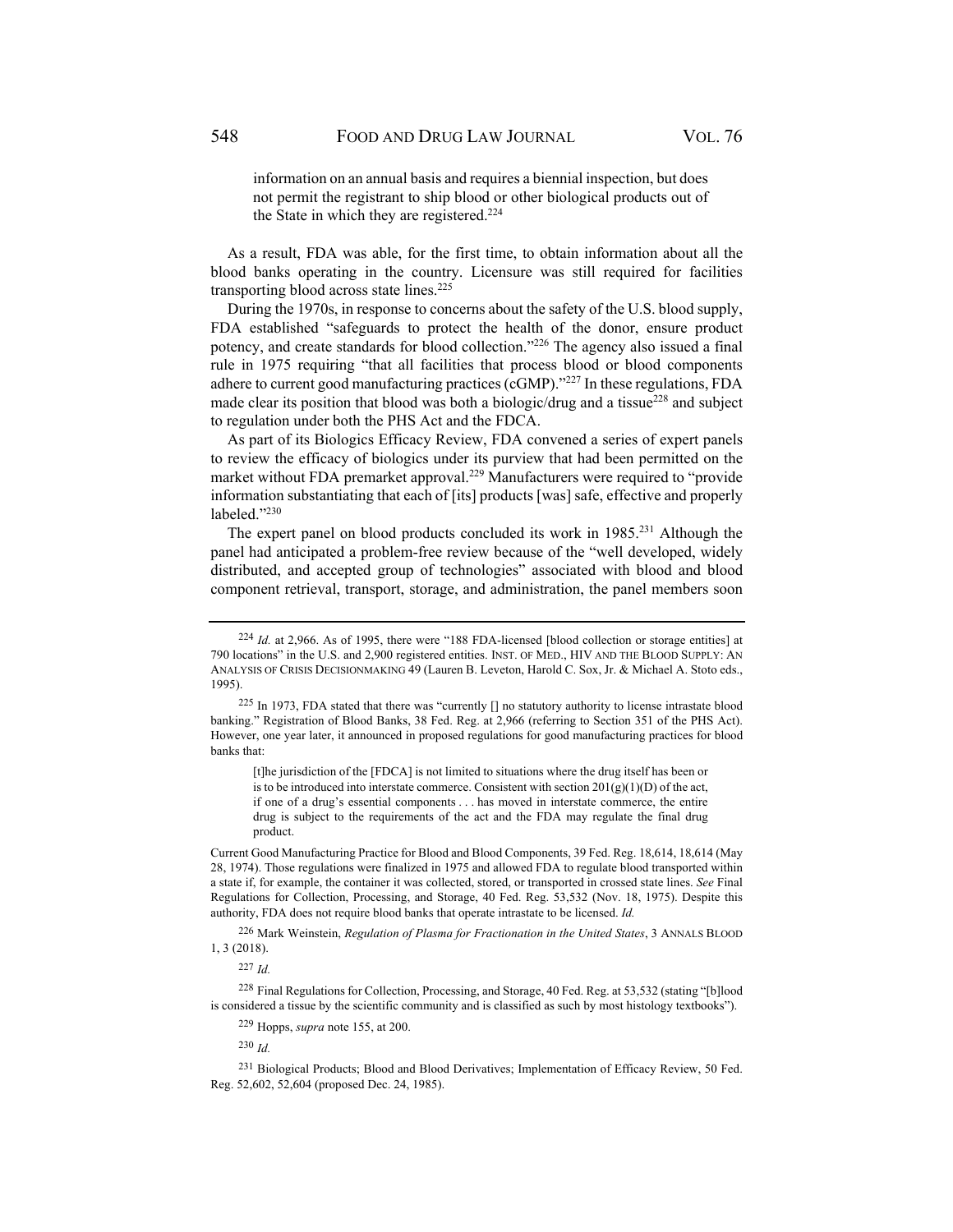information on an annual basis and requires a biennial inspection, but does not permit the registrant to ship blood or other biological products out of the State in which they are registered.[224]

As a result, FDA was able, for the first time, to obtain information about all the blood banks operating in the country. Licensure was still required for facilities transporting blood across state lines.[225]

During the 1970s, in response to concerns about the safety of the U.S. blood supply, FDA established "safeguards to protect the health of the donor, ensure product potency, and create standards for blood collection."[226] The agency also issued a final rule in 1975 requiring "that all facilities that process blood or blood components adhere to current good manufacturing practices (cGMP)."[227] In these regulations, FDA made clear its position that blood was both a biologic/drug and a tissue[228] and subject to regulation under both the PHS Act and the FDCA.

As part of its Biologics Efficacy Review, FDA convened a series of expert panels to review the efficacy of biologics under its purview that had been permitted on the market without FDA premarket approval.[229] Manufacturers were required to "provide information substantiating that each of [its] products [was] safe, effective and properly labeled."[230]

The expert panel on blood products concluded its work in 1985.[231] Although the panel had anticipated a problem-free review because of the "well developed, widely distributed, and accepted group of technologies" associated with blood and blood component retrieval, transport, storage, and administration, the panel members soon

---

[224] *Id.* at 2,966. As of 1995, there were "188 FDA-licensed [blood collection or storage entities] at 790 locations" in the U.S. and 2,900 registered entities. INST. OF MED., HIV AND THE BLOOD SUPPLY: AN ANALYSIS OF CRISIS DECISIONMAKING 49 (Lauren B. Leveton, Harold C. Sox, Jr. & Michael A. Stoto eds., 1995).

[225] In 1973, FDA stated that there was "currently [] no statutory authority to license intrastate blood banking." Registration of Blood Banks, 38 Fed. Reg. at 2,966 (referring to Section 351 of the PHS Act). However, one year later, it announced in proposed regulations for good manufacturing practices for blood banks that:

> [t]he jurisdiction of the [FDCA] is not limited to situations where the drug itself has been or is to be introduced into interstate commerce. Consistent with section 201(g)(1)(D) of the act, if one of a drug's essential components . . . has moved in interstate commerce, the entire drug is subject to the requirements of the act and the FDA may regulate the final drug product.

Current Good Manufacturing Practice for Blood and Blood Components, 39 Fed. Reg. 18,614, 18,614 (May 28, 1974). Those regulations were finalized in 1975 and allowed FDA to regulate blood transported within a state if, for example, the container it was collected, stored, or transported in crossed state lines. *See* Final Regulations for Collection, Processing, and Storage, 40 Fed. Reg. 53,532 (Nov. 18, 1975). Despite this authority, FDA does not require blood banks that operate intrastate to be licensed. *Id.*

[226] Mark Weinstein, *Regulation of Plasma for Fractionation in the United States*, 3 ANNALS BLOOD 1, 3 (2018).

[227] *Id.*

[228] Final Regulations for Collection, Processing, and Storage, 40 Fed. Reg. at 53,532 (stating "[b]lood is considered a tissue by the scientific community and is classified as such by most histology textbooks").

[229] Hopps, *supra* note 155, at 200.

[230] *Id.*

[231] Biological Products; Blood and Blood Derivatives; Implementation of Efficacy Review, 50 Fed. Reg. 52,602, 52,604 (proposed Dec. 24, 1985).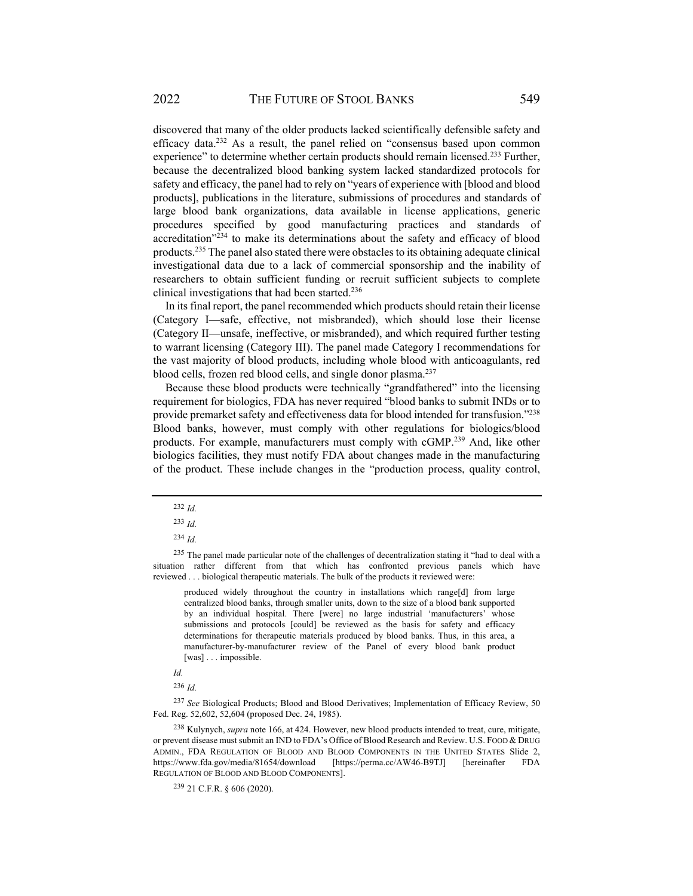discovered that many of the older products lacked scientifically defensible safety and efficacy data.[232] As a result, the panel relied on "consensus based upon common experience" to determine whether certain products should remain licensed.[233] Further, because the decentralized blood banking system lacked standardized protocols for safety and efficacy, the panel had to rely on "years of experience with [blood and blood products], publications in the literature, submissions of procedures and standards of large blood bank organizations, data available in license applications, generic procedures specified by good manufacturing practices and standards of accreditation"[234] to make its determinations about the safety and efficacy of blood products.[235] The panel also stated there were obstacles to its obtaining adequate clinical investigational data due to a lack of commercial sponsorship and the inability of researchers to obtain sufficient funding or recruit sufficient subjects to complete clinical investigations that had been started.[236]

In its final report, the panel recommended which products should retain their license (Category I—safe, effective, not misbranded), which should lose their license (Category II—unsafe, ineffective, or misbranded), and which required further testing to warrant licensing (Category III). The panel made Category I recommendations for the vast majority of blood products, including whole blood with anticoagulants, red blood cells, frozen red blood cells, and single donor plasma.[237]

Because these blood products were technically "grandfathered" into the licensing requirement for biologics, FDA has never required "blood banks to submit INDs or to provide premarket safety and effectiveness data for blood intended for transfusion."[238] Blood banks, however, must comply with other regulations for biologics/blood products. For example, manufacturers must comply with cGMP.[239] And, like other biologics facilities, they must notify FDA about changes made in the manufacturing of the product. These include changes in the "production process, quality control,

---

[232] *Id.*

[233] *Id.*

[234] *Id.*

[235] The panel made particular note of the challenges of decentralization stating it "had to deal with a situation rather different from that which has confronted previous panels which have reviewed . . . biological therapeutic materials. The bulk of the products it reviewed were:

> produced widely throughout the country in installations which range[d] from large centralized blood banks, through smaller units, down to the size of a blood bank supported by an individual hospital. There [were] no large industrial 'manufacturers' whose submissions and protocols [could] be reviewed as the basis for safety and efficacy determinations for therapeutic materials produced by blood banks. Thus, in this area, a manufacturer-by-manufacturer review of the Panel of every blood bank product [was] . . . impossible.

*Id.*

[236] *Id.*

[237] *See* Biological Products; Blood and Blood Derivatives; Implementation of Efficacy Review, 50 Fed. Reg. 52,602, 52,604 (proposed Dec. 24, 1985).

[238] Kulynych, *supra* note 166, at 424. However, new blood products intended to treat, cure, mitigate, or prevent disease must submit an IND to FDA's Office of Blood Research and Review. U.S. FOOD & DRUG ADMIN., FDA REGULATION OF BLOOD AND BLOOD COMPONENTS IN THE UNITED STATES Slide 2, https://www.fda.gov/media/81654/download [https://perma.cc/AW46-B9TJ] [hereinafter FDA REGULATION OF BLOOD AND BLOOD COMPONENTS].

[239] 21 C.F.R. § 606 (2020).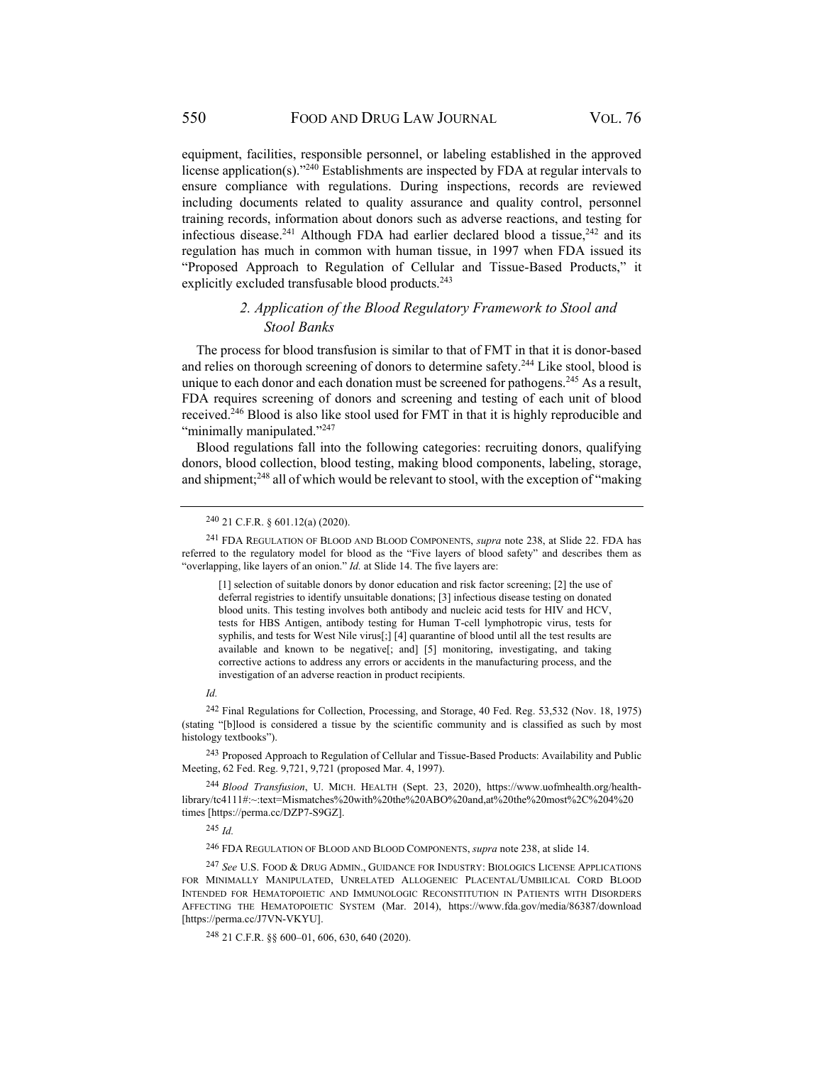equipment, facilities, responsible personnel, or labeling established in the approved license application(s)."[240] Establishments are inspected by FDA at regular intervals to ensure compliance with regulations. During inspections, records are reviewed including documents related to quality assurance and quality control, personnel training records, information about donors such as adverse reactions, and testing for infectious disease.[241] Although FDA had earlier declared blood a tissue,[242] and its regulation has much in common with human tissue, in 1997 when FDA issued its "Proposed Approach to Regulation of Cellular and Tissue-Based Products," it explicitly excluded transfusable blood products.[243]

### *2. Application of the Blood Regulatory Framework to Stool and Stool Banks*

The process for blood transfusion is similar to that of FMT in that it is donor-based and relies on thorough screening of donors to determine safety.[244] Like stool, blood is unique to each donor and each donation must be screened for pathogens.[245] As a result, FDA requires screening of donors and screening and testing of each unit of blood received.[246] Blood is also like stool used for FMT in that it is highly reproducible and "minimally manipulated."[247]

Blood regulations fall into the following categories: recruiting donors, qualifying donors, blood collection, blood testing, making blood components, labeling, storage, and shipment;[248] all of which would be relevant to stool, with the exception of "making

---

[240] 21 C.F.R. § 601.12(a) (2020).

[241] FDA REGULATION OF BLOOD AND BLOOD COMPONENTS, *supra* note 238, at Slide 22. FDA has referred to the regulatory model for blood as the "Five layers of blood safety" and describes them as "overlapping, like layers of an onion." *Id.* at Slide 14. The five layers are:

> [1] selection of suitable donors by donor education and risk factor screening; [2] the use of deferral registries to identify unsuitable donations; [3] infectious disease testing on donated blood units. This testing involves both antibody and nucleic acid tests for HIV and HCV, tests for HBS Antigen, antibody testing for Human T-cell lymphotropic virus, tests for syphilis, and tests for West Nile virus[;] [4] quarantine of blood until all the test results are available and known to be negative[; and] [5] monitoring, investigating, and taking corrective actions to address any errors or accidents in the manufacturing process, and the investigation of an adverse reaction in product recipients.

*Id.*

[242] Final Regulations for Collection, Processing, and Storage, 40 Fed. Reg. 53,532 (Nov. 18, 1975) (stating "[b]lood is considered a tissue by the scientific community and is classified as such by most histology textbooks").

[243] Proposed Approach to Regulation of Cellular and Tissue-Based Products: Availability and Public Meeting, 62 Fed. Reg. 9,721, 9,721 (proposed Mar. 4, 1997).

[244] *Blood Transfusion*, U. MICH. HEALTH (Sept. 23, 2020), https://www.uofmhealth.org/health-library/tc4111#:~:text=Mismatches%20with%20the%20ABO%20and,at%20the%20most%2C%204%20times [https://perma.cc/DZP7-S9GZ].

[245] *Id.*

[246] FDA REGULATION OF BLOOD AND BLOOD COMPONENTS, *supra* note 238, at slide 14.

[247] *See* U.S. FOOD & DRUG ADMIN., GUIDANCE FOR INDUSTRY: BIOLOGICS LICENSE APPLICATIONS FOR MINIMALLY MANIPULATED, UNRELATED ALLOGENEIC PLACENTAL/UMBILICAL CORD BLOOD INTENDED FOR HEMATOPOIETIC AND IMMUNOLOGIC RECONSTITUTION IN PATIENTS WITH DISORDERS AFFECTING THE HEMATOPOIETIC SYSTEM (Mar. 2014), https://www.fda.gov/media/86387/download [https://perma.cc/J7VN-VKYU].

[248] 21 C.F.R. §§ 600–01, 606, 630, 640 (2020).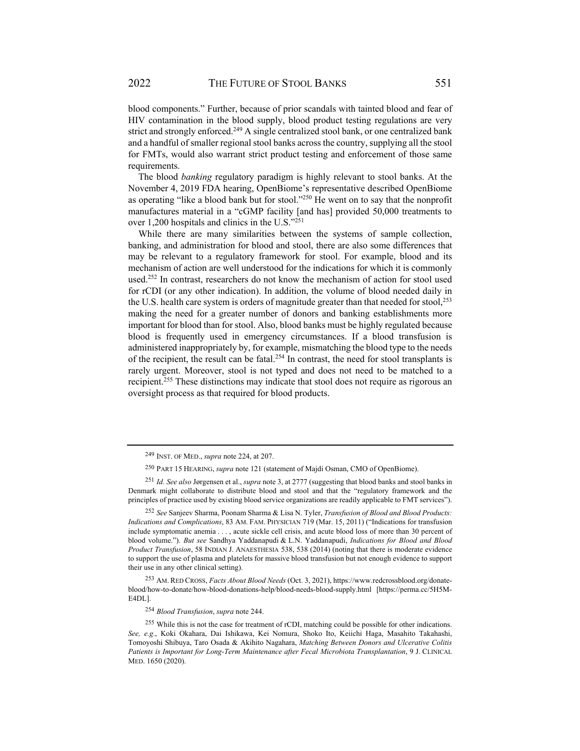blood components." Further, because of prior scandals with tainted blood and fear of HIV contamination in the blood supply, blood product testing regulations are very strict and strongly enforced.[249] A single centralized stool bank, or one centralized bank and a handful of smaller regional stool banks across the country, supplying all the stool for FMTs, would also warrant strict product testing and enforcement of those same requirements.

The blood *banking* regulatory paradigm is highly relevant to stool banks. At the November 4, 2019 FDA hearing, OpenBiome's representative described OpenBiome as operating "like a blood bank but for stool."[250] He went on to say that the nonprofit manufactures material in a "cGMP facility [and has] provided 50,000 treatments to over 1,200 hospitals and clinics in the U.S."[251]

While there are many similarities between the systems of sample collection, banking, and administration for blood and stool, there are also some differences that may be relevant to a regulatory framework for stool. For example, blood and its mechanism of action are well understood for the indications for which it is commonly used.[252] In contrast, researchers do not know the mechanism of action for stool used for rCDI (or any other indication). In addition, the volume of blood needed daily in the U.S. health care system is orders of magnitude greater than that needed for stool,[253] making the need for a greater number of donors and banking establishments more important for blood than for stool. Also, blood banks must be highly regulated because blood is frequently used in emergency circumstances. If a blood transfusion is administered inappropriately by, for example, mismatching the blood type to the needs of the recipient, the result can be fatal.[254] In contrast, the need for stool transplants is rarely urgent. Moreover, stool is not typed and does not need to be matched to a recipient.[255] These distinctions may indicate that stool does not require as rigorous an oversight process as that required for blood products.

---

[249] INST. OF MED., *supra* note 224, at 207.

[250] PART 15 HEARING, *supra* note 121 (statement of Majdi Osman, CMO of OpenBiome).

[251] *Id. See also* Jørgensen et al., *supra* note 3, at 2777 (suggesting that blood banks and stool banks in Denmark might collaborate to distribute blood and stool and that the "regulatory framework and the principles of practice used by existing blood service organizations are readily applicable to FMT services").

[252] *See* Sanjeev Sharma, Poonam Sharma & Lisa N. Tyler, *Transfusion of Blood and Blood Products: Indications and Complications*, 83 AM. FAM. PHYSICIAN 719 (Mar. 15, 2011) ("Indications for transfusion include symptomatic anemia . . . , acute sickle cell crisis, and acute blood loss of more than 30 percent of blood volume."). *But see* Sandhya Yaddanapudi & L.N. Yaddanapudi, *Indications for Blood and Blood Product Transfusion*, 58 INDIAN J. ANAESTHESIA 538, 538 (2014) (noting that there is moderate evidence to support the use of plasma and platelets for massive blood transfusion but not enough evidence to support their use in any other clinical setting).

[253] AM. RED CROSS, *Facts About Blood Needs* (Oct. 3, 2021), https://www.redcrossblood.org/donate-blood/how-to-donate/how-blood-donations-help/blood-needs-blood-supply.html [https://perma.cc/5H5M-E4DL].

[254] *Blood Transfusion*, *supra* note 244.

[255] While this is not the case for treatment of rCDI, matching could be possible for other indications. *See, e.g.*, Koki Okahara, Dai Ishikawa, Kei Nomura, Shoko Ito, Keiichi Haga, Masahito Takahashi, Tomoyoshi Shibuya, Taro Osada & Akihito Nagahara, *Matching Between Donors and Ulcerative Colitis Patients is Important for Long-Term Maintenance after Fecal Microbiota Transplantation*, 9 J. CLINICAL MED. 1650 (2020).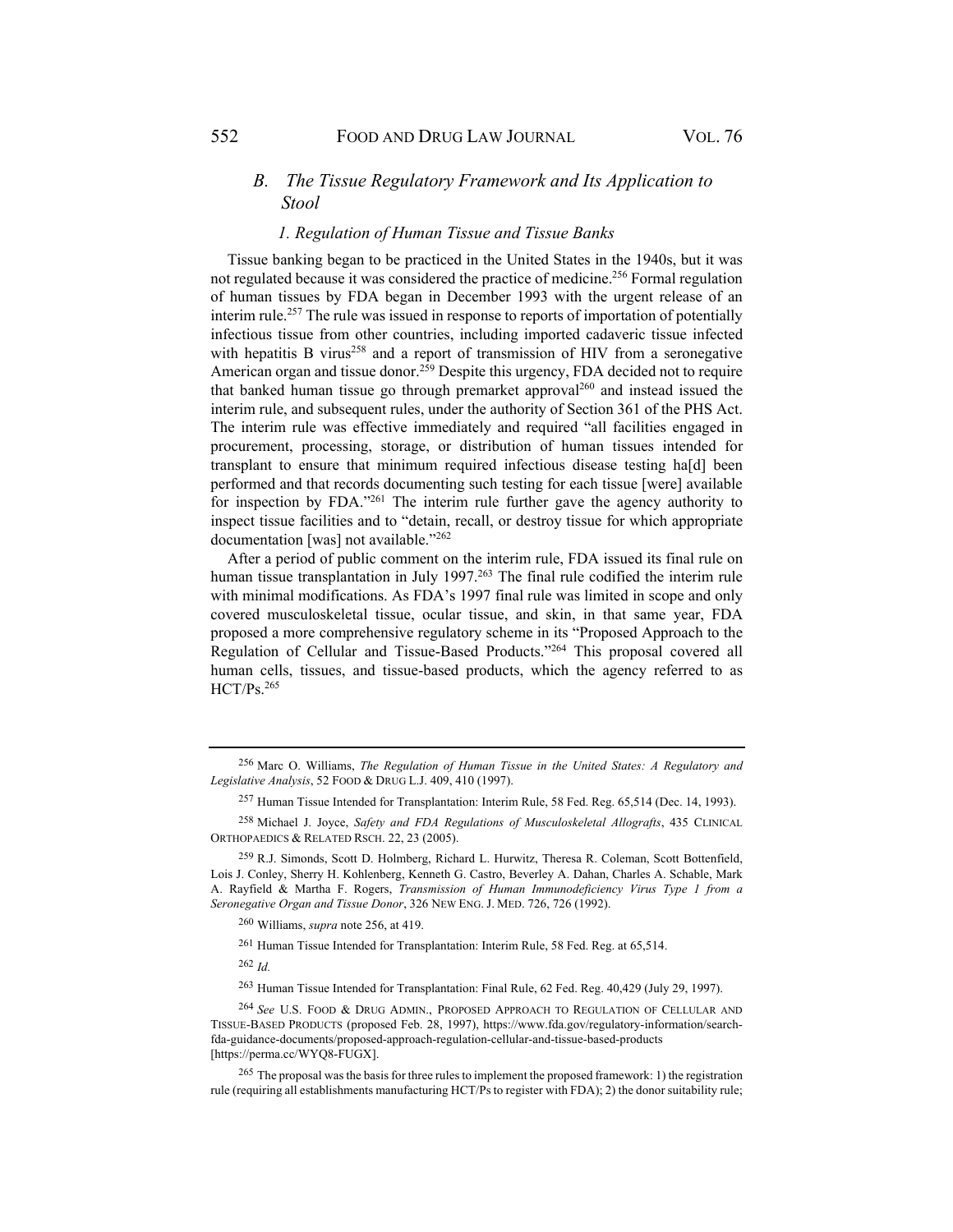### *B. The Tissue Regulatory Framework and Its Application to Stool*

#### *1. Regulation of Human Tissue and Tissue Banks*

Tissue banking began to be practiced in the United States in the 1940s, but it was not regulated because it was considered the practice of medicine.[256] Formal regulation of human tissues by FDA began in December 1993 with the urgent release of an interim rule.[257] The rule was issued in response to reports of importation of potentially infectious tissue from other countries, including imported cadaveric tissue infected with hepatitis B virus[258] and a report of transmission of HIV from a seronegative American organ and tissue donor.[259] Despite this urgency, FDA decided not to require that banked human tissue go through premarket approval[260] and instead issued the interim rule, and subsequent rules, under the authority of Section 361 of the PHS Act. The interim rule was effective immediately and required "all facilities engaged in procurement, processing, storage, or distribution of human tissues intended for transplant to ensure that minimum required infectious disease testing ha[d] been performed and that records documenting such testing for each tissue [were] available for inspection by FDA."[261] The interim rule further gave the agency authority to inspect tissue facilities and to "detain, recall, or destroy tissue for which appropriate documentation [was] not available."[262]

After a period of public comment on the interim rule, FDA issued its final rule on human tissue transplantation in July 1997.[263] The final rule codified the interim rule with minimal modifications. As FDA's 1997 final rule was limited in scope and only covered musculoskeletal tissue, ocular tissue, and skin, in that same year, FDA proposed a more comprehensive regulatory scheme in its "Proposed Approach to the Regulation of Cellular and Tissue-Based Products."[264] This proposal covered all human cells, tissues, and tissue-based products, which the agency referred to as HCT/Ps.[265]

---

[256] Marc O. Williams, *The Regulation of Human Tissue in the United States: A Regulatory and Legislative Analysis*, 52 FOOD & DRUG L.J. 409, 410 (1997).

[257] Human Tissue Intended for Transplantation: Interim Rule, 58 Fed. Reg. 65,514 (Dec. 14, 1993).

[258] Michael J. Joyce, *Safety and FDA Regulations of Musculoskeletal Allografts*, 435 CLINICAL ORTHOPAEDICS & RELATED RSCH. 22, 23 (2005).

[259] R.J. Simonds, Scott D. Holmberg, Richard L. Hurwitz, Theresa R. Coleman, Scott Bottenfield, Lois J. Conley, Sherry H. Kohlenberg, Kenneth G. Castro, Beverley A. Dahan, Charles A. Schable, Mark A. Rayfield & Martha F. Rogers, *Transmission of Human Immunodeficiency Virus Type 1 from a Seronegative Organ and Tissue Donor*, 326 NEW ENG. J. MED. 726, 726 (1992).

[260] Williams, *supra* note 256, at 419.

[261] Human Tissue Intended for Transplantation: Interim Rule, 58 Fed. Reg. at 65,514.

[262] *Id.*

[263] Human Tissue Intended for Transplantation: Final Rule, 62 Fed. Reg. 40,429 (July 29, 1997).

[264] *See* U.S. FOOD & DRUG ADMIN., PROPOSED APPROACH TO REGULATION OF CELLULAR AND TISSUE-BASED PRODUCTS (proposed Feb. 28, 1997), https://www.fda.gov/regulatory-information/search-fda-guidance-documents/proposed-approach-regulation-cellular-and-tissue-based-products [https://perma.cc/WYQ8-FUGX].

[265] The proposal was the basis for three rules to implement the proposed framework: 1) the registration rule (requiring all establishments manufacturing HCT/Ps to register with FDA); 2) the donor suitability rule;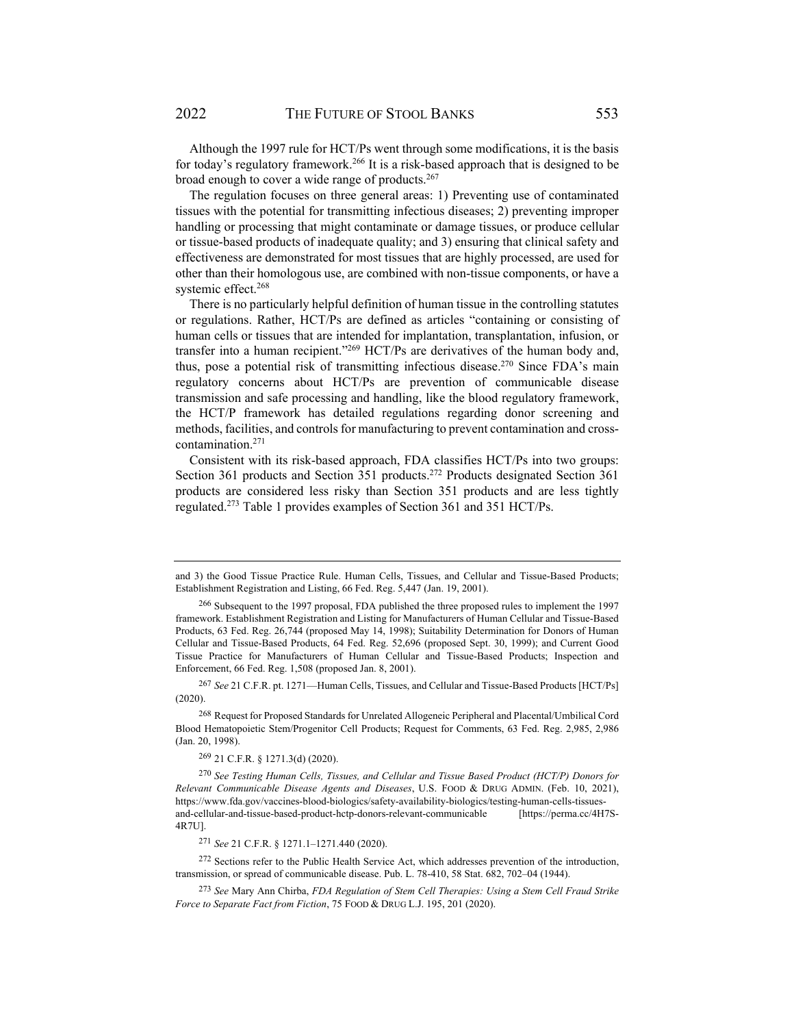Although the 1997 rule for HCT/Ps went through some modifications, it is the basis for today's regulatory framework.[266] It is a risk-based approach that is designed to be broad enough to cover a wide range of products.[267]

The regulation focuses on three general areas: 1) Preventing use of contaminated tissues with the potential for transmitting infectious diseases; 2) preventing improper handling or processing that might contaminate or damage tissues, or produce cellular or tissue-based products of inadequate quality; and 3) ensuring that clinical safety and effectiveness are demonstrated for most tissues that are highly processed, are used for other than their homologous use, are combined with non-tissue components, or have a systemic effect.[268]

There is no particularly helpful definition of human tissue in the controlling statutes or regulations. Rather, HCT/Ps are defined as articles "containing or consisting of human cells or tissues that are intended for implantation, transplantation, infusion, or transfer into a human recipient."[269] HCT/Ps are derivatives of the human body and, thus, pose a potential risk of transmitting infectious disease.[270] Since FDA's main regulatory concerns about HCT/Ps are prevention of communicable disease transmission and safe processing and handling, like the blood regulatory framework, the HCT/P framework has detailed regulations regarding donor screening and methods, facilities, and controls for manufacturing to prevent contamination and cross-contamination.[271]

Consistent with its risk-based approach, FDA classifies HCT/Ps into two groups: Section 361 products and Section 351 products.[272] Products designated Section 361 products are considered less risky than Section 351 products and are less tightly regulated.[273] Table 1 provides examples of Section 361 and 351 HCT/Ps.

---

and 3) the Good Tissue Practice Rule. Human Cells, Tissues, and Cellular and Tissue-Based Products; Establishment Registration and Listing, 66 Fed. Reg. 5,447 (Jan. 19, 2001).

[266] Subsequent to the 1997 proposal, FDA published the three proposed rules to implement the 1997 framework. Establishment Registration and Listing for Manufacturers of Human Cellular and Tissue-Based Products, 63 Fed. Reg. 26,744 (proposed May 14, 1998); Suitability Determination for Donors of Human Cellular and Tissue-Based Products, 64 Fed. Reg. 52,696 (proposed Sept. 30, 1999); and Current Good Tissue Practice for Manufacturers of Human Cellular and Tissue-Based Products; Inspection and Enforcement, 66 Fed. Reg. 1,508 (proposed Jan. 8, 2001).

[267] *See* 21 C.F.R. pt. 1271—Human Cells, Tissues, and Cellular and Tissue-Based Products [HCT/Ps] (2020).

[268] Request for Proposed Standards for Unrelated Allogeneic Peripheral and Placental/Umbilical Cord Blood Hematopoietic Stem/Progenitor Cell Products; Request for Comments, 63 Fed. Reg. 2,985, 2,986 (Jan. 20, 1998).

[269] 21 C.F.R. § 1271.3(d) (2020).

[270] *See Testing Human Cells, Tissues, and Cellular and Tissue Based Product (HCT/P) Donors for Relevant Communicable Disease Agents and Diseases*, U.S. FOOD & DRUG ADMIN. (Feb. 10, 2021), https://www.fda.gov/vaccines-blood-biologics/safety-availability-biologics/testing-human-cells-tissues-and-cellular-and-tissue-based-product-hctp-donors-relevant-communicable [https://perma.cc/4H7S-4R7U].

[271] *See* 21 C.F.R. § 1271.1–1271.440 (2020).

[272] Sections refer to the Public Health Service Act, which addresses prevention of the introduction, transmission, or spread of communicable disease. Pub. L. 78-410, 58 Stat. 682, 702–04 (1944).

[273] *See* Mary Ann Chirba, *FDA Regulation of Stem Cell Therapies: Using a Stem Cell Fraud Strike Force to Separate Fact from Fiction*, 75 FOOD & DRUG L.J. 195, 201 (2020).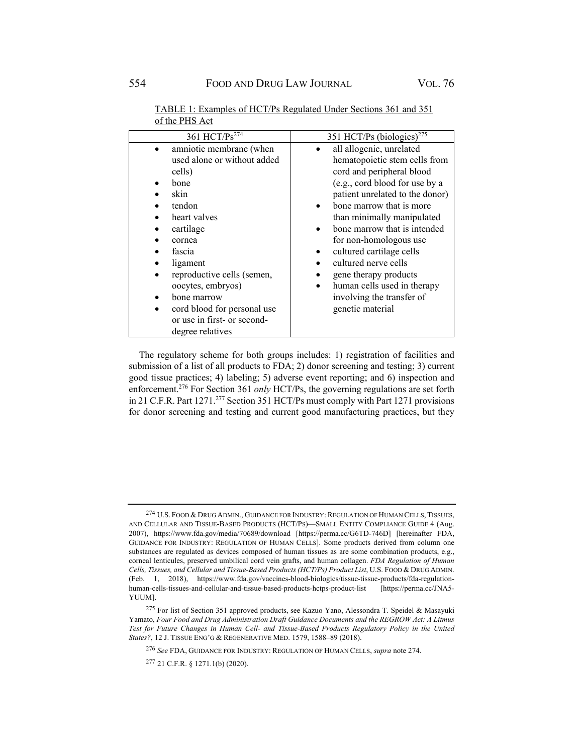TABLE 1: Examples of HCT/Ps Regulated Under Sections 361 and 351 of the PHS Act

| 361 HCT/Ps[274] | 351 HCT/Ps (biologics)[275] |
| --- | --- |
| • amniotic membrane (when used alone or without added cells)<br>• bone<br>• skin<br>• tendon<br>• heart valves<br>• cartilage<br>• cornea<br>• fascia<br>• ligament<br>• reproductive cells (semen, oocytes, embryos)<br>• bone marrow<br>• cord blood for personal use or use in first- or second-degree relatives | • all allogenic, unrelated hematopoietic stem cells from cord and peripheral blood (e.g., cord blood for use by a patient unrelated to the donor)<br>• bone marrow that is more than minimally manipulated<br>• bone marrow that is intended for non-homologous use<br>• cultured cartilage cells<br>• cultured nerve cells<br>• gene therapy products<br>• human cells used in therapy involving the transfer of genetic material |

The regulatory scheme for both groups includes: 1) registration of facilities and submission of a list of all products to FDA; 2) donor screening and testing; 3) current good tissue practices; 4) labeling; 5) adverse event reporting; and 6) inspection and enforcement.[276] For Section 361 *only* HCT/Ps, the governing regulations are set forth in 21 C.F.R. Part 1271.[277] Section 351 HCT/Ps must comply with Part 1271 provisions for donor screening and testing and current good manufacturing practices, but they

---

[274] U.S. FOOD & DRUG ADMIN., GUIDANCE FOR INDUSTRY: REGULATION OF HUMAN CELLS, TISSUES, AND CELLULAR AND TISSUE-BASED PRODUCTS (HCT/PS)—SMALL ENTITY COMPLIANCE GUIDE 4 (Aug. 2007), https://www.fda.gov/media/70689/download [https://perma.cc/G6TD-746D] [hereinafter FDA, GUIDANCE FOR INDUSTRY: REGULATION OF HUMAN CELLS]. Some products derived from column one substances are regulated as devices composed of human tissues as are some combination products, e.g., corneal lenticules, preserved umbilical cord vein grafts, and human collagen. *FDA Regulation of Human Cells, Tissues, and Cellular and Tissue-Based Products (HCT/Ps) Product List*, U.S. FOOD & DRUG ADMIN. (Feb. 1, 2018), https://www.fda.gov/vaccines-blood-biologics/tissue-tissue-products/fda-regulation-human-cells-tissues-and-cellular-and-tissue-based-products-hctps-product-list [https://perma.cc/JNA5-YUUM].

[275] For list of Section 351 approved products, see Kazuo Yano, Alessondra T. Speidel & Masayuki Yamato, *Four Food and Drug Administration Draft Guidance Documents and the REGROW Act: A Litmus Test for Future Changes in Human Cell- and Tissue-Based Products Regulatory Policy in the United States?*, 12 J. TISSUE ENG'G & REGENERATIVE MED. 1579, 1588–89 (2018).

[276] *See* FDA, GUIDANCE FOR INDUSTRY: REGULATION OF HUMAN CELLS, *supra* note 274.

[277] 21 C.F.R. § 1271.1(b) (2020).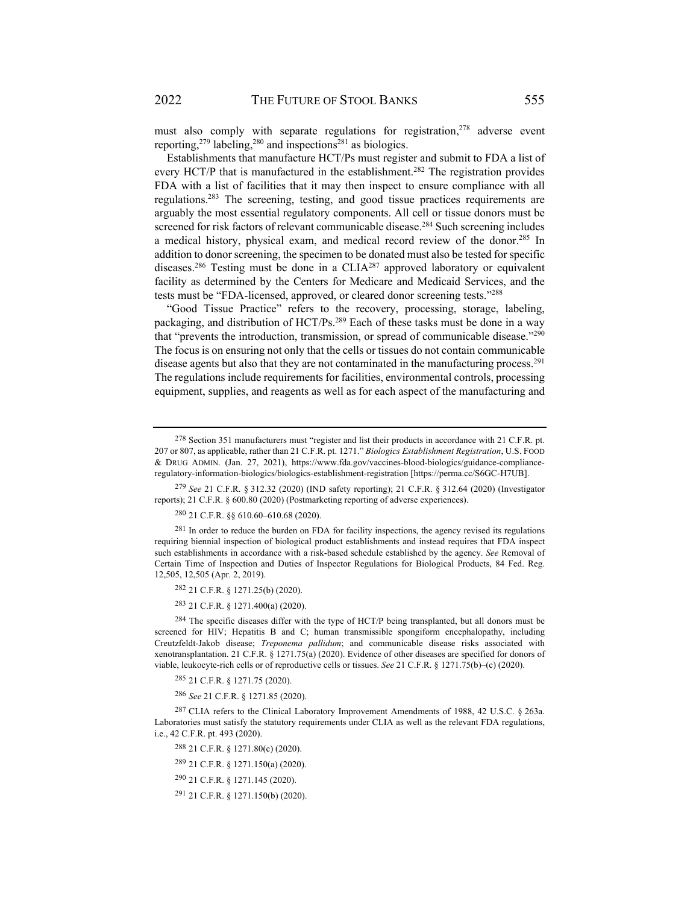must also comply with separate regulations for registration,[278] adverse event reporting,[279] labeling,[280] and inspections[281] as biologics.

Establishments that manufacture HCT/Ps must register and submit to FDA a list of every HCT/P that is manufactured in the establishment.[282] The registration provides FDA with a list of facilities that it may then inspect to ensure compliance with all regulations.[283] The screening, testing, and good tissue practices requirements are arguably the most essential regulatory components. All cell or tissue donors must be screened for risk factors of relevant communicable disease.[284] Such screening includes a medical history, physical exam, and medical record review of the donor.[285] In addition to donor screening, the specimen to be donated must also be tested for specific diseases.[286] Testing must be done in a CLIA[287] approved laboratory or equivalent facility as determined by the Centers for Medicare and Medicaid Services, and the tests must be "FDA-licensed, approved, or cleared donor screening tests."[288]

"Good Tissue Practice" refers to the recovery, processing, storage, labeling, packaging, and distribution of HCT/Ps.[289] Each of these tasks must be done in a way that "prevents the introduction, transmission, or spread of communicable disease."[290] The focus is on ensuring not only that the cells or tissues do not contain communicable disease agents but also that they are not contaminated in the manufacturing process.[291] The regulations include requirements for facilities, environmental controls, processing equipment, supplies, and reagents as well as for each aspect of the manufacturing and

---

[278] Section 351 manufacturers must "register and list their products in accordance with 21 C.F.R. pt. 207 or 807, as applicable, rather than 21 C.F.R. pt. 1271." *Biologics Establishment Registration*, U.S. FOOD & DRUG ADMIN. (Jan. 27, 2021), https://www.fda.gov/vaccines-blood-biologics/guidance-compliance-regulatory-information-biologics/biologics-establishment-registration [https://perma.cc/S6GC-H7UB].

[279] *See* 21 C.F.R. § 312.32 (2020) (IND safety reporting); 21 C.F.R. § 312.64 (2020) (Investigator reports); 21 C.F.R. § 600.80 (2020) (Postmarketing reporting of adverse experiences).

[280] 21 C.F.R. §§ 610.60–610.68 (2020).

[281] In order to reduce the burden on FDA for facility inspections, the agency revised its regulations requiring biennial inspection of biological product establishments and instead requires that FDA inspect such establishments in accordance with a risk-based schedule established by the agency. *See* Removal of Certain Time of Inspection and Duties of Inspector Regulations for Biological Products, 84 Fed. Reg. 12,505, 12,505 (Apr. 2, 2019).

[282] 21 C.F.R. § 1271.25(b) (2020).

[283] 21 C.F.R. § 1271.400(a) (2020).

[284] The specific diseases differ with the type of HCT/P being transplanted, but all donors must be screened for HIV; Hepatitis B and C; human transmissible spongiform encephalopathy, including Creutzfeldt-Jakob disease; *Treponema pallidum*; and communicable disease risks associated with xenotransplantation. 21 C.F.R. § 1271.75(a) (2020). Evidence of other diseases are specified for donors of viable, leukocyte-rich cells or of reproductive cells or tissues. *See* 21 C.F.R. § 1271.75(b)–(c) (2020).

[285] 21 C.F.R. § 1271.75 (2020).

[286] *See* 21 C.F.R. § 1271.85 (2020).

[287] CLIA refers to the Clinical Laboratory Improvement Amendments of 1988, 42 U.S.C. § 263a. Laboratories must satisfy the statutory requirements under CLIA as well as the relevant FDA regulations, i.e., 42 C.F.R. pt. 493 (2020).

[288] 21 C.F.R. § 1271.80(c) (2020).

[289] 21 C.F.R. § 1271.150(a) (2020).

[290] 21 C.F.R. § 1271.145 (2020).

[291] 21 C.F.R. § 1271.150(b) (2020).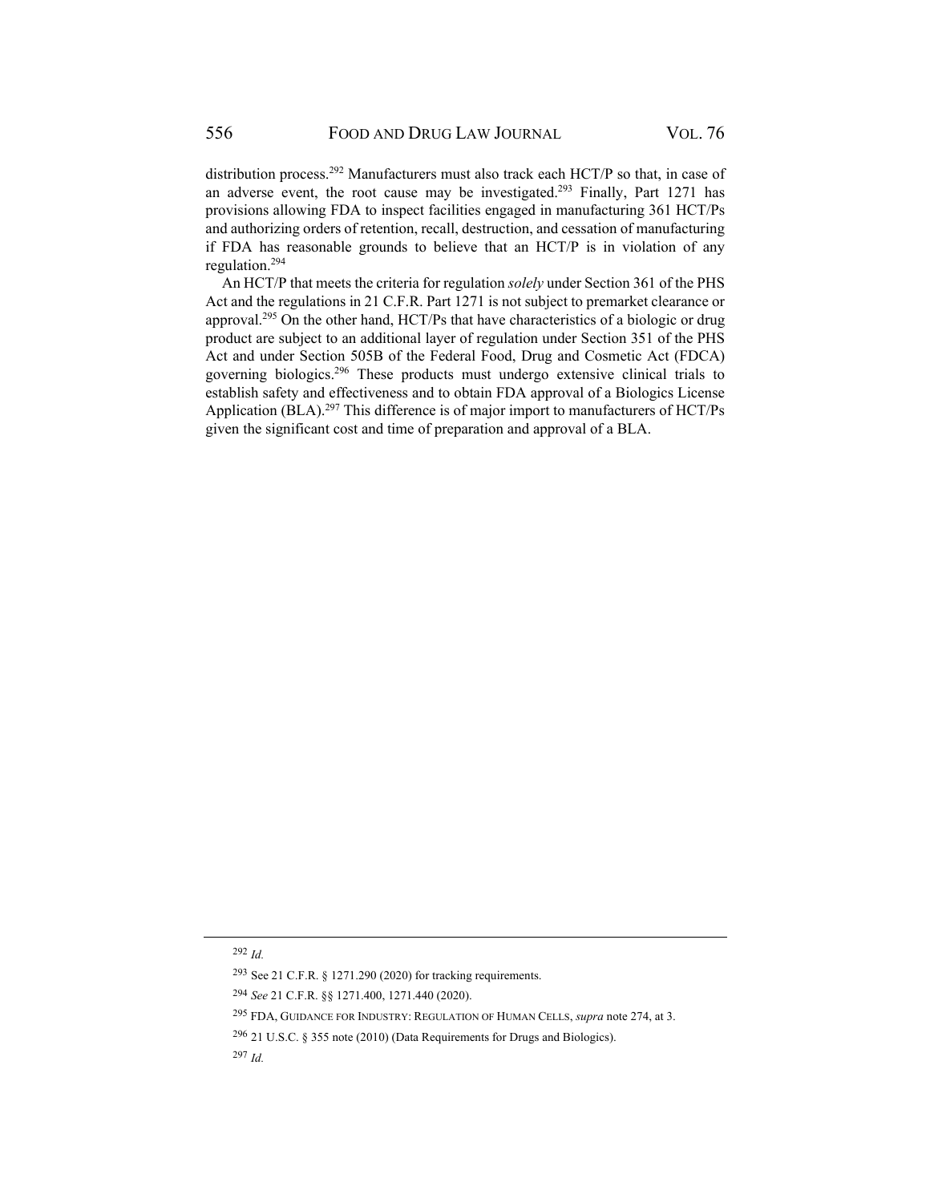distribution process.[292] Manufacturers must also track each HCT/P so that, in case of an adverse event, the root cause may be investigated.[293] Finally, Part 1271 has provisions allowing FDA to inspect facilities engaged in manufacturing 361 HCT/Ps and authorizing orders of retention, recall, destruction, and cessation of manufacturing if FDA has reasonable grounds to believe that an HCT/P is in violation of any regulation.[294]

An HCT/P that meets the criteria for regulation *solely* under Section 361 of the PHS Act and the regulations in 21 C.F.R. Part 1271 is not subject to premarket clearance or approval.[295] On the other hand, HCT/Ps that have characteristics of a biologic or drug product are subject to an additional layer of regulation under Section 351 of the PHS Act and under Section 505B of the Federal Food, Drug and Cosmetic Act (FDCA) governing biologics.[296] These products must undergo extensive clinical trials to establish safety and effectiveness and to obtain FDA approval of a Biologics License Application (BLA).[297] This difference is of major import to manufacturers of HCT/Ps given the significant cost and time of preparation and approval of a BLA.

---

[292] *Id.*

[293] See 21 C.F.R. § 1271.290 (2020) for tracking requirements.

[294] *See* 21 C.F.R. §§ 1271.400, 1271.440 (2020).

[295] FDA, GUIDANCE FOR INDUSTRY: REGULATION OF HUMAN CELLS, *supra* note 274, at 3.

[296] 21 U.S.C. § 355 note (2010) (Data Requirements for Drugs and Biologics).

[297] *Id.*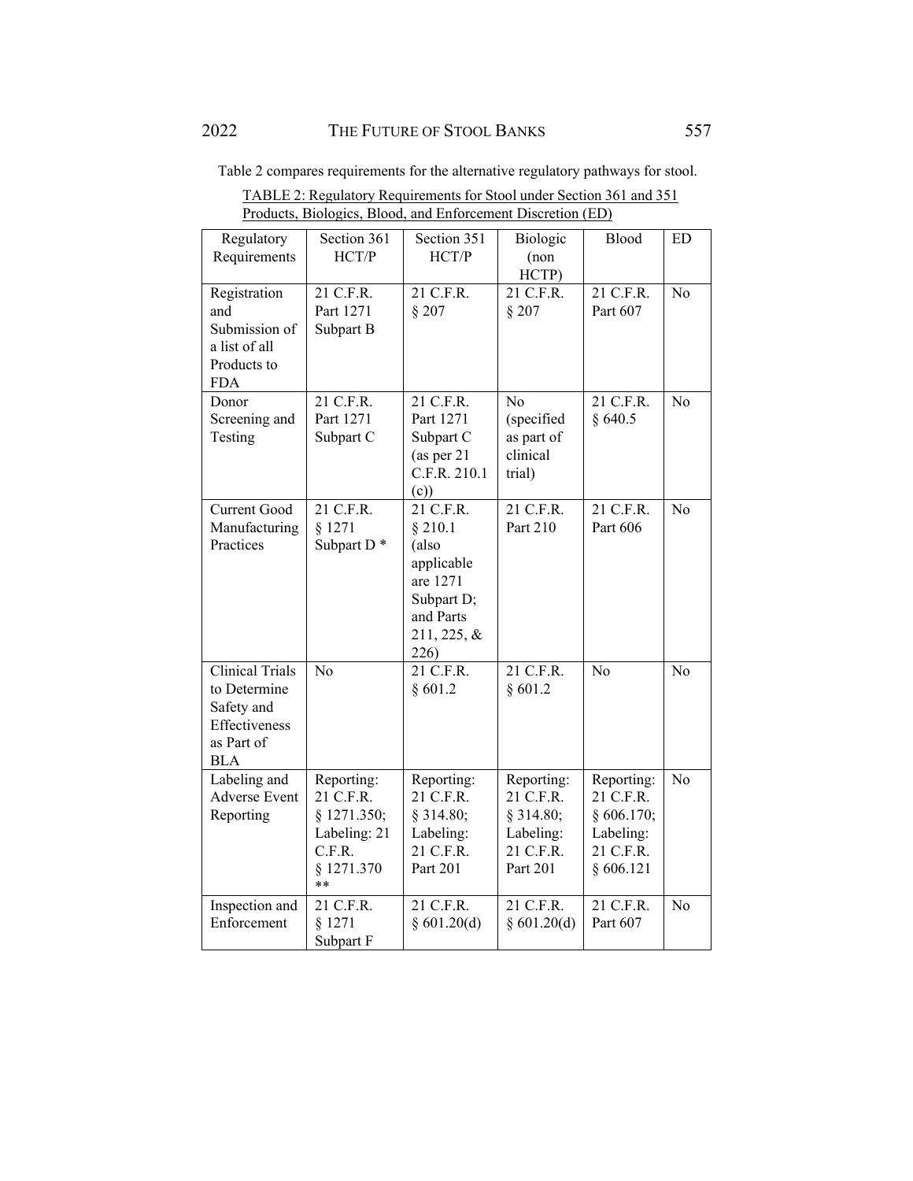Table 2 compares requirements for the alternative regulatory pathways for stool.

TABLE 2: Regulatory Requirements for Stool under Section 361 and 351 Products, Biologics, Blood, and Enforcement Discretion (ED)

| Regulatory Requirements | Section 361 HCT/P | Section 351 HCT/P | Biologic (non HCTP) | Blood | ED |
|---|---|---|---|---|---|
| Registration and Submission of a list of all Products to FDA | 21 C.F.R. Part 1271 Subpart B | 21 C.F.R. § 207 | 21 C.F.R. § 207 | 21 C.F.R. Part 607 | No |
| Donor Screening and Testing | 21 C.F.R. Part 1271 Subpart C | 21 C.F.R. Part 1271 Subpart C (as per 21 C.F.R. 210.1 (c)) | No (specified as part of clinical trial) | 21 C.F.R. § 640.5 | No |
| Current Good Manufacturing Practices | 21 C.F.R. § 1271 Subpart D * | 21 C.F.R. § 210.1 (also applicable are 1271 Subpart D; and Parts 211, 225, & 226) | 21 C.F.R. Part 210 | 21 C.F.R. Part 606 | No |
| Clinical Trials to Determine Safety and Effectiveness as Part of BLA | No | 21 C.F.R. § 601.2 | 21 C.F.R. § 601.2 | No | No |
| Labeling and Adverse Event Reporting | Reporting: 21 C.F.R. § 1271.350; Labeling: 21 C.F.R. § 1271.370 ** | Reporting: 21 C.F.R. § 314.80; Labeling: 21 C.F.R. Part 201 | Reporting: 21 C.F.R. § 314.80; Labeling: 21 C.F.R. Part 201 | Reporting: 21 C.F.R. § 606.170; Labeling: 21 C.F.R. § 606.121 | No |
| Inspection and Enforcement | 21 C.F.R. § 1271 Subpart F | 21 C.F.R. § 601.20(d) | 21 C.F.R. § 601.20(d) | 21 C.F.R. Part 607 | No |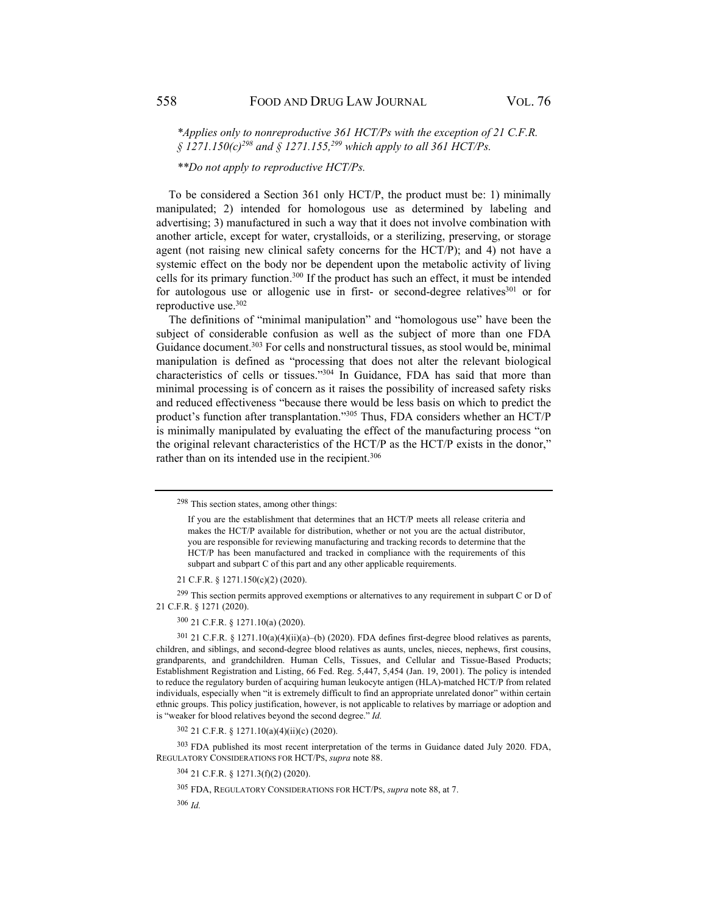*\*Applies only to nonreproductive 361 HCT/Ps with the exception of 21 C.F.R. § 1271.150(c)[298] and § 1271.155,[299] which apply to all 361 HCT/Ps.*

*\*\*Do not apply to reproductive HCT/Ps.*

To be considered a Section 361 only HCT/P, the product must be: 1) minimally manipulated; 2) intended for homologous use as determined by labeling and advertising; 3) manufactured in such a way that it does not involve combination with another article, except for water, crystalloids, or a sterilizing, preserving, or storage agent (not raising new clinical safety concerns for the HCT/P); and 4) not have a systemic effect on the body nor be dependent upon the metabolic activity of living cells for its primary function.[300] If the product has such an effect, it must be intended for autologous use or allogenic use in first- or second-degree relatives[301] or for reproductive use.[302]

The definitions of "minimal manipulation" and "homologous use" have been the subject of considerable confusion as well as the subject of more than one FDA Guidance document.[303] For cells and nonstructural tissues, as stool would be, minimal manipulation is defined as "processing that does not alter the relevant biological characteristics of cells or tissues."[304] In Guidance, FDA has said that more than minimal processing is of concern as it raises the possibility of increased safety risks and reduced effectiveness "because there would be less basis on which to predict the product's function after transplantation."[305] Thus, FDA considers whether an HCT/P is minimally manipulated by evaluating the effect of the manufacturing process "on the original relevant characteristics of the HCT/P as the HCT/P exists in the donor," rather than on its intended use in the recipient.[306]

---

[298] This section states, among other things:

> If you are the establishment that determines that an HCT/P meets all release criteria and makes the HCT/P available for distribution, whether or not you are the actual distributor, you are responsible for reviewing manufacturing and tracking records to determine that the HCT/P has been manufactured and tracked in compliance with the requirements of this subpart and subpart C of this part and any other applicable requirements.

21 C.F.R. § 1271.150(c)(2) (2020).

[299] This section permits approved exemptions or alternatives to any requirement in subpart C or D of 21 C.F.R. § 1271 (2020).

[300] 21 C.F.R. § 1271.10(a) (2020).

[301] 21 C.F.R. § 1271.10(a)(4)(ii)(a)–(b) (2020). FDA defines first-degree blood relatives as parents, children, and siblings, and second-degree blood relatives as aunts, uncles, nieces, nephews, first cousins, grandparents, and grandchildren. Human Cells, Tissues, and Cellular and Tissue-Based Products; Establishment Registration and Listing, 66 Fed. Reg. 5,447, 5,454 (Jan. 19, 2001). The policy is intended to reduce the regulatory burden of acquiring human leukocyte antigen (HLA)-matched HCT/P from related individuals, especially when "it is extremely difficult to find an appropriate unrelated donor" within certain ethnic groups. This policy justification, however, is not applicable to relatives by marriage or adoption and is "weaker for blood relatives beyond the second degree." *Id.*

[302] 21 C.F.R. § 1271.10(a)(4)(ii)(c) (2020).

[303] FDA published its most recent interpretation of the terms in Guidance dated July 2020. FDA, REGULATORY CONSIDERATIONS FOR HCT/PS, *supra* note 88.

[304] 21 C.F.R. § 1271.3(f)(2) (2020).

[305] FDA, REGULATORY CONSIDERATIONS FOR HCT/PS, *supra* note 88, at 7.

[306] *Id.*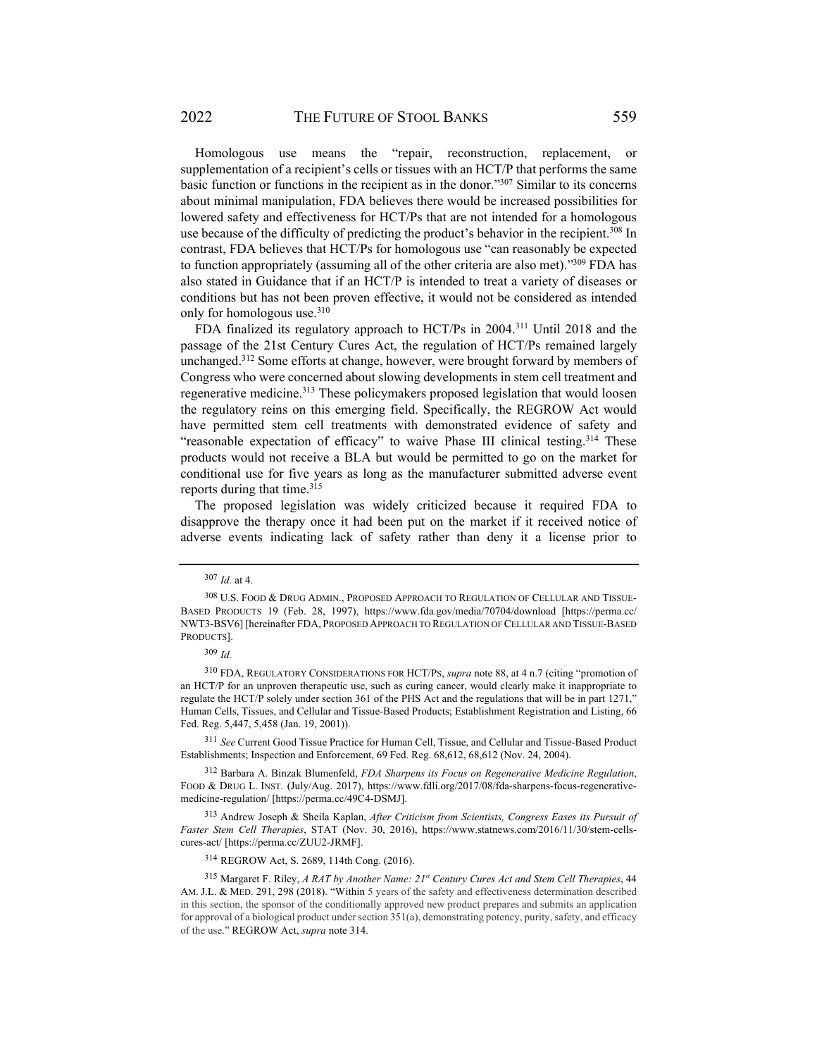Homologous use means the "repair, reconstruction, replacement, or supplementation of a recipient's cells or tissues with an HCT/P that performs the same basic function or functions in the recipient as in the donor."[307] Similar to its concerns about minimal manipulation, FDA believes there would be increased possibilities for lowered safety and effectiveness for HCT/Ps that are not intended for a homologous use because of the difficulty of predicting the product's behavior in the recipient.[308] In contrast, FDA believes that HCT/Ps for homologous use "can reasonably be expected to function appropriately (assuming all of the other criteria are also met)."[309] FDA has also stated in Guidance that if an HCT/P is intended to treat a variety of diseases or conditions but has not been proven effective, it would not be considered as intended only for homologous use.[310]

FDA finalized its regulatory approach to HCT/Ps in 2004.[311] Until 2018 and the passage of the 21st Century Cures Act, the regulation of HCT/Ps remained largely unchanged.[312] Some efforts at change, however, were brought forward by members of Congress who were concerned about slowing developments in stem cell treatment and regenerative medicine.[313] These policymakers proposed legislation that would loosen the regulatory reins on this emerging field. Specifically, the REGROW Act would have permitted stem cell treatments with demonstrated evidence of safety and "reasonable expectation of efficacy" to waive Phase III clinical testing.[314] These products would not receive a BLA but would be permitted to go on the market for conditional use for five years as long as the manufacturer submitted adverse event reports during that time.[315]

The proposed legislation was widely criticized because it required FDA to disapprove the therapy once it had been put on the market if it received notice of adverse events indicating lack of safety rather than deny it a license prior to

---

[307] *Id.* at 4.

[308] U.S. FOOD & DRUG ADMIN., PROPOSED APPROACH TO REGULATION OF CELLULAR AND TISSUE-BASED PRODUCTS 19 (Feb. 28, 1997), https://www.fda.gov/media/70704/download [https://perma.cc/NWT3-BSV6] [hereinafter FDA, PROPOSED APPROACH TO REGULATION OF CELLULAR AND TISSUE-BASED PRODUCTS].

[309] *Id.*

[310] FDA, REGULATORY CONSIDERATIONS FOR HCT/PS, *supra* note 88, at 4 n.7 (citing "promotion of an HCT/P for an unproven therapeutic use, such as curing cancer, would clearly make it inappropriate to regulate the HCT/P solely under section 361 of the PHS Act and the regulations that will be in part 1271," Human Cells, Tissues, and Cellular and Tissue-Based Products; Establishment Registration and Listing, 66 Fed. Reg. 5,447, 5,458 (Jan. 19, 2001)).

[311] *See* Current Good Tissue Practice for Human Cell, Tissue, and Cellular and Tissue-Based Product Establishments; Inspection and Enforcement, 69 Fed. Reg. 68,612, 68,612 (Nov. 24, 2004).

[312] Barbara A. Binzak Blumenfeld, *FDA Sharpens its Focus on Regenerative Medicine Regulation*, FOOD & DRUG L. INST. (July/Aug. 2017), https://www.fdli.org/2017/08/fda-sharpens-focus-regenerative-medicine-regulation/ [https://perma.cc/49C4-DSMJ].

[313] Andrew Joseph & Sheila Kaplan, *After Criticism from Scientists, Congress Eases its Pursuit of Faster Stem Cell Therapies*, STAT (Nov. 30, 2016), https://www.statnews.com/2016/11/30/stem-cells-cures-act/ [https://perma.cc/ZUU2-JRMF].

[314] REGROW Act, S. 2689, 114th Cong. (2016).

[315] Margaret F. Riley, *A RAT by Another Name: 21st Century Cures Act and Stem Cell Therapies*, 44 AM. J.L. & MED. 291, 298 (2018). "Within 5 years of the safety and effectiveness determination described in this section, the sponsor of the conditionally approved new product prepares and submits an application for approval of a biological product under section 351(a), demonstrating potency, purity, safety, and efficacy of the use." REGROW Act, *supra* note 314.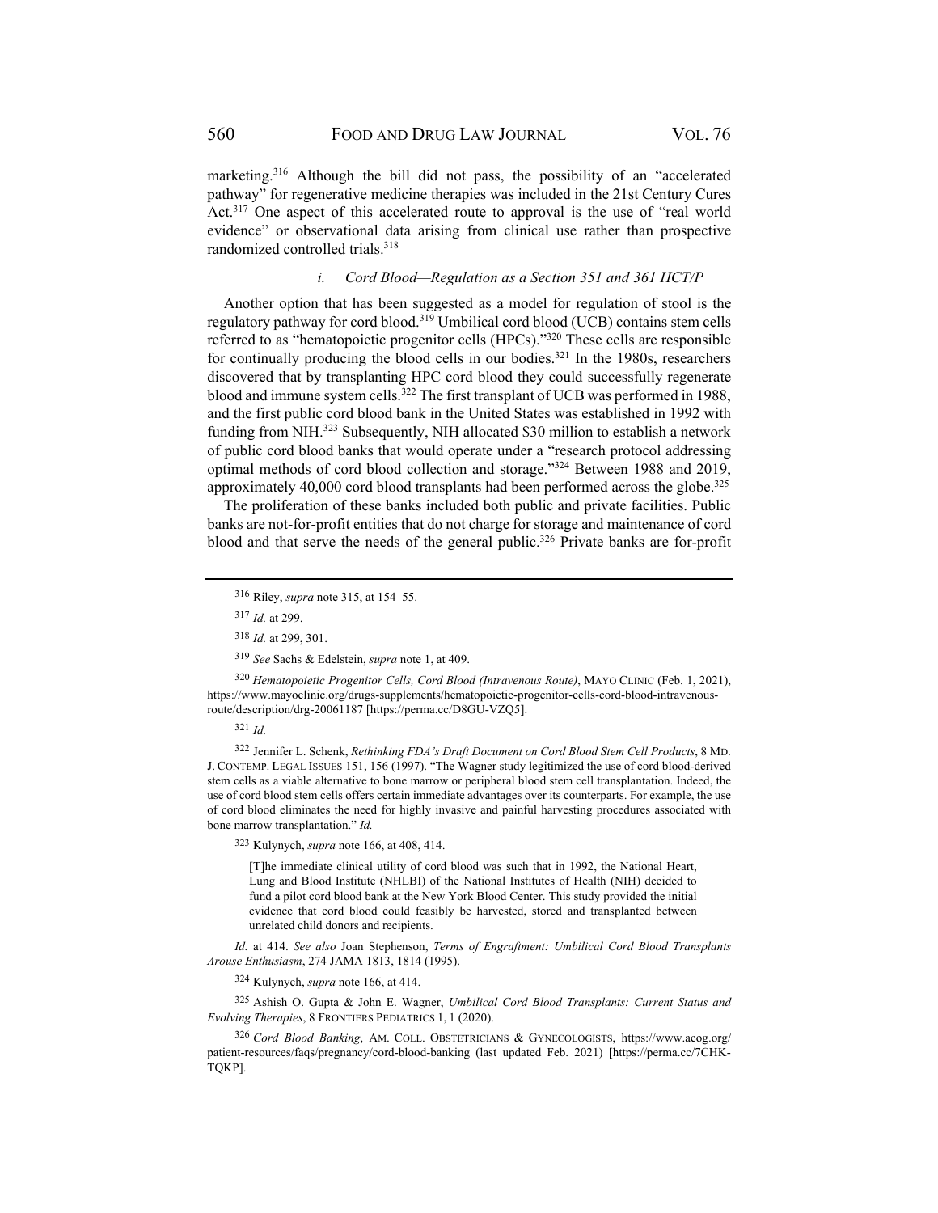marketing.[316] Although the bill did not pass, the possibility of an "accelerated pathway" for regenerative medicine therapies was included in the 21st Century Cures Act.[317] One aspect of this accelerated route to approval is the use of "real world evidence" or observational data arising from clinical use rather than prospective randomized controlled trials.[318]

### *i. Cord Blood—Regulation as a Section 351 and 361 HCT/P*

Another option that has been suggested as a model for regulation of stool is the regulatory pathway for cord blood.[319] Umbilical cord blood (UCB) contains stem cells referred to as "hematopoietic progenitor cells (HPCs)."[320] These cells are responsible for continually producing the blood cells in our bodies.[321] In the 1980s, researchers discovered that by transplanting HPC cord blood they could successfully regenerate blood and immune system cells.[322] The first transplant of UCB was performed in 1988, and the first public cord blood bank in the United States was established in 1992 with funding from NIH.[323] Subsequently, NIH allocated $30 million to establish a network of public cord blood banks that would operate under a "research protocol addressing optimal methods of cord blood collection and storage."[324] Between 1988 and 2019, approximately 40,000 cord blood transplants had been performed across the globe.[325]

The proliferation of these banks included both public and private facilities. Public banks are not-for-profit entities that do not charge for storage and maintenance of cord blood and that serve the needs of the general public.[326] Private banks are for-profit

---

[316] Riley, *supra* note 315, at 154–55.

[317] *Id.* at 299.

[318] *Id.* at 299, 301.

[319] *See* Sachs & Edelstein, *supra* note 1, at 409.

[320] *Hematopoietic Progenitor Cells, Cord Blood (Intravenous Route)*, MAYO CLINIC (Feb. 1, 2021), https://www.mayoclinic.org/drugs-supplements/hematopoietic-progenitor-cells-cord-blood-intravenous-route/description/drg-20061187 [https://perma.cc/D8GU-VZQ5].

[321] *Id.*

[322] Jennifer L. Schenk, *Rethinking FDA's Draft Document on Cord Blood Stem Cell Products*, 8 MD. J. CONTEMP. LEGAL ISSUES 151, 156 (1997). "The Wagner study legitimized the use of cord blood-derived stem cells as a viable alternative to bone marrow or peripheral blood stem cell transplantation. Indeed, the use of cord blood stem cells offers certain immediate advantages over its counterparts. For example, the use of cord blood eliminates the need for highly invasive and painful harvesting procedures associated with bone marrow transplantation." *Id.*

[323] Kulynych, *supra* note 166, at 408, 414.

> [T]he immediate clinical utility of cord blood was such that in 1992, the National Heart, Lung and Blood Institute (NHLBI) of the National Institutes of Health (NIH) decided to fund a pilot cord blood bank at the New York Blood Center. This study provided the initial evidence that cord blood could feasibly be harvested, stored and transplanted between unrelated child donors and recipients.

*Id.* at 414. *See also* Joan Stephenson, *Terms of Engraftment: Umbilical Cord Blood Transplants Arouse Enthusiasm*, 274 JAMA 1813, 1814 (1995).

[324] Kulynych, *supra* note 166, at 414.

[325] Ashish O. Gupta & John E. Wagner, *Umbilical Cord Blood Transplants: Current Status and Evolving Therapies*, 8 FRONTIERS PEDIATRICS 1, 1 (2020).

[326] *Cord Blood Banking*, AM. COLL. OBSTETRICIANS & GYNECOLOGISTS, https://www.acog.org/patient-resources/faqs/pregnancy/cord-blood-banking (last updated Feb. 2021) [https://perma.cc/7CHK-TQKP].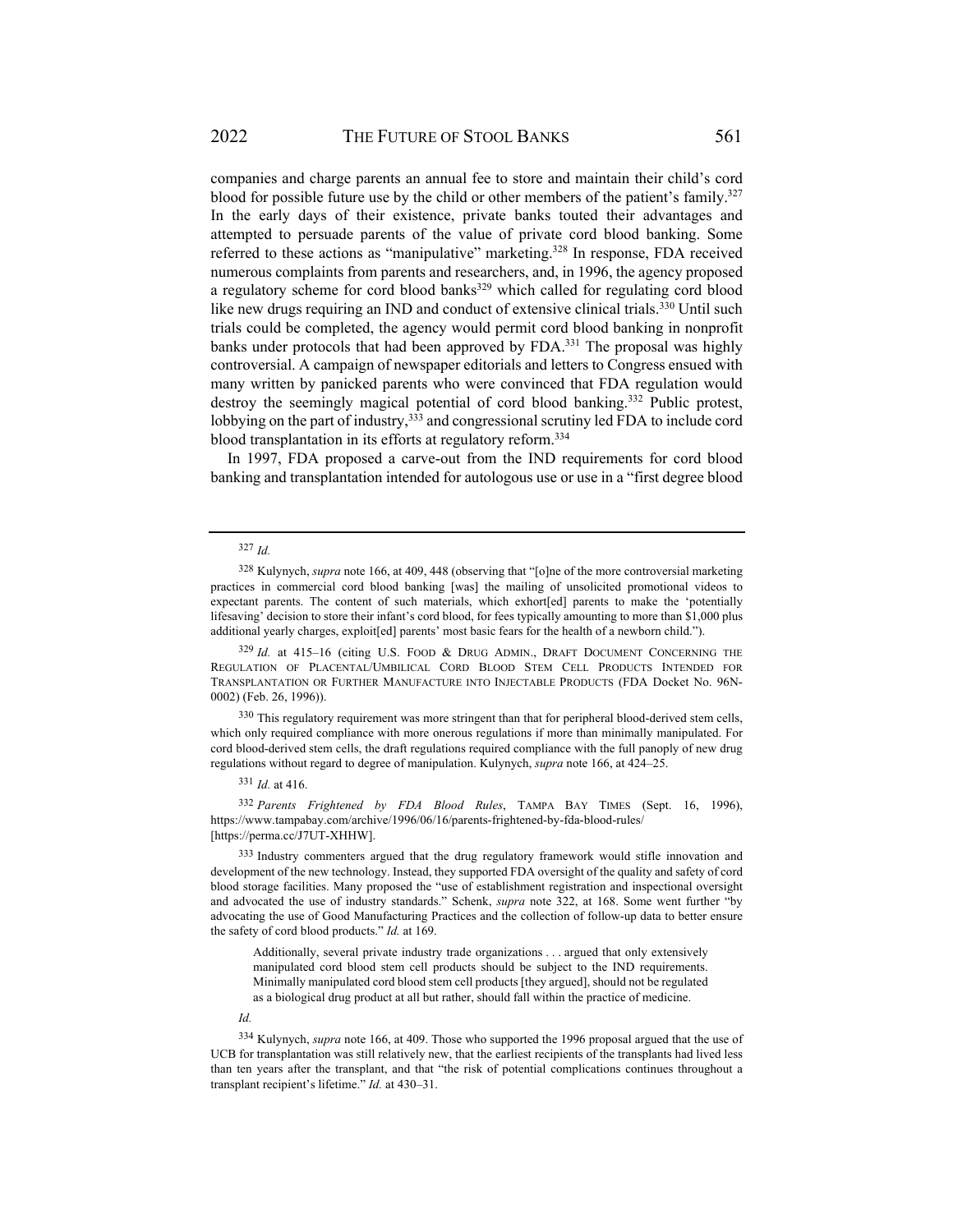companies and charge parents an annual fee to store and maintain their child's cord blood for possible future use by the child or other members of the patient's family.[327] In the early days of their existence, private banks touted their advantages and attempted to persuade parents of the value of private cord blood banking. Some referred to these actions as "manipulative" marketing.[328] In response, FDA received numerous complaints from parents and researchers, and, in 1996, the agency proposed a regulatory scheme for cord blood banks[329] which called for regulating cord blood like new drugs requiring an IND and conduct of extensive clinical trials.[330] Until such trials could be completed, the agency would permit cord blood banking in nonprofit banks under protocols that had been approved by FDA.[331] The proposal was highly controversial. A campaign of newspaper editorials and letters to Congress ensued with many written by panicked parents who were convinced that FDA regulation would destroy the seemingly magical potential of cord blood banking.[332] Public protest, lobbying on the part of industry,[333] and congressional scrutiny led FDA to include cord blood transplantation in its efforts at regulatory reform.[334]

In 1997, FDA proposed a carve-out from the IND requirements for cord blood banking and transplantation intended for autologous use or use in a "first degree blood

---

[327] *Id.*

[328] Kulynych, *supra* note 166, at 409, 448 (observing that "[o]ne of the more controversial marketing practices in commercial cord blood banking [was] the mailing of unsolicited promotional videos to expectant parents. The content of such materials, which exhort[ed] parents to make the 'potentially lifesaving' decision to store their infant's cord blood, for fees typically amounting to more than $1,000 plus additional yearly charges, exploit[ed] parents' most basic fears for the health of a newborn child.").

[329] *Id.* at 415–16 (citing U.S. FOOD & DRUG ADMIN., DRAFT DOCUMENT CONCERNING THE REGULATION OF PLACENTAL/UMBILICAL CORD BLOOD STEM CELL PRODUCTS INTENDED FOR TRANSPLANTATION OR FURTHER MANUFACTURE INTO INJECTABLE PRODUCTS (FDA Docket No. 96N-0002) (Feb. 26, 1996)).

[330] This regulatory requirement was more stringent than that for peripheral blood-derived stem cells, which only required compliance with more onerous regulations if more than minimally manipulated. For cord blood-derived stem cells, the draft regulations required compliance with the full panoply of new drug regulations without regard to degree of manipulation. Kulynych, *supra* note 166, at 424–25.

[331] *Id.* at 416.

[332] *Parents Frightened by FDA Blood Rules*, TAMPA BAY TIMES (Sept. 16, 1996), https://www.tampabay.com/archive/1996/06/16/parents-frightened-by-fda-blood-rules/ [https://perma.cc/J7UT-XHHW].

[333] Industry commenters argued that the drug regulatory framework would stifle innovation and development of the new technology. Instead, they supported FDA oversight of the quality and safety of cord blood storage facilities. Many proposed the "use of establishment registration and inspectional oversight and advocated the use of industry standards." Schenk, *supra* note 322, at 168. Some went further "by advocating the use of Good Manufacturing Practices and the collection of follow-up data to better ensure the safety of cord blood products." *Id.* at 169.

> Additionally, several private industry trade organizations . . . argued that only extensively manipulated cord blood stem cell products should be subject to the IND requirements. Minimally manipulated cord blood stem cell products [they argued], should not be regulated as a biological drug product at all but rather, should fall within the practice of medicine.

*Id.*

[334] Kulynych, *supra* note 166, at 409. Those who supported the 1996 proposal argued that the use of UCB for transplantation was still relatively new, that the earliest recipients of the transplants had lived less than ten years after the transplant, and that "the risk of potential complications continues throughout a transplant recipient's lifetime." *Id.* at 430–31.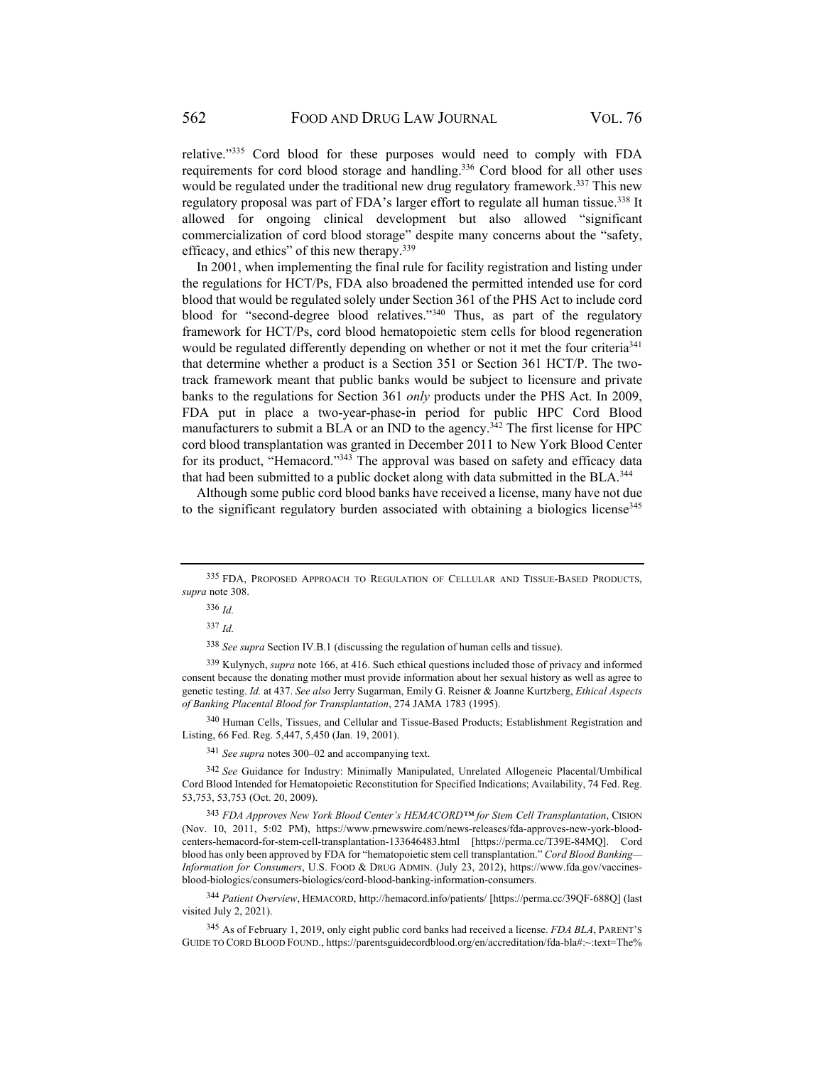relative."[335] Cord blood for these purposes would need to comply with FDA requirements for cord blood storage and handling.[336] Cord blood for all other uses would be regulated under the traditional new drug regulatory framework.[337] This new regulatory proposal was part of FDA's larger effort to regulate all human tissue.[338] It allowed for ongoing clinical development but also allowed "significant commercialization of cord blood storage" despite many concerns about the "safety, efficacy, and ethics" of this new therapy.[339]

In 2001, when implementing the final rule for facility registration and listing under the regulations for HCT/Ps, FDA also broadened the permitted intended use for cord blood that would be regulated solely under Section 361 of the PHS Act to include cord blood for "second-degree blood relatives."[340] Thus, as part of the regulatory framework for HCT/Ps, cord blood hematopoietic stem cells for blood regeneration would be regulated differently depending on whether or not it met the four criteria[341] that determine whether a product is a Section 351 or Section 361 HCT/P. The two-track framework meant that public banks would be subject to licensure and private banks to the regulations for Section 361 *only* products under the PHS Act. In 2009, FDA put in place a two-year-phase-in period for public HPC Cord Blood manufacturers to submit a BLA or an IND to the agency.[342] The first license for HPC cord blood transplantation was granted in December 2011 to New York Blood Center for its product, "Hemacord."[343] The approval was based on safety and efficacy data that had been submitted to a public docket along with data submitted in the BLA.[344]

Although some public cord blood banks have received a license, many have not due to the significant regulatory burden associated with obtaining a biologics license[345]

---

[335] FDA, PROPOSED APPROACH TO REGULATION OF CELLULAR AND TISSUE-BASED PRODUCTS, *supra* note 308.

[336] *Id.*

[337] *Id.*

[338] *See supra* Section IV.B.1 (discussing the regulation of human cells and tissue).

[339] Kulynych, *supra* note 166, at 416. Such ethical questions included those of privacy and informed consent because the donating mother must provide information about her sexual history as well as agree to genetic testing. *Id.* at 437. *See also* Jerry Sugarman, Emily G. Reisner & Joanne Kurtzberg, *Ethical Aspects of Banking Placental Blood for Transplantation*, 274 JAMA 1783 (1995).

[340] Human Cells, Tissues, and Cellular and Tissue-Based Products; Establishment Registration and Listing, 66 Fed. Reg. 5,447, 5,450 (Jan. 19, 2001).

[341] *See supra* notes 300–02 and accompanying text.

[342] *See* Guidance for Industry: Minimally Manipulated, Unrelated Allogeneic Placental/Umbilical Cord Blood Intended for Hematopoietic Reconstitution for Specified Indications; Availability, 74 Fed. Reg. 53,753, 53,753 (Oct. 20, 2009).

[343] *FDA Approves New York Blood Center's HEMACORD™ for Stem Cell Transplantation*, CISION (Nov. 10, 2011, 5:02 PM), https://www.prnewswire.com/news-releases/fda-approves-new-york-blood-centers-hemacord-for-stem-cell-transplantation-133646483.html [https://perma.cc/T39E-84MQ]. Cord blood has only been approved by FDA for "hematopoietic stem cell transplantation." *Cord Blood Banking—Information for Consumers*, U.S. FOOD & DRUG ADMIN. (July 23, 2012), https://www.fda.gov/vaccines-blood-biologics/consumers-biologics/cord-blood-banking-information-consumers.

[344] *Patient Overview*, HEMACORD, http://hemacord.info/patients/ [https://perma.cc/39QF-688Q] (last visited July 2, 2021).

[345] As of February 1, 2019, only eight public cord banks had received a license. *FDA BLA*, PARENT'S GUIDE TO CORD BLOOD FOUND., https://parentsguidecordblood.org/en/accreditation/fda-bla#:~:text=The%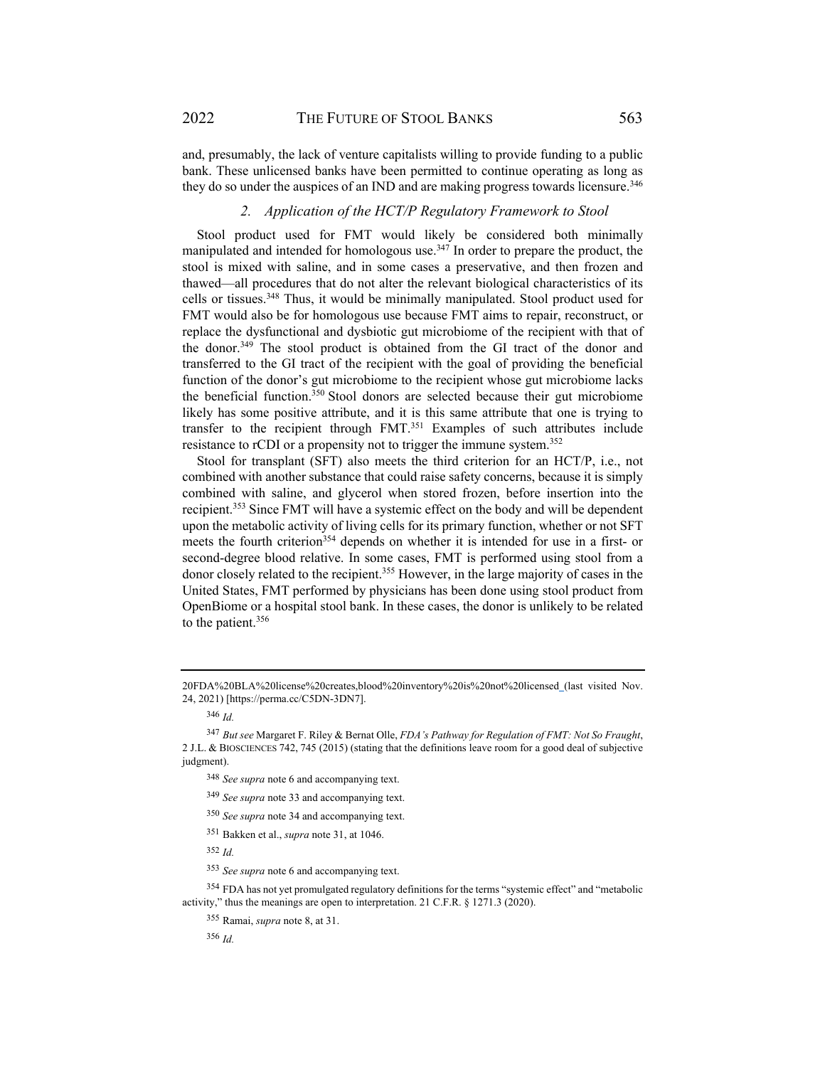and, presumably, the lack of venture capitalists willing to provide funding to a public bank. These unlicensed banks have been permitted to continue operating as long as they do so under the auspices of an IND and are making progress towards licensure.[346]

### *2. Application of the HCT/P Regulatory Framework to Stool*

Stool product used for FMT would likely be considered both minimally manipulated and intended for homologous use.[347] In order to prepare the product, the stool is mixed with saline, and in some cases a preservative, and then frozen and thawed—all procedures that do not alter the relevant biological characteristics of its cells or tissues.[348] Thus, it would be minimally manipulated. Stool product used for FMT would also be for homologous use because FMT aims to repair, reconstruct, or replace the dysfunctional and dysbiotic gut microbiome of the recipient with that of the donor.[349] The stool product is obtained from the GI tract of the donor and transferred to the GI tract of the recipient with the goal of providing the beneficial function of the donor's gut microbiome to the recipient whose gut microbiome lacks the beneficial function.[350] Stool donors are selected because their gut microbiome likely has some positive attribute, and it is this same attribute that one is trying to transfer to the recipient through FMT.[351] Examples of such attributes include resistance to rCDI or a propensity not to trigger the immune system.[352]

Stool for transplant (SFT) also meets the third criterion for an HCT/P, i.e., not combined with another substance that could raise safety concerns, because it is simply combined with saline, and glycerol when stored frozen, before insertion into the recipient.[353] Since FMT will have a systemic effect on the body and will be dependent upon the metabolic activity of living cells for its primary function, whether or not SFT meets the fourth criterion[354] depends on whether it is intended for use in a first- or second-degree blood relative. In some cases, FMT is performed using stool from a donor closely related to the recipient.[355] However, in the large majority of cases in the United States, FMT performed by physicians has been done using stool product from OpenBiome or a hospital stool bank. In these cases, the donor is unlikely to be related to the patient.[356]

---

20FDA%20BLA%20license%20creates,blood%20inventory%20is%20not%20licensed_(last visited Nov. 24, 2021) [https://perma.cc/C5DN-3DN7].

[346] *Id.*

[347] *But see* Margaret F. Riley & Bernat Olle, *FDA's Pathway for Regulation of FMT: Not So Fraught*, 2 J.L. & BIOSCIENCES 742, 745 (2015) (stating that the definitions leave room for a good deal of subjective judgment).

[348] *See supra* note 6 and accompanying text.

[349] *See supra* note 33 and accompanying text.

[350] *See supra* note 34 and accompanying text.

[351] Bakken et al., *supra* note 31, at 1046.

[352] *Id.*

[353] *See supra* note 6 and accompanying text.

[354] FDA has not yet promulgated regulatory definitions for the terms "systemic effect" and "metabolic activity," thus the meanings are open to interpretation. 21 C.F.R. § 1271.3 (2020).

[355] Ramai, *supra* note 8, at 31.

[356] *Id.*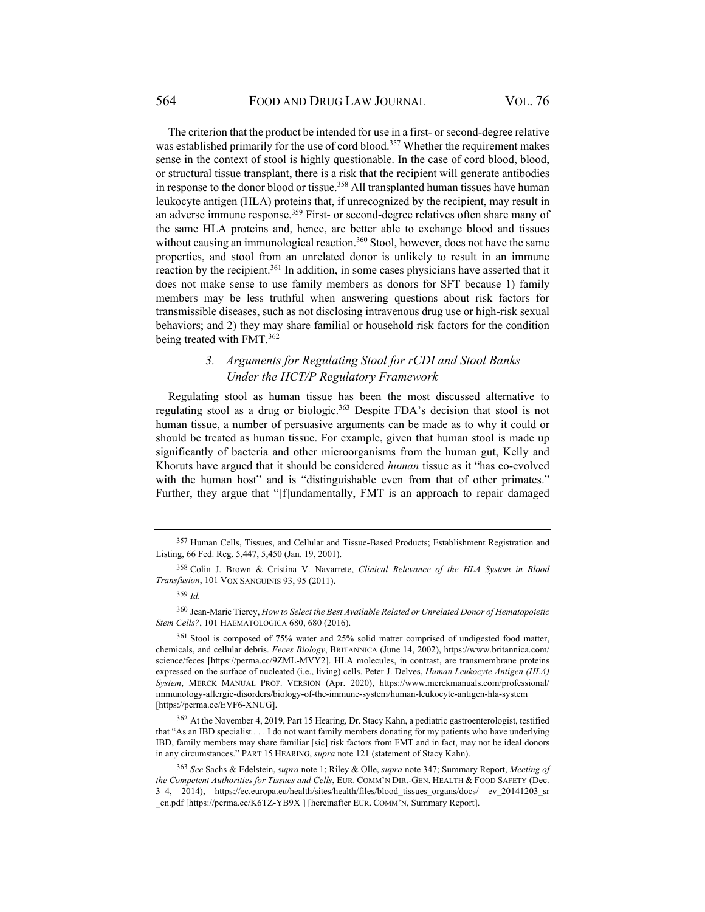The criterion that the product be intended for use in a first- or second-degree relative was established primarily for the use of cord blood.[357] Whether the requirement makes sense in the context of stool is highly questionable. In the case of cord blood, blood, or structural tissue transplant, there is a risk that the recipient will generate antibodies in response to the donor blood or tissue.[358] All transplanted human tissues have human leukocyte antigen (HLA) proteins that, if unrecognized by the recipient, may result in an adverse immune response.[359] First- or second-degree relatives often share many of the same HLA proteins and, hence, are better able to exchange blood and tissues without causing an immunological reaction.[360] Stool, however, does not have the same properties, and stool from an unrelated donor is unlikely to result in an immune reaction by the recipient.[361] In addition, in some cases physicians have asserted that it does not make sense to use family members as donors for SFT because 1) family members may be less truthful when answering questions about risk factors for transmissible diseases, such as not disclosing intravenous drug use or high-risk sexual behaviors; and 2) they may share familial or household risk factors for the condition being treated with FMT.[362]

### *3. Arguments for Regulating Stool for rCDI and Stool Banks Under the HCT/P Regulatory Framework*

Regulating stool as human tissue has been the most discussed alternative to regulating stool as a drug or biologic.[363] Despite FDA's decision that stool is not human tissue, a number of persuasive arguments can be made as to why it could or should be treated as human tissue. For example, given that human stool is made up significantly of bacteria and other microorganisms from the human gut, Kelly and Khoruts have argued that it should be considered *human* tissue as it "has co-evolved with the human host" and is "distinguishable even from that of other primates." Further, they argue that "[f]undamentally, FMT is an approach to repair damaged

---

[357] Human Cells, Tissues, and Cellular and Tissue-Based Products; Establishment Registration and Listing, 66 Fed. Reg. 5,447, 5,450 (Jan. 19, 2001).

[358] Colin J. Brown & Cristina V. Navarrete, *Clinical Relevance of the HLA System in Blood Transfusion*, 101 VOX SANGUINIS 93, 95 (2011).

[359] *Id.*

[360] Jean-Marie Tiercy, *How to Select the Best Available Related or Unrelated Donor of Hematopoietic Stem Cells?*, 101 HAEMATOLOGICA 680, 680 (2016).

[361] Stool is composed of 75% water and 25% solid matter comprised of undigested food matter, chemicals, and cellular debris. *Feces Biology*, BRITANNICA (June 14, 2002), https://www.britannica.com/science/feces [https://perma.cc/9ZML-MVY2]. HLA molecules, in contrast, are transmembrane proteins expressed on the surface of nucleated (i.e., living) cells. Peter J. Delves, *Human Leukocyte Antigen (HLA) System*, MERCK MANUAL PROF. VERSION (Apr. 2020), https://www.merckmanuals.com/professional/immunology-allergic-disorders/biology-of-the-immune-system/human-leukocyte-antigen-hla-system [https://perma.cc/EVF6-XNUG].

[362] At the November 4, 2019, Part 15 Hearing, Dr. Stacy Kahn, a pediatric gastroenterologist, testified that "As an IBD specialist . . . I do not want family members donating for my patients who have underlying IBD, family members may share familiar [sic] risk factors from FMT and in fact, may not be ideal donors in any circumstances." PART 15 HEARING, *supra* note 121 (statement of Stacy Kahn).

[363] *See* Sachs & Edelstein, *supra* note 1; Riley & Olle, *supra* note 347; Summary Report, *Meeting of the Competent Authorities for Tissues and Cells*, EUR. COMM'N DIR.-GEN. HEALTH & FOOD SAFETY (Dec. 3–4, 2014), https://ec.europa.eu/health/sites/health/files/blood_tissues_organs/docs/ ev_20141203_sr _en.pdf [https://perma.cc/K6TZ-YB9X ] [hereinafter EUR. COMM'N, Summary Report].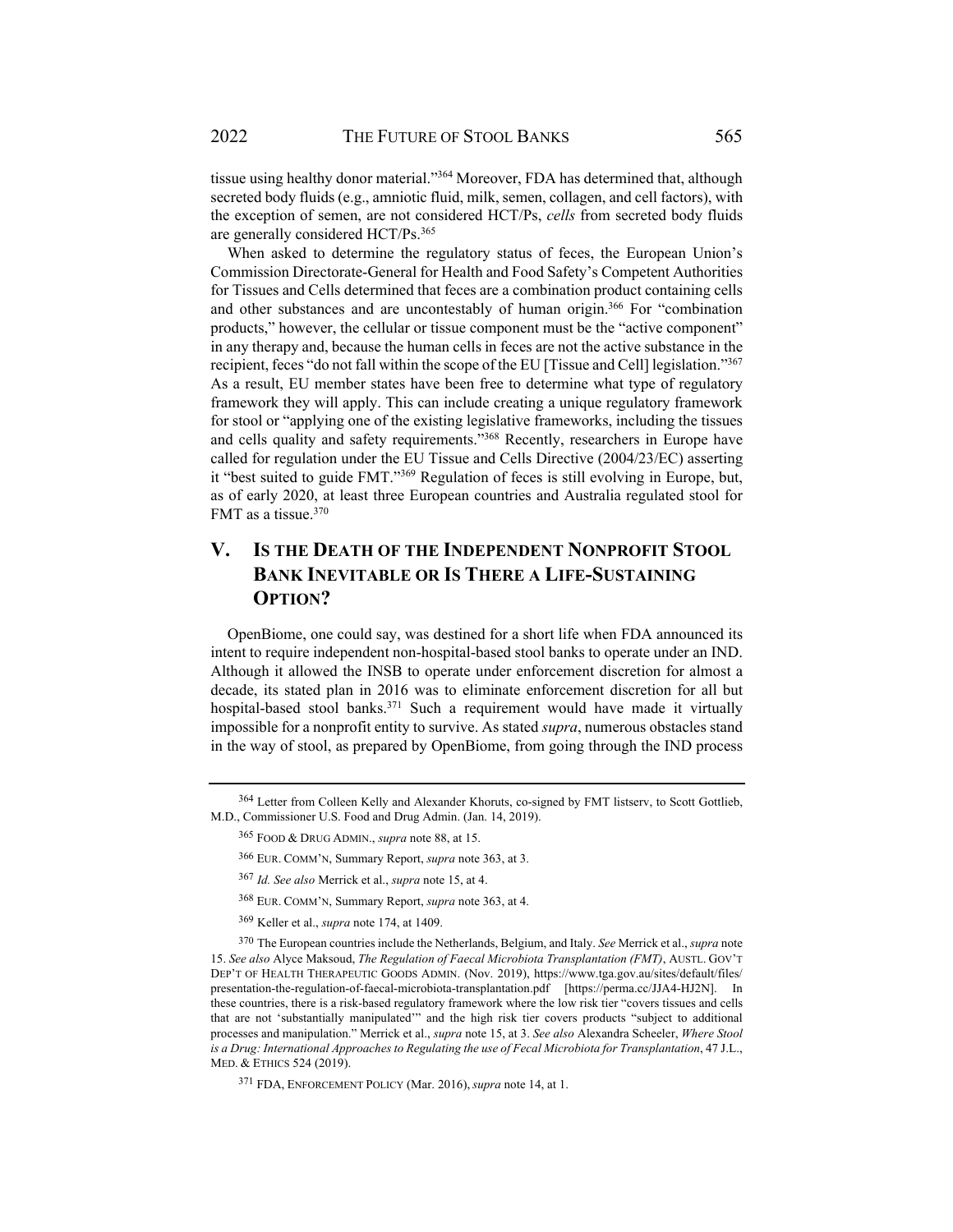tissue using healthy donor material."[364] Moreover, FDA has determined that, although secreted body fluids (e.g., amniotic fluid, milk, semen, collagen, and cell factors), with the exception of semen, are not considered HCT/Ps, *cells* from secreted body fluids are generally considered HCT/Ps.[365]

When asked to determine the regulatory status of feces, the European Union's Commission Directorate-General for Health and Food Safety's Competent Authorities for Tissues and Cells determined that feces are a combination product containing cells and other substances and are uncontestably of human origin.[366] For "combination products," however, the cellular or tissue component must be the "active component" in any therapy and, because the human cells in feces are not the active substance in the recipient, feces "do not fall within the scope of the EU [Tissue and Cell] legislation."[367] As a result, EU member states have been free to determine what type of regulatory framework they will apply. This can include creating a unique regulatory framework for stool or "applying one of the existing legislative frameworks, including the tissues and cells quality and safety requirements."[368] Recently, researchers in Europe have called for regulation under the EU Tissue and Cells Directive (2004/23/EC) asserting it "best suited to guide FMT."[369] Regulation of feces is still evolving in Europe, but, as of early 2020, at least three European countries and Australia regulated stool for FMT as a tissue.[370]

## V. Is the Death of the Independent Nonprofit Stool Bank Inevitable or Is There a Life-Sustaining Option?

OpenBiome, one could say, was destined for a short life when FDA announced its intent to require independent non-hospital-based stool banks to operate under an IND. Although it allowed the INSB to operate under enforcement discretion for almost a decade, its stated plan in 2016 was to eliminate enforcement discretion for all but hospital-based stool banks.[371] Such a requirement would have made it virtually impossible for a nonprofit entity to survive. As stated *supra*, numerous obstacles stand in the way of stool, as prepared by OpenBiome, from going through the IND process

---

[364] Letter from Colleen Kelly and Alexander Khoruts, co-signed by FMT listserv, to Scott Gottlieb, M.D., Commissioner U.S. Food and Drug Admin. (Jan. 14, 2019).

[365] Food & Drug Admin., *supra* note 88, at 15.

[366] Eur. Comm'n, Summary Report, *supra* note 363, at 3.

[367] *Id. See also* Merrick et al., *supra* note 15, at 4.

[368] Eur. Comm'n, Summary Report, *supra* note 363, at 4.

[369] Keller et al., *supra* note 174, at 1409.

[370] The European countries include the Netherlands, Belgium, and Italy. *See* Merrick et al., *supra* note 15. *See also* Alyce Maksoud, *The Regulation of Faecal Microbiota Transplantation (FMT)*, Austl. Gov't Dep't of Health Therapeutic Goods Admin. (Nov. 2019), https://www.tga.gov.au/sites/default/files/presentation-the-regulation-of-faecal-microbiota-transplantation.pdf [https://perma.cc/JJA4-HJ2N]. In these countries, there is a risk-based regulatory framework where the low risk tier "covers tissues and cells that are not 'substantially manipulated'" and the high risk tier covers products "subject to additional processes and manipulation." Merrick et al., *supra* note 15, at 3. *See also* Alexandra Scheeler, *Where Stool is a Drug: International Approaches to Regulating the use of Fecal Microbiota for Transplantation*, 47 J.L., Med. & Ethics 524 (2019).

[371] FDA, Enforcement Policy (Mar. 2016), *supra* note 14, at 1.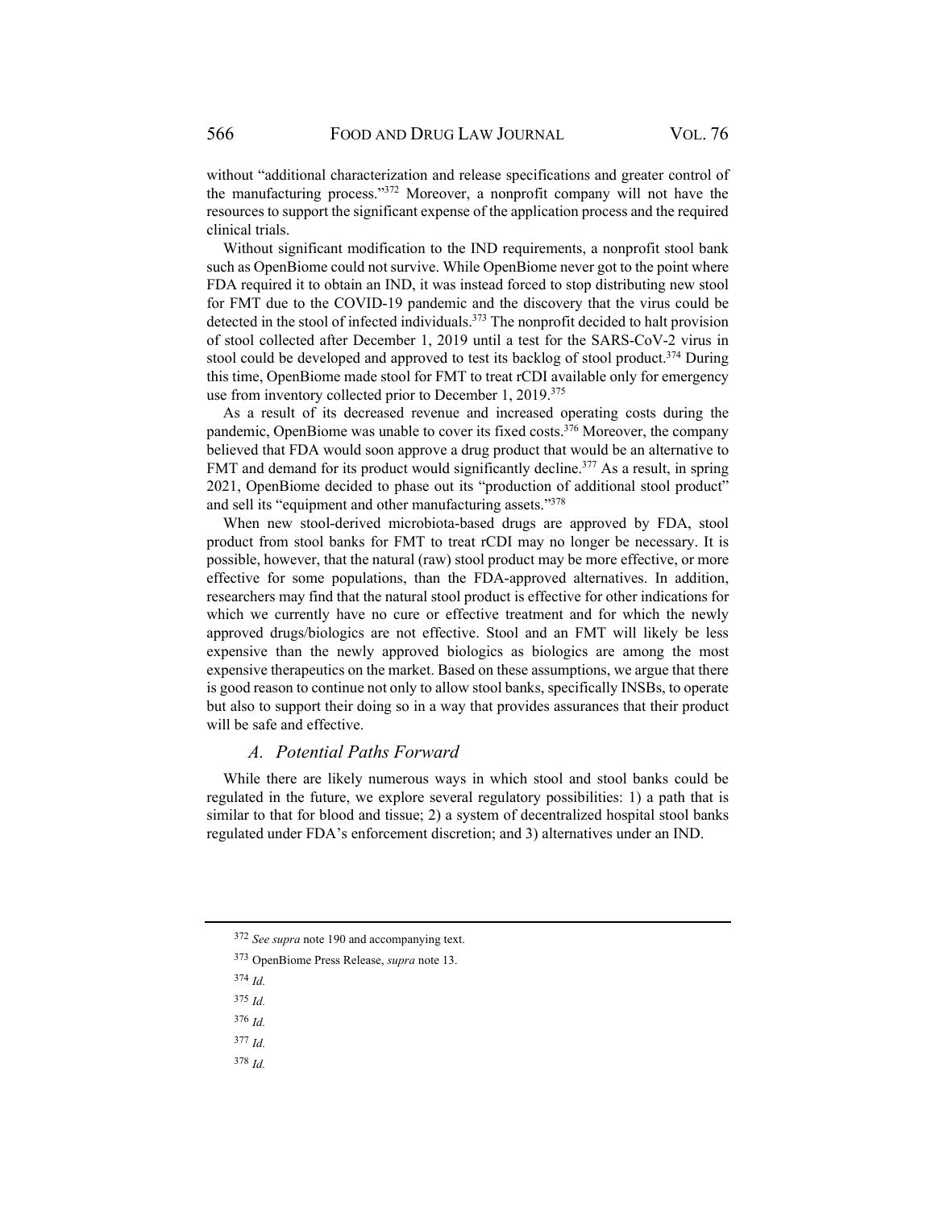without "additional characterization and release specifications and greater control of the manufacturing process."[372] Moreover, a nonprofit company will not have the resources to support the significant expense of the application process and the required clinical trials.

Without significant modification to the IND requirements, a nonprofit stool bank such as OpenBiome could not survive. While OpenBiome never got to the point where FDA required it to obtain an IND, it was instead forced to stop distributing new stool for FMT due to the COVID-19 pandemic and the discovery that the virus could be detected in the stool of infected individuals.[373] The nonprofit decided to halt provision of stool collected after December 1, 2019 until a test for the SARS-CoV-2 virus in stool could be developed and approved to test its backlog of stool product.[374] During this time, OpenBiome made stool for FMT to treat rCDI available only for emergency use from inventory collected prior to December 1, 2019.[375]

As a result of its decreased revenue and increased operating costs during the pandemic, OpenBiome was unable to cover its fixed costs.[376] Moreover, the company believed that FDA would soon approve a drug product that would be an alternative to FMT and demand for its product would significantly decline.[377] As a result, in spring 2021, OpenBiome decided to phase out its "production of additional stool product" and sell its "equipment and other manufacturing assets."[378]

When new stool-derived microbiota-based drugs are approved by FDA, stool product from stool banks for FMT to treat rCDI may no longer be necessary. It is possible, however, that the natural (raw) stool product may be more effective, or more effective for some populations, than the FDA-approved alternatives. In addition, researchers may find that the natural stool product is effective for other indications for which we currently have no cure or effective treatment and for which the newly approved drugs/biologics are not effective. Stool and an FMT will likely be less expensive than the newly approved biologics as biologics are among the most expensive therapeutics on the market. Based on these assumptions, we argue that there is good reason to continue not only to allow stool banks, specifically INSBs, to operate but also to support their doing so in a way that provides assurances that their product will be safe and effective.

### *A. Potential Paths Forward*

While there are likely numerous ways in which stool and stool banks could be regulated in the future, we explore several regulatory possibilities: 1) a path that is similar to that for blood and tissue; 2) a system of decentralized hospital stool banks regulated under FDA's enforcement discretion; and 3) alternatives under an IND.

---

[372] *See supra* note 190 and accompanying text.

[373] OpenBiome Press Release, *supra* note 13.

[374] *Id.*

[375] *Id.*

[376] *Id.*

[377] *Id.*

[378] *Id.*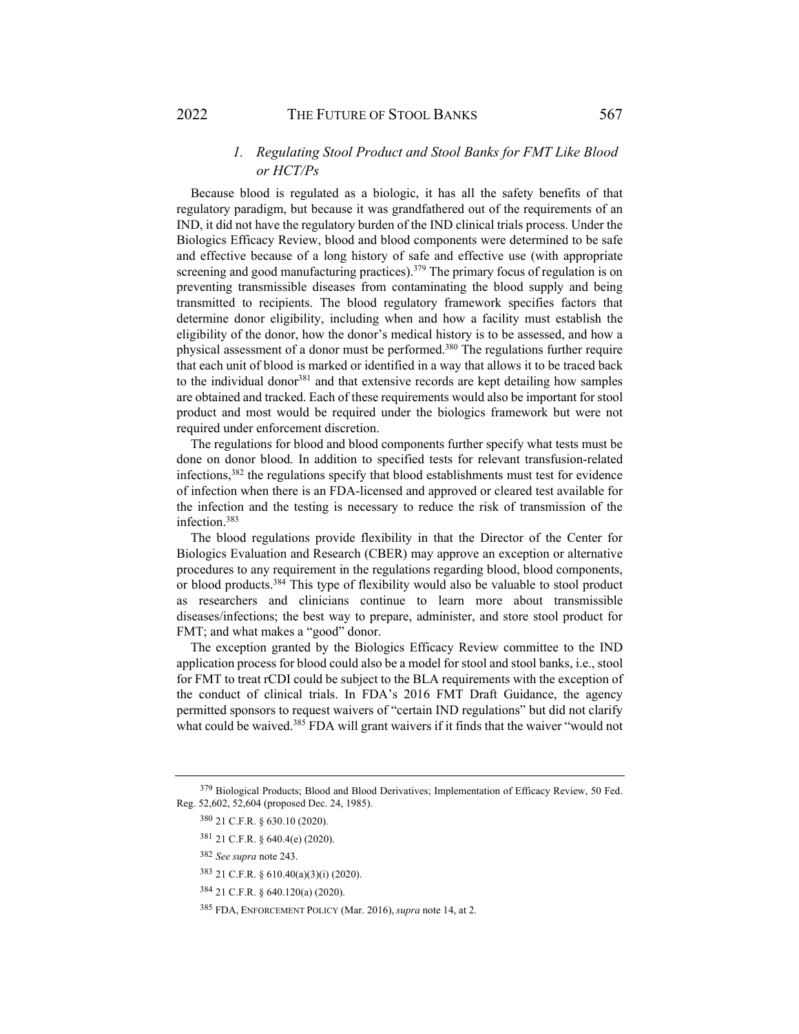### 1. *Regulating Stool Product and Stool Banks for FMT Like Blood or HCT/Ps*

Because blood is regulated as a biologic, it has all the safety benefits of that regulatory paradigm, but because it was grandfathered out of the requirements of an IND, it did not have the regulatory burden of the IND clinical trials process. Under the Biologics Efficacy Review, blood and blood components were determined to be safe and effective because of a long history of safe and effective use (with appropriate screening and good manufacturing practices).[379] The primary focus of regulation is on preventing transmissible diseases from contaminating the blood supply and being transmitted to recipients. The blood regulatory framework specifies factors that determine donor eligibility, including when and how a facility must establish the eligibility of the donor, how the donor's medical history is to be assessed, and how a physical assessment of a donor must be performed.[380] The regulations further require that each unit of blood is marked or identified in a way that allows it to be traced back to the individual donor[381] and that extensive records are kept detailing how samples are obtained and tracked. Each of these requirements would also be important for stool product and most would be required under the biologics framework but were not required under enforcement discretion.

The regulations for blood and blood components further specify what tests must be done on donor blood. In addition to specified tests for relevant transfusion-related infections,[382] the regulations specify that blood establishments must test for evidence of infection when there is an FDA-licensed and approved or cleared test available for the infection and the testing is necessary to reduce the risk of transmission of the infection.[383]

The blood regulations provide flexibility in that the Director of the Center for Biologics Evaluation and Research (CBER) may approve an exception or alternative procedures to any requirement in the regulations regarding blood, blood components, or blood products.[384] This type of flexibility would also be valuable to stool product as researchers and clinicians continue to learn more about transmissible diseases/infections; the best way to prepare, administer, and store stool product for FMT; and what makes a "good" donor.

The exception granted by the Biologics Efficacy Review committee to the IND application process for blood could also be a model for stool and stool banks, i.e., stool for FMT to treat rCDI could be subject to the BLA requirements with the exception of the conduct of clinical trials. In FDA's 2016 FMT Draft Guidance, the agency permitted sponsors to request waivers of "certain IND regulations" but did not clarify what could be waived.[385] FDA will grant waivers if it finds that the waiver "would not

---

[379] Biological Products; Blood and Blood Derivatives; Implementation of Efficacy Review, 50 Fed. Reg. 52,602, 52,604 (proposed Dec. 24, 1985).

[380] 21 C.F.R. § 630.10 (2020).

[381] 21 C.F.R. § 640.4(e) (2020).

[382] *See supra* note 243.

[383] 21 C.F.R. § 610.40(a)(3)(i) (2020).

[384] 21 C.F.R. § 640.120(a) (2020).

[385] FDA, ENFORCEMENT POLICY (Mar. 2016), *supra* note 14, at 2.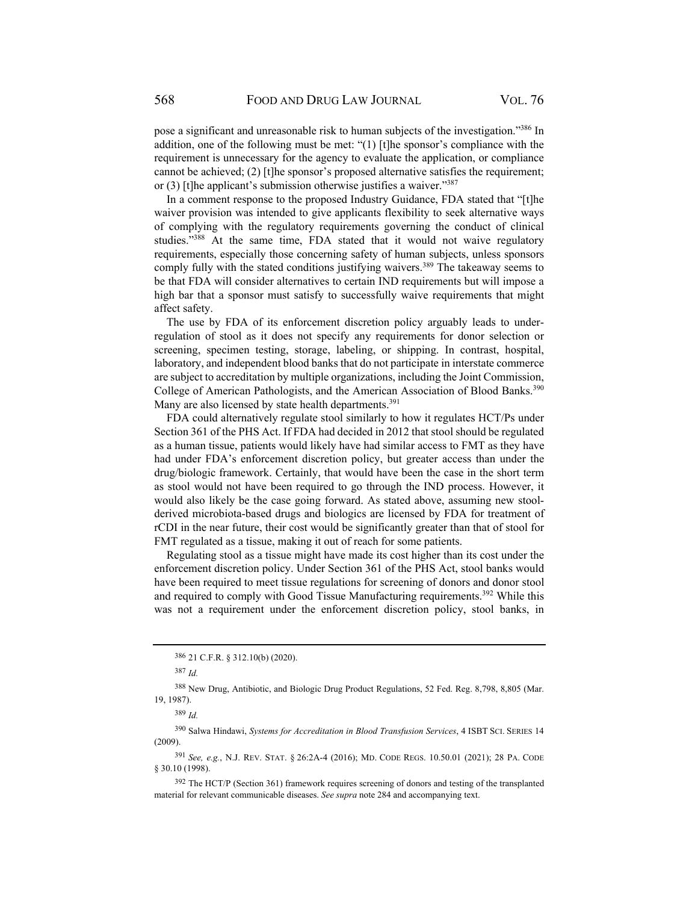pose a significant and unreasonable risk to human subjects of the investigation."[386] In addition, one of the following must be met: "(1) [t]he sponsor's compliance with the requirement is unnecessary for the agency to evaluate the application, or compliance cannot be achieved; (2) [t]he sponsor's proposed alternative satisfies the requirement; or (3) [t]he applicant's submission otherwise justifies a waiver."[387]

In a comment response to the proposed Industry Guidance, FDA stated that "[t]he waiver provision was intended to give applicants flexibility to seek alternative ways of complying with the regulatory requirements governing the conduct of clinical studies."[388] At the same time, FDA stated that it would not waive regulatory requirements, especially those concerning safety of human subjects, unless sponsors comply fully with the stated conditions justifying waivers.[389] The takeaway seems to be that FDA will consider alternatives to certain IND requirements but will impose a high bar that a sponsor must satisfy to successfully waive requirements that might affect safety.

The use by FDA of its enforcement discretion policy arguably leads to under-regulation of stool as it does not specify any requirements for donor selection or screening, specimen testing, storage, labeling, or shipping. In contrast, hospital, laboratory, and independent blood banks that do not participate in interstate commerce are subject to accreditation by multiple organizations, including the Joint Commission, College of American Pathologists, and the American Association of Blood Banks.[390] Many are also licensed by state health departments.[391]

FDA could alternatively regulate stool similarly to how it regulates HCT/Ps under Section 361 of the PHS Act. If FDA had decided in 2012 that stool should be regulated as a human tissue, patients would likely have had similar access to FMT as they have had under FDA's enforcement discretion policy, but greater access than under the drug/biologic framework. Certainly, that would have been the case in the short term as stool would not have been required to go through the IND process. However, it would also likely be the case going forward. As stated above, assuming new stool-derived microbiota-based drugs and biologics are licensed by FDA for treatment of rCDI in the near future, their cost would be significantly greater than that of stool for FMT regulated as a tissue, making it out of reach for some patients.

Regulating stool as a tissue might have made its cost higher than its cost under the enforcement discretion policy. Under Section 361 of the PHS Act, stool banks would have been required to meet tissue regulations for screening of donors and donor stool and required to comply with Good Tissue Manufacturing requirements.[392] While this was not a requirement under the enforcement discretion policy, stool banks, in

---

[386] 21 C.F.R. § 312.10(b) (2020).

[387] *Id.*

[388] New Drug, Antibiotic, and Biologic Drug Product Regulations, 52 Fed. Reg. 8,798, 8,805 (Mar. 19, 1987).

[389] *Id.*

[390] Salwa Hindawi, *Systems for Accreditation in Blood Transfusion Services*, 4 ISBT SCI. SERIES 14 (2009).

[391] *See, e.g.*, N.J. REV. STAT. § 26:2A-4 (2016); MD. CODE REGS. 10.50.01 (2021); 28 PA. CODE § 30.10 (1998).

[392] The HCT/P (Section 361) framework requires screening of donors and testing of the transplanted material for relevant communicable diseases. *See supra* note 284 and accompanying text.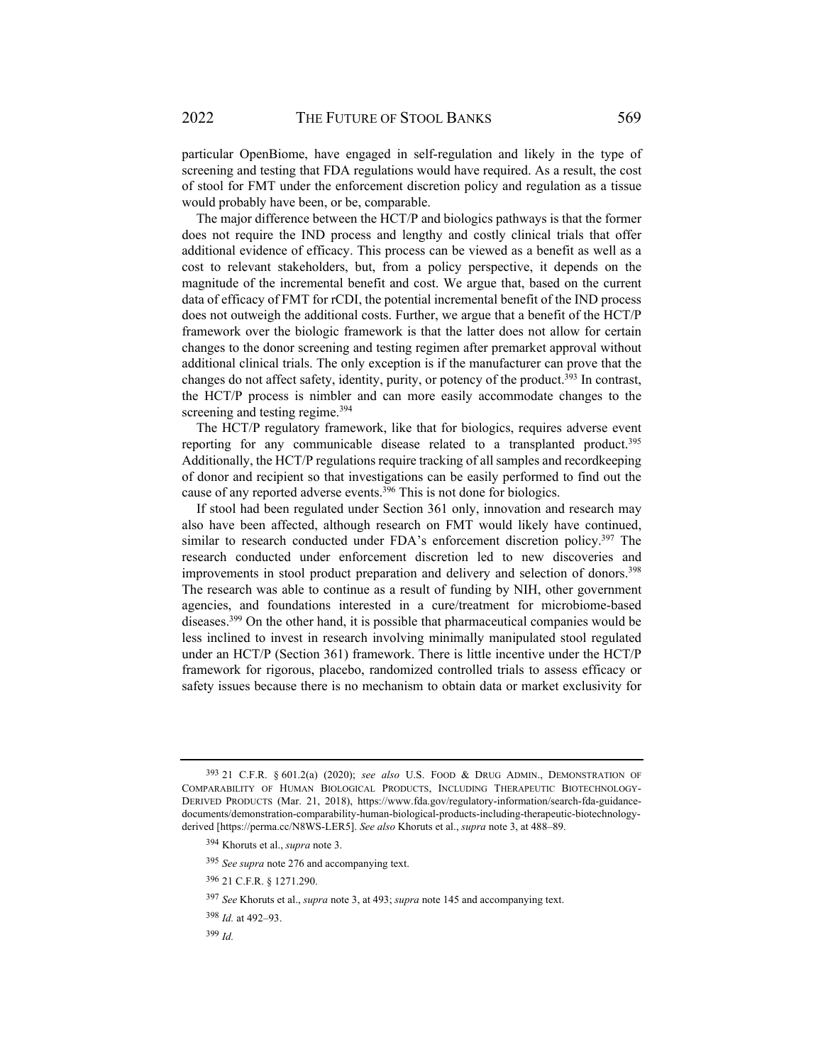particular OpenBiome, have engaged in self-regulation and likely in the type of screening and testing that FDA regulations would have required. As a result, the cost of stool for FMT under the enforcement discretion policy and regulation as a tissue would probably have been, or be, comparable.

The major difference between the HCT/P and biologics pathways is that the former does not require the IND process and lengthy and costly clinical trials that offer additional evidence of efficacy. This process can be viewed as a benefit as well as a cost to relevant stakeholders, but, from a policy perspective, it depends on the magnitude of the incremental benefit and cost. We argue that, based on the current data of efficacy of FMT for rCDI, the potential incremental benefit of the IND process does not outweigh the additional costs. Further, we argue that a benefit of the HCT/P framework over the biologic framework is that the latter does not allow for certain changes to the donor screening and testing regimen after premarket approval without additional clinical trials. The only exception is if the manufacturer can prove that the changes do not affect safety, identity, purity, or potency of the product.[393] In contrast, the HCT/P process is nimbler and can more easily accommodate changes to the screening and testing regime.[394]

The HCT/P regulatory framework, like that for biologics, requires adverse event reporting for any communicable disease related to a transplanted product.[395] Additionally, the HCT/P regulations require tracking of all samples and recordkeeping of donor and recipient so that investigations can be easily performed to find out the cause of any reported adverse events.[396] This is not done for biologics.

If stool had been regulated under Section 361 only, innovation and research may also have been affected, although research on FMT would likely have continued, similar to research conducted under FDA's enforcement discretion policy.[397] The research conducted under enforcement discretion led to new discoveries and improvements in stool product preparation and delivery and selection of donors.[398] The research was able to continue as a result of funding by NIH, other government agencies, and foundations interested in a cure/treatment for microbiome-based diseases.[399] On the other hand, it is possible that pharmaceutical companies would be less inclined to invest in research involving minimally manipulated stool regulated under an HCT/P (Section 361) framework. There is little incentive under the HCT/P framework for rigorous, placebo, randomized controlled trials to assess efficacy or safety issues because there is no mechanism to obtain data or market exclusivity for

---

[393] 21 C.F.R. § 601.2(a) (2020); *see also* U.S. FOOD & DRUG ADMIN., DEMONSTRATION OF COMPARABILITY OF HUMAN BIOLOGICAL PRODUCTS, INCLUDING THERAPEUTIC BIOTECHNOLOGY-DERIVED PRODUCTS (Mar. 21, 2018), https://www.fda.gov/regulatory-information/search-fda-guidance-documents/demonstration-comparability-human-biological-products-including-therapeutic-biotechnology-derived [https://perma.cc/N8WS-LER5]. *See also* Khoruts et al., *supra* note 3, at 488–89.

[394] Khoruts et al., *supra* note 3.

[395] *See supra* note 276 and accompanying text.

[396] 21 C.F.R. § 1271.290.

[397] *See* Khoruts et al., *supra* note 3, at 493; *supra* note 145 and accompanying text.

[398] *Id.* at 492–93.

[399] *Id.*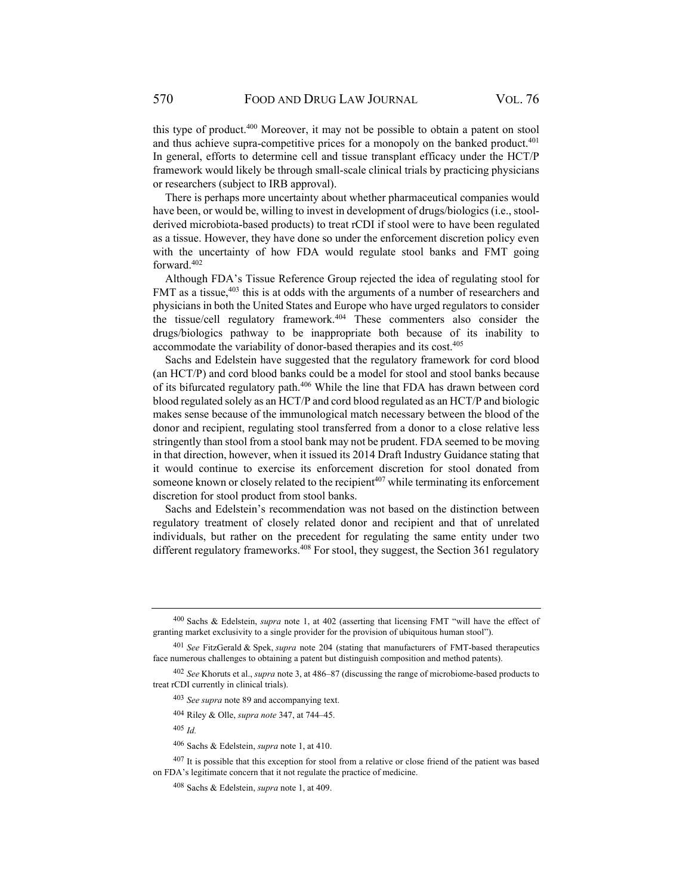this type of product.[400] Moreover, it may not be possible to obtain a patent on stool and thus achieve supra-competitive prices for a monopoly on the banked product.[401] In general, efforts to determine cell and tissue transplant efficacy under the HCT/P framework would likely be through small-scale clinical trials by practicing physicians or researchers (subject to IRB approval).

There is perhaps more uncertainty about whether pharmaceutical companies would have been, or would be, willing to invest in development of drugs/biologics (i.e., stool-derived microbiota-based products) to treat rCDI if stool were to have been regulated as a tissue. However, they have done so under the enforcement discretion policy even with the uncertainty of how FDA would regulate stool banks and FMT going forward.[402]

Although FDA's Tissue Reference Group rejected the idea of regulating stool for FMT as a tissue,[403] this is at odds with the arguments of a number of researchers and physicians in both the United States and Europe who have urged regulators to consider the tissue/cell regulatory framework.[404] These commenters also consider the drugs/biologics pathway to be inappropriate both because of its inability to accommodate the variability of donor-based therapies and its cost.[405]

Sachs and Edelstein have suggested that the regulatory framework for cord blood (an HCT/P) and cord blood banks could be a model for stool and stool banks because of its bifurcated regulatory path.[406] While the line that FDA has drawn between cord blood regulated solely as an HCT/P and cord blood regulated as an HCT/P and biologic makes sense because of the immunological match necessary between the blood of the donor and recipient, regulating stool transferred from a donor to a close relative less stringently than stool from a stool bank may not be prudent. FDA seemed to be moving in that direction, however, when it issued its 2014 Draft Industry Guidance stating that it would continue to exercise its enforcement discretion for stool donated from someone known or closely related to the recipient[407] while terminating its enforcement discretion for stool product from stool banks.

Sachs and Edelstein's recommendation was not based on the distinction between regulatory treatment of closely related donor and recipient and that of unrelated individuals, but rather on the precedent for regulating the same entity under two different regulatory frameworks.[408] For stool, they suggest, the Section 361 regulatory

---

[400] Sachs & Edelstein, *supra* note 1, at 402 (asserting that licensing FMT "will have the effect of granting market exclusivity to a single provider for the provision of ubiquitous human stool").

[401] *See* FitzGerald & Spek, *supra* note 204 (stating that manufacturers of FMT-based therapeutics face numerous challenges to obtaining a patent but distinguish composition and method patents).

[402] *See* Khoruts et al., *supra* note 3, at 486–87 (discussing the range of microbiome-based products to treat rCDI currently in clinical trials).

[403] *See supra* note 89 and accompanying text.

[404] Riley & Olle, *supra note* 347, at 744–45.

[405] *Id.*

[406] Sachs & Edelstein, *supra* note 1, at 410.

[407] It is possible that this exception for stool from a relative or close friend of the patient was based on FDA's legitimate concern that it not regulate the practice of medicine.

[408] Sachs & Edelstein, *supra* note 1, at 409.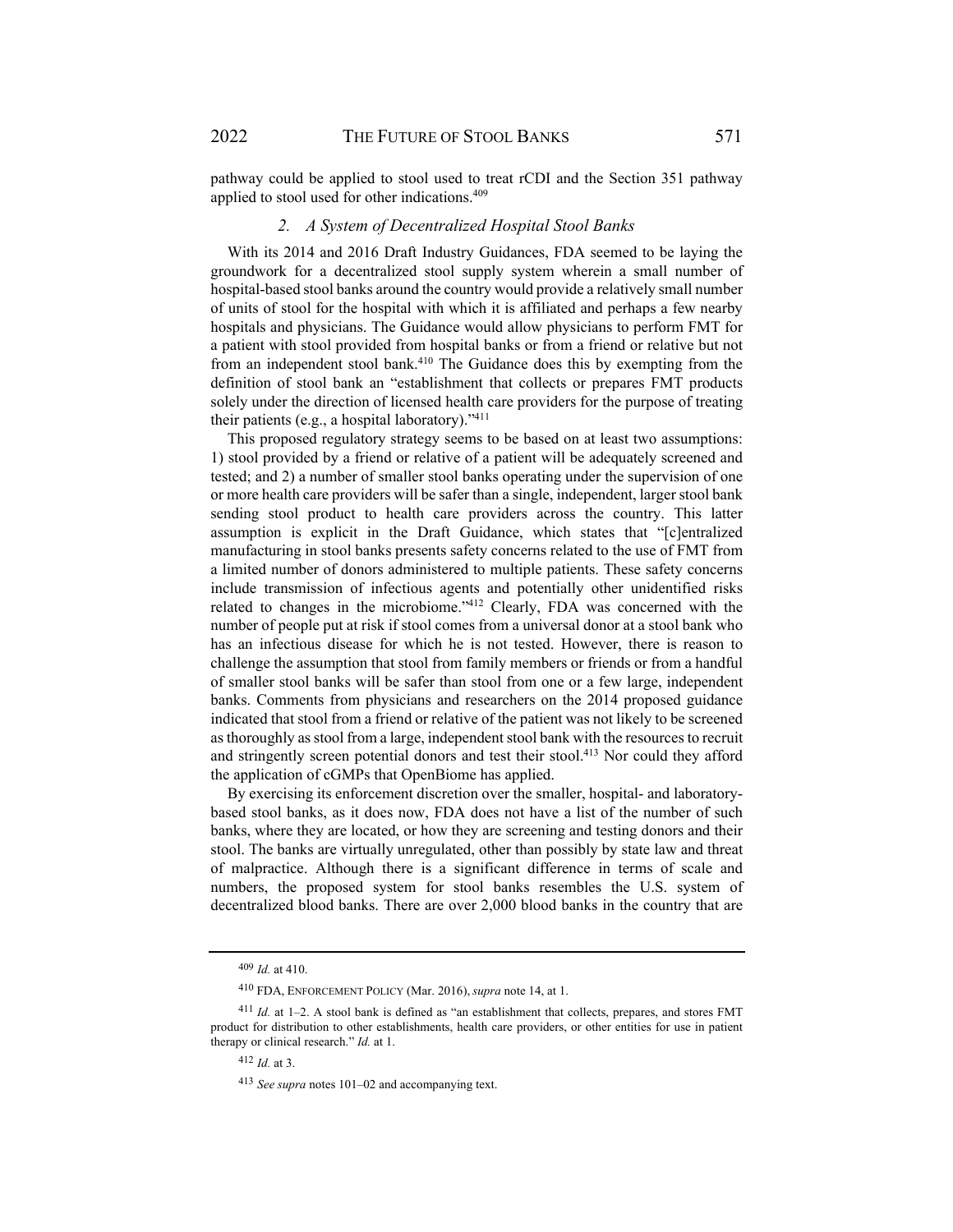pathway could be applied to stool used to treat rCDI and the Section 351 pathway applied to stool used for other indications.[409]

### *2. A System of Decentralized Hospital Stool Banks*

With its 2014 and 2016 Draft Industry Guidances, FDA seemed to be laying the groundwork for a decentralized stool supply system wherein a small number of hospital-based stool banks around the country would provide a relatively small number of units of stool for the hospital with which it is affiliated and perhaps a few nearby hospitals and physicians. The Guidance would allow physicians to perform FMT for a patient with stool provided from hospital banks or from a friend or relative but not from an independent stool bank.[410] The Guidance does this by exempting from the definition of stool bank an "establishment that collects or prepares FMT products solely under the direction of licensed health care providers for the purpose of treating their patients (e.g., a hospital laboratory)."[411]

This proposed regulatory strategy seems to be based on at least two assumptions: 1) stool provided by a friend or relative of a patient will be adequately screened and tested; and 2) a number of smaller stool banks operating under the supervision of one or more health care providers will be safer than a single, independent, larger stool bank sending stool product to health care providers across the country. This latter assumption is explicit in the Draft Guidance, which states that "[c]entralized manufacturing in stool banks presents safety concerns related to the use of FMT from a limited number of donors administered to multiple patients. These safety concerns include transmission of infectious agents and potentially other unidentified risks related to changes in the microbiome."[412] Clearly, FDA was concerned with the number of people put at risk if stool comes from a universal donor at a stool bank who has an infectious disease for which he is not tested. However, there is reason to challenge the assumption that stool from family members or friends or from a handful of smaller stool banks will be safer than stool from one or a few large, independent banks. Comments from physicians and researchers on the 2014 proposed guidance indicated that stool from a friend or relative of the patient was not likely to be screened as thoroughly as stool from a large, independent stool bank with the resources to recruit and stringently screen potential donors and test their stool.[413] Nor could they afford the application of cGMPs that OpenBiome has applied.

By exercising its enforcement discretion over the smaller, hospital- and laboratory-based stool banks, as it does now, FDA does not have a list of the number of such banks, where they are located, or how they are screening and testing donors and their stool. The banks are virtually unregulated, other than possibly by state law and threat of malpractice. Although there is a significant difference in terms of scale and numbers, the proposed system for stool banks resembles the U.S. system of decentralized blood banks. There are over 2,000 blood banks in the country that are

---

[409] *Id.* at 410.

[410] FDA, ENFORCEMENT POLICY (Mar. 2016), *supra* note 14, at 1.

[411] *Id.* at 1–2. A stool bank is defined as "an establishment that collects, prepares, and stores FMT product for distribution to other establishments, health care providers, or other entities for use in patient therapy or clinical research." *Id.* at 1.

[412] *Id.* at 3.

[413] *See supra* notes 101–02 and accompanying text.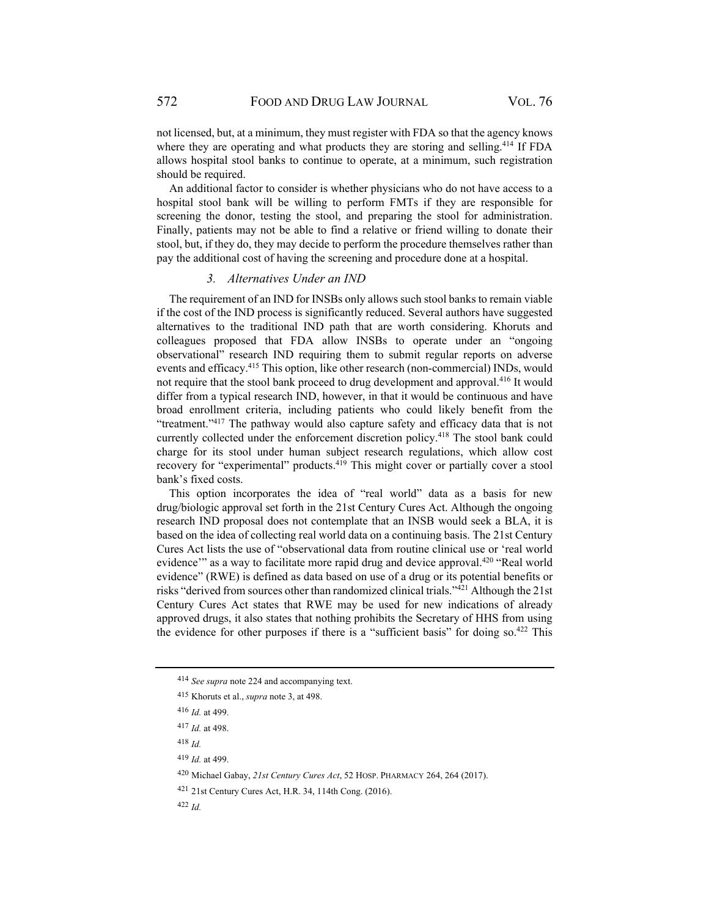not licensed, but, at a minimum, they must register with FDA so that the agency knows where they are operating and what products they are storing and selling.[414] If FDA allows hospital stool banks to continue to operate, at a minimum, such registration should be required.

An additional factor to consider is whether physicians who do not have access to a hospital stool bank will be willing to perform FMTs if they are responsible for screening the donor, testing the stool, and preparing the stool for administration. Finally, patients may not be able to find a relative or friend willing to donate their stool, but, if they do, they may decide to perform the procedure themselves rather than pay the additional cost of having the screening and procedure done at a hospital.

### *3. Alternatives Under an IND*

The requirement of an IND for INSBs only allows such stool banks to remain viable if the cost of the IND process is significantly reduced. Several authors have suggested alternatives to the traditional IND path that are worth considering. Khoruts and colleagues proposed that FDA allow INSBs to operate under an "ongoing observational" research IND requiring them to submit regular reports on adverse events and efficacy.[415] This option, like other research (non-commercial) INDs, would not require that the stool bank proceed to drug development and approval.[416] It would differ from a typical research IND, however, in that it would be continuous and have broad enrollment criteria, including patients who could likely benefit from the "treatment."[417] The pathway would also capture safety and efficacy data that is not currently collected under the enforcement discretion policy.[418] The stool bank could charge for its stool under human subject research regulations, which allow cost recovery for "experimental" products.[419] This might cover or partially cover a stool bank's fixed costs.

This option incorporates the idea of "real world" data as a basis for new drug/biologic approval set forth in the 21st Century Cures Act. Although the ongoing research IND proposal does not contemplate that an INSB would seek a BLA, it is based on the idea of collecting real world data on a continuing basis. The 21st Century Cures Act lists the use of "observational data from routine clinical use or 'real world evidence'" as a way to facilitate more rapid drug and device approval.[420] "Real world evidence" (RWE) is defined as data based on use of a drug or its potential benefits or risks "derived from sources other than randomized clinical trials."[421] Although the 21st Century Cures Act states that RWE may be used for new indications of already approved drugs, it also states that nothing prohibits the Secretary of HHS from using the evidence for other purposes if there is a "sufficient basis" for doing so.[422] This

---

[414] *See supra* note 224 and accompanying text.

[415] Khoruts et al., *supra* note 3, at 498.

[416] *Id.* at 499.

[417] *Id.* at 498.

[418] *Id.*

[419] *Id.* at 499.

[420] Michael Gabay, *21st Century Cures Act*, 52 HOSP. PHARMACY 264, 264 (2017).

[421] 21st Century Cures Act, H.R. 34, 114th Cong. (2016).

[422] *Id.*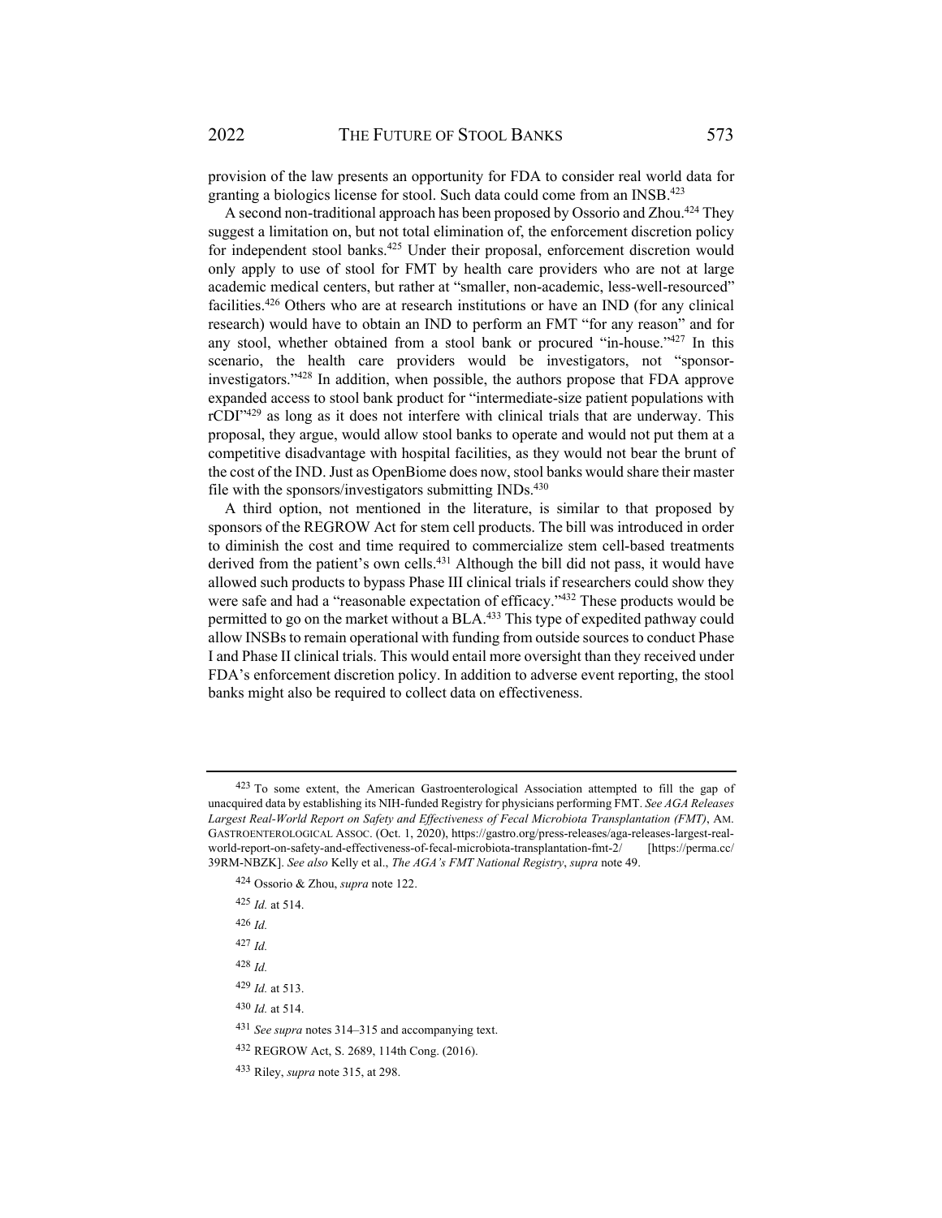provision of the law presents an opportunity for FDA to consider real world data for granting a biologics license for stool. Such data could come from an INSB.[423]

A second non-traditional approach has been proposed by Ossorio and Zhou.[424] They suggest a limitation on, but not total elimination of, the enforcement discretion policy for independent stool banks.[425] Under their proposal, enforcement discretion would only apply to use of stool for FMT by health care providers who are not at large academic medical centers, but rather at "smaller, non-academic, less-well-resourced" facilities.[426] Others who are at research institutions or have an IND (for any clinical research) would have to obtain an IND to perform an FMT "for any reason" and for any stool, whether obtained from a stool bank or procured "in-house."[427] In this scenario, the health care providers would be investigators, not "sponsor-investigators."[428] In addition, when possible, the authors propose that FDA approve expanded access to stool bank product for "intermediate-size patient populations with rCDI"[429] as long as it does not interfere with clinical trials that are underway. This proposal, they argue, would allow stool banks to operate and would not put them at a competitive disadvantage with hospital facilities, as they would not bear the brunt of the cost of the IND. Just as OpenBiome does now, stool banks would share their master file with the sponsors/investigators submitting INDs.[430]

A third option, not mentioned in the literature, is similar to that proposed by sponsors of the REGROW Act for stem cell products. The bill was introduced in order to diminish the cost and time required to commercialize stem cell-based treatments derived from the patient's own cells.[431] Although the bill did not pass, it would have allowed such products to bypass Phase III clinical trials if researchers could show they were safe and had a "reasonable expectation of efficacy."[432] These products would be permitted to go on the market without a BLA.[433] This type of expedited pathway could allow INSBs to remain operational with funding from outside sources to conduct Phase I and Phase II clinical trials. This would entail more oversight than they received under FDA's enforcement discretion policy. In addition to adverse event reporting, the stool banks might also be required to collect data on effectiveness.

---

[423] To some extent, the American Gastroenterological Association attempted to fill the gap of unacquired data by establishing its NIH-funded Registry for physicians performing FMT. *See AGA Releases Largest Real-World Report on Safety and Effectiveness of Fecal Microbiota Transplantation (FMT)*, AM. GASTROENTEROLOGICAL ASSOC. (Oct. 1, 2020), https://gastro.org/press-releases/aga-releases-largest-real-world-report-on-safety-and-effectiveness-of-fecal-microbiota-transplantation-fmt-2/ [https://perma.cc/39RM-NBZK]. *See also* Kelly et al., *The AGA's FMT National Registry*, *supra* note 49.

[424] Ossorio & Zhou, *supra* note 122.

[425] *Id.* at 514.

[426] *Id.*

[427] *Id.*

[428] *Id.*

[429] *Id.* at 513.

[430] *Id.* at 514.

[431] *See supra* notes 314–315 and accompanying text.

[432] REGROW Act, S. 2689, 114th Cong. (2016).

[433] Riley, *supra* note 315, at 298.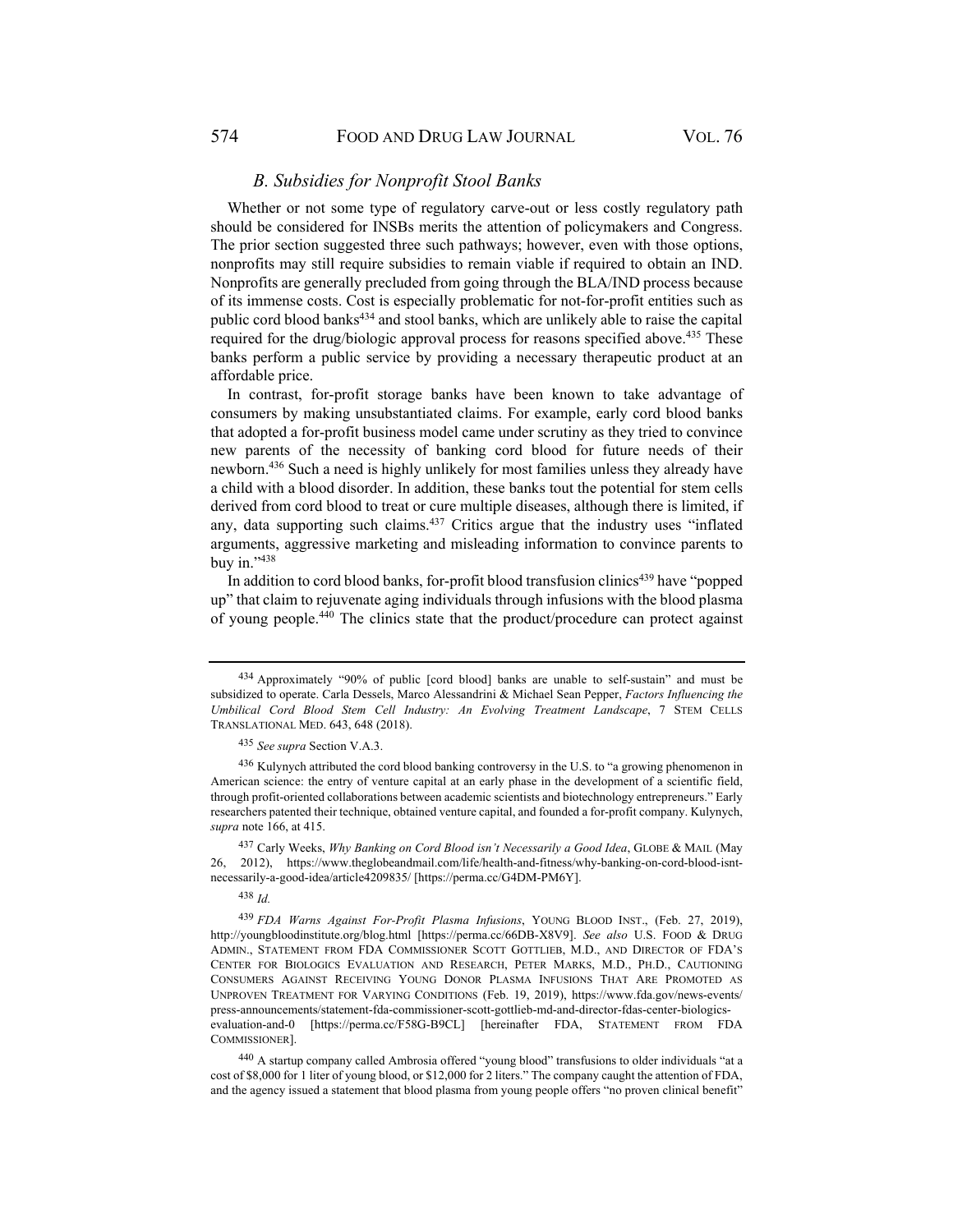### *B. Subsidies for Nonprofit Stool Banks*

Whether or not some type of regulatory carve-out or less costly regulatory path should be considered for INSBs merits the attention of policymakers and Congress. The prior section suggested three such pathways; however, even with those options, nonprofits may still require subsidies to remain viable if required to obtain an IND. Nonprofits are generally precluded from going through the BLA/IND process because of its immense costs. Cost is especially problematic for not-for-profit entities such as public cord blood banks[434] and stool banks, which are unlikely able to raise the capital required for the drug/biologic approval process for reasons specified above.[435] These banks perform a public service by providing a necessary therapeutic product at an affordable price.

In contrast, for-profit storage banks have been known to take advantage of consumers by making unsubstantiated claims. For example, early cord blood banks that adopted a for-profit business model came under scrutiny as they tried to convince new parents of the necessity of banking cord blood for future needs of their newborn.[436] Such a need is highly unlikely for most families unless they already have a child with a blood disorder. In addition, these banks tout the potential for stem cells derived from cord blood to treat or cure multiple diseases, although there is limited, if any, data supporting such claims.[437] Critics argue that the industry uses "inflated arguments, aggressive marketing and misleading information to convince parents to buy in."[438]

In addition to cord blood banks, for-profit blood transfusion clinics[439] have "popped up" that claim to rejuvenate aging individuals through infusions with the blood plasma of young people.[440] The clinics state that the product/procedure can protect against

---

[434] Approximately "90% of public [cord blood] banks are unable to self-sustain" and must be subsidized to operate. Carla Dessels, Marco Alessandrini & Michael Sean Pepper, *Factors Influencing the Umbilical Cord Blood Stem Cell Industry: An Evolving Treatment Landscape*, 7 STEM CELLS TRANSLATIONAL MED. 643, 648 (2018).

[435] *See supra* Section V.A.3.

[436] Kulynych attributed the cord blood banking controversy in the U.S. to "a growing phenomenon in American science: the entry of venture capital at an early phase in the development of a scientific field, through profit-oriented collaborations between academic scientists and biotechnology entrepreneurs." Early researchers patented their technique, obtained venture capital, and founded a for-profit company. Kulynych, *supra* note 166, at 415.

[437] Carly Weeks, *Why Banking on Cord Blood isn't Necessarily a Good Idea*, GLOBE & MAIL (May 26, 2012), https://www.theglobeandmail.com/life/health-and-fitness/why-banking-on-cord-blood-isnt-necessarily-a-good-idea/article4209835/ [https://perma.cc/G4DM-PM6Y].

[438] *Id.*

[439] *FDA Warns Against For-Profit Plasma Infusions*, YOUNG BLOOD INST., (Feb. 27, 2019), http://youngbloodinstitute.org/blog.html [https://perma.cc/66DB-X8V9]. *See also* U.S. FOOD & DRUG ADMIN., STATEMENT FROM FDA COMMISSIONER SCOTT GOTTLIEB, M.D., AND DIRECTOR OF FDA'S CENTER FOR BIOLOGICS EVALUATION AND RESEARCH, PETER MARKS, M.D., PH.D., CAUTIONING CONSUMERS AGAINST RECEIVING YOUNG DONOR PLASMA INFUSIONS THAT ARE PROMOTED AS UNPROVEN TREATMENT FOR VARYING CONDITIONS (Feb. 19, 2019), https://www.fda.gov/news-events/press-announcements/statement-fda-commissioner-scott-gottlieb-md-and-director-fdas-center-biologics-evaluation-and-0 [https://perma.cc/F58G-B9CL] [hereinafter FDA, STATEMENT FROM FDA COMMISSIONER].

[440] A startup company called Ambrosia offered "young blood" transfusions to older individuals "at a cost of $8,000 for 1 liter of young blood, or $12,000 for 2 liters." The company caught the attention of FDA, and the agency issued a statement that blood plasma from young people offers "no proven clinical benefit"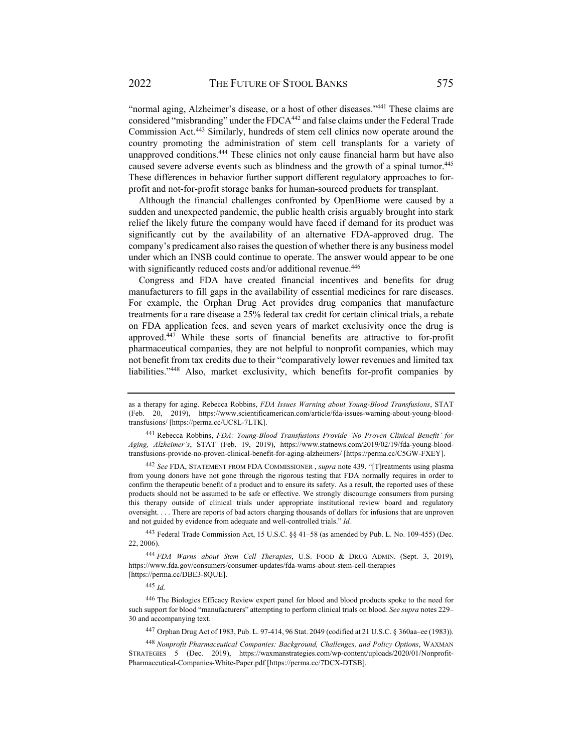"normal aging, Alzheimer's disease, or a host of other diseases."[441] These claims are considered "misbranding" under the FDCA[442] and false claims under the Federal Trade Commission Act.[443] Similarly, hundreds of stem cell clinics now operate around the country promoting the administration of stem cell transplants for a variety of unapproved conditions.[444] These clinics not only cause financial harm but have also caused severe adverse events such as blindness and the growth of a spinal tumor.[445] These differences in behavior further support different regulatory approaches to for-profit and not-for-profit storage banks for human-sourced products for transplant.

Although the financial challenges confronted by OpenBiome were caused by a sudden and unexpected pandemic, the public health crisis arguably brought into stark relief the likely future the company would have faced if demand for its product was significantly cut by the availability of an alternative FDA-approved drug. The company's predicament also raises the question of whether there is any business model under which an INSB could continue to operate. The answer would appear to be one with significantly reduced costs and/or additional revenue.[446]

Congress and FDA have created financial incentives and benefits for drug manufacturers to fill gaps in the availability of essential medicines for rare diseases. For example, the Orphan Drug Act provides drug companies that manufacture treatments for a rare disease a 25% federal tax credit for certain clinical trials, a rebate on FDA application fees, and seven years of market exclusivity once the drug is approved.[447] While these sorts of financial benefits are attractive to for-profit pharmaceutical companies, they are not helpful to nonprofit companies, which may not benefit from tax credits due to their "comparatively lower revenues and limited tax liabilities."[448] Also, market exclusivity, which benefits for-profit companies by

---

as a therapy for aging. Rebecca Robbins, *FDA Issues Warning about Young-Blood Transfusions*, STAT (Feb. 20, 2019), https://www.scientificamerican.com/article/fda-issues-warning-about-young-blood-transfusions/ [https://perma.cc/UC8L-7LTK].

[441] Rebecca Robbins, *FDA: Young-Blood Transfusions Provide 'No Proven Clinical Benefit' for Aging, Alzheimer's*, STAT (Feb. 19, 2019), https://www.statnews.com/2019/02/19/fda-young-blood-transfusions-provide-no-proven-clinical-benefit-for-aging-alzheimers/ [https://perma.cc/C5GW-FXEY].

[442] *See* FDA, STATEMENT FROM FDA COMMISSIONER , *supra* note 439. "[T]reatments using plasma from young donors have not gone through the rigorous testing that FDA normally requires in order to confirm the therapeutic benefit of a product and to ensure its safety. As a result, the reported uses of these products should not be assumed to be safe or effective. We strongly discourage consumers from pursuing this therapy outside of clinical trials under appropriate institutional review board and regulatory oversight. . . . There are reports of bad actors charging thousands of dollars for infusions that are unproven and not guided by evidence from adequate and well-controlled trials." *Id.*

[443] Federal Trade Commission Act, 15 U.S.C. §§ 41–58 (as amended by Pub. L. No. 109-455) (Dec. 22, 2006).

[444] *FDA Warns about Stem Cell Therapies*, U.S. FOOD & DRUG ADMIN. (Sept. 3, 2019), https://www.fda.gov/consumers/consumer-updates/fda-warns-about-stem-cell-therapies [https://perma.cc/DBE3-8QUE].

[445] *Id.*

[446] The Biologics Efficacy Review expert panel for blood and blood products spoke to the need for such support for blood "manufacturers" attempting to perform clinical trials on blood. *See supra* notes 229–30 and accompanying text.

[447] Orphan Drug Act of 1983, Pub. L. 97-414, 96 Stat. 2049 (codified at 21 U.S.C. § 360aa–ee (1983)).

[448] *Nonprofit Pharmaceutical Companies: Background, Challenges, and Policy Options*, WAXMAN STRATEGIES 5 (Dec. 2019), https://waxmanstrategies.com/wp-content/uploads/2020/01/Nonprofit-Pharmaceutical-Companies-White-Paper.pdf [https://perma.cc/7DCX-DTSB].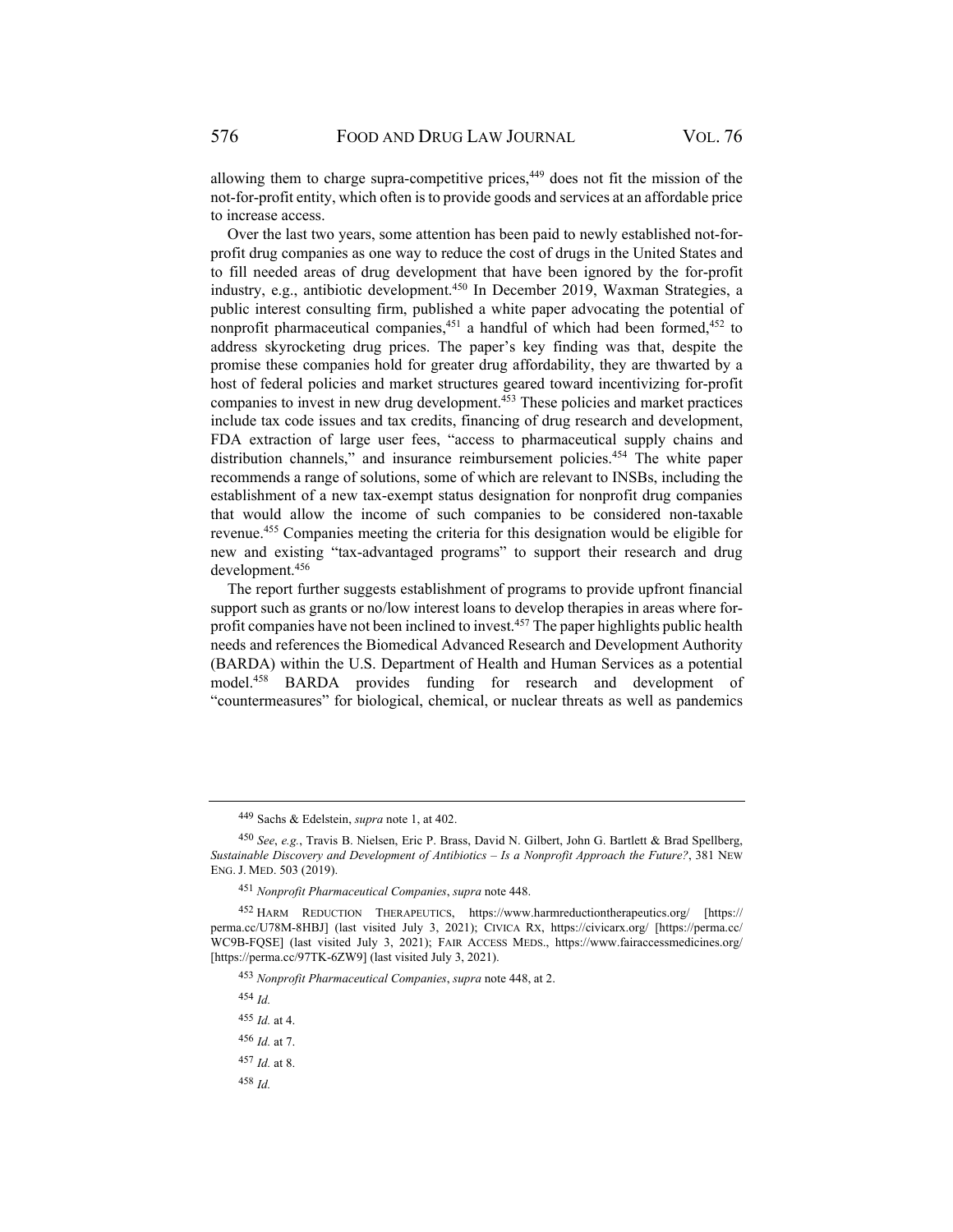allowing them to charge supra-competitive prices,[449] does not fit the mission of the not-for-profit entity, which often is to provide goods and services at an affordable price to increase access.

Over the last two years, some attention has been paid to newly established not-for-profit drug companies as one way to reduce the cost of drugs in the United States and to fill needed areas of drug development that have been ignored by the for-profit industry, e.g., antibiotic development.[450] In December 2019, Waxman Strategies, a public interest consulting firm, published a white paper advocating the potential of nonprofit pharmaceutical companies,[451] a handful of which had been formed,[452] to address skyrocketing drug prices. The paper's key finding was that, despite the promise these companies hold for greater drug affordability, they are thwarted by a host of federal policies and market structures geared toward incentivizing for-profit companies to invest in new drug development.[453] These policies and market practices include tax code issues and tax credits, financing of drug research and development, FDA extraction of large user fees, "access to pharmaceutical supply chains and distribution channels," and insurance reimbursement policies.[454] The white paper recommends a range of solutions, some of which are relevant to INSBs, including the establishment of a new tax-exempt status designation for nonprofit drug companies that would allow the income of such companies to be considered non-taxable revenue.[455] Companies meeting the criteria for this designation would be eligible for new and existing "tax-advantaged programs" to support their research and drug development.[456]

The report further suggests establishment of programs to provide upfront financial support such as grants or no/low interest loans to develop therapies in areas where for-profit companies have not been inclined to invest.[457] The paper highlights public health needs and references the Biomedical Advanced Research and Development Authority (BARDA) within the U.S. Department of Health and Human Services as a potential model.[458] BARDA provides funding for research and development of "countermeasures" for biological, chemical, or nuclear threats as well as pandemics

---

[449] Sachs & Edelstein, *supra* note 1, at 402.

[450] *See*, *e.g.*, Travis B. Nielsen, Eric P. Brass, David N. Gilbert, John G. Bartlett & Brad Spellberg, *Sustainable Discovery and Development of Antibiotics – Is a Nonprofit Approach the Future?*, 381 NEW ENG. J. MED. 503 (2019).

[451] *Nonprofit Pharmaceutical Companies*, *supra* note 448.

[452] HARM REDUCTION THERAPEUTICS, https://www.harmreductiontherapeutics.org/ [https://perma.cc/U78M-8HBJ] (last visited July 3, 2021); CIVICA RX, https://civicarx.org/ [https://perma.cc/WC9B-FQSE] (last visited July 3, 2021); FAIR ACCESS MEDS., https://www.fairaccessmedicines.org/ [https://perma.cc/97TK-6ZW9] (last visited July 3, 2021).

[453] *Nonprofit Pharmaceutical Companies*, *supra* note 448, at 2.

[454] *Id.*

[455] *Id.* at 4.

[456] *Id.* at 7.

[457] *Id.* at 8.

[458] *Id.*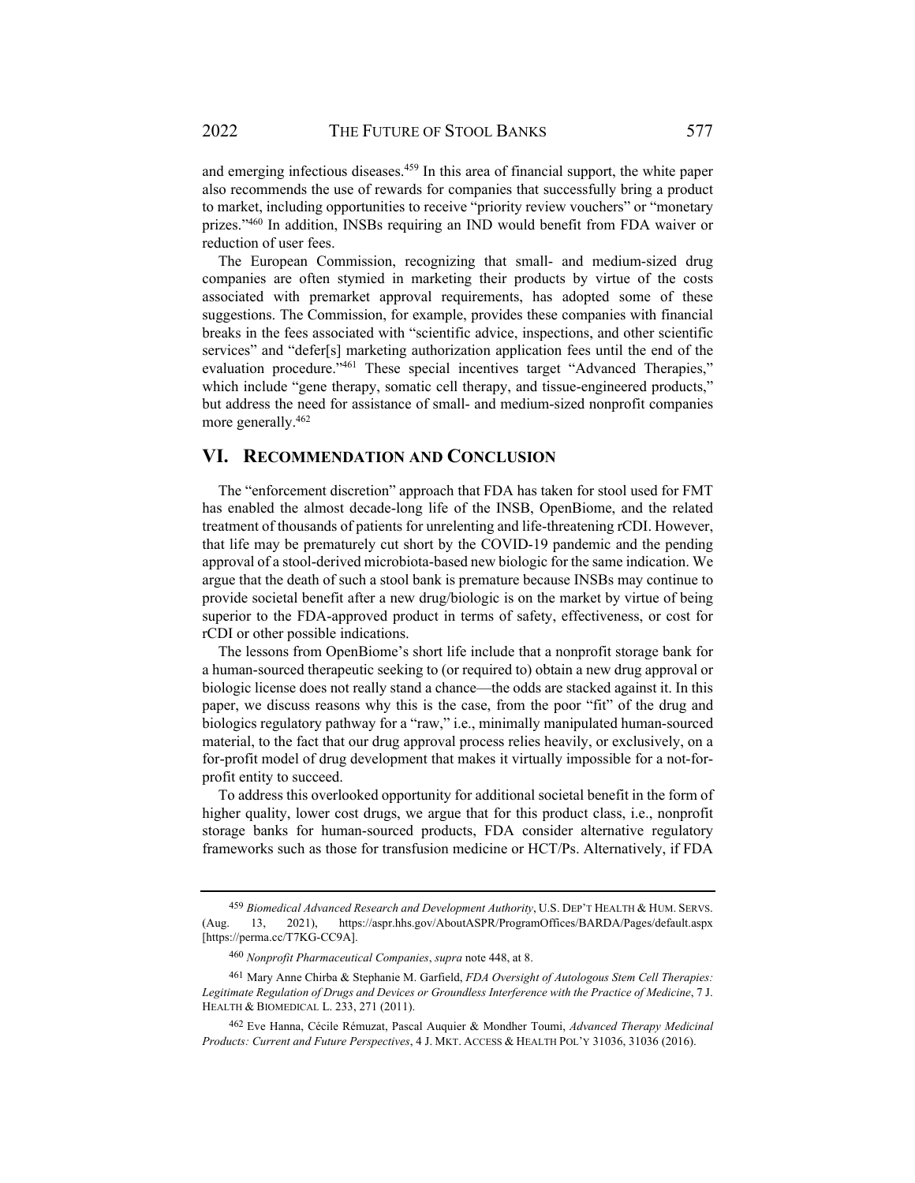and emerging infectious diseases.[459] In this area of financial support, the white paper also recommends the use of rewards for companies that successfully bring a product to market, including opportunities to receive "priority review vouchers" or "monetary prizes."[460] In addition, INSBs requiring an IND would benefit from FDA waiver or reduction of user fees.

The European Commission, recognizing that small- and medium-sized drug companies are often stymied in marketing their products by virtue of the costs associated with premarket approval requirements, has adopted some of these suggestions. The Commission, for example, provides these companies with financial breaks in the fees associated with "scientific advice, inspections, and other scientific services" and "defer[s] marketing authorization application fees until the end of the evaluation procedure."[461] These special incentives target "Advanced Therapies," which include "gene therapy, somatic cell therapy, and tissue-engineered products," but address the need for assistance of small- and medium-sized nonprofit companies more generally.[462]

## VI. Recommendation and Conclusion

The "enforcement discretion" approach that FDA has taken for stool used for FMT has enabled the almost decade-long life of the INSB, OpenBiome, and the related treatment of thousands of patients for unrelenting and life-threatening rCDI. However, that life may be prematurely cut short by the COVID-19 pandemic and the pending approval of a stool-derived microbiota-based new biologic for the same indication. We argue that the death of such a stool bank is premature because INSBs may continue to provide societal benefit after a new drug/biologic is on the market by virtue of being superior to the FDA-approved product in terms of safety, effectiveness, or cost for rCDI or other possible indications.

The lessons from OpenBiome's short life include that a nonprofit storage bank for a human-sourced therapeutic seeking to (or required to) obtain a new drug approval or biologic license does not really stand a chance—the odds are stacked against it. In this paper, we discuss reasons why this is the case, from the poor "fit" of the drug and biologics regulatory pathway for a "raw," i.e., minimally manipulated human-sourced material, to the fact that our drug approval process relies heavily, or exclusively, on a for-profit model of drug development that makes it virtually impossible for a not-for-profit entity to succeed.

To address this overlooked opportunity for additional societal benefit in the form of higher quality, lower cost drugs, we argue that for this product class, i.e., nonprofit storage banks for human-sourced products, FDA consider alternative regulatory frameworks such as those for transfusion medicine or HCT/Ps. Alternatively, if FDA

---

[459] *Biomedical Advanced Research and Development Authority*, U.S. DEP'T HEALTH & HUM. SERVS. (Aug. 13, 2021), https://aspr.hhs.gov/AboutASPR/ProgramOffices/BARDA/Pages/default.aspx [https://perma.cc/T7KG-CC9A].

[460] *Nonprofit Pharmaceutical Companies*, *supra* note 448, at 8.

[461] Mary Anne Chirba & Stephanie M. Garfield, *FDA Oversight of Autologous Stem Cell Therapies: Legitimate Regulation of Drugs and Devices or Groundless Interference with the Practice of Medicine*, 7 J. HEALTH & BIOMEDICAL L. 233, 271 (2011).

[462] Eve Hanna, Cécile Rémuzat, Pascal Auquier & Mondher Toumi, *Advanced Therapy Medicinal Products: Current and Future Perspectives*, 4 J. MKT. ACCESS & HEALTH POL'Y 31036, 31036 (2016).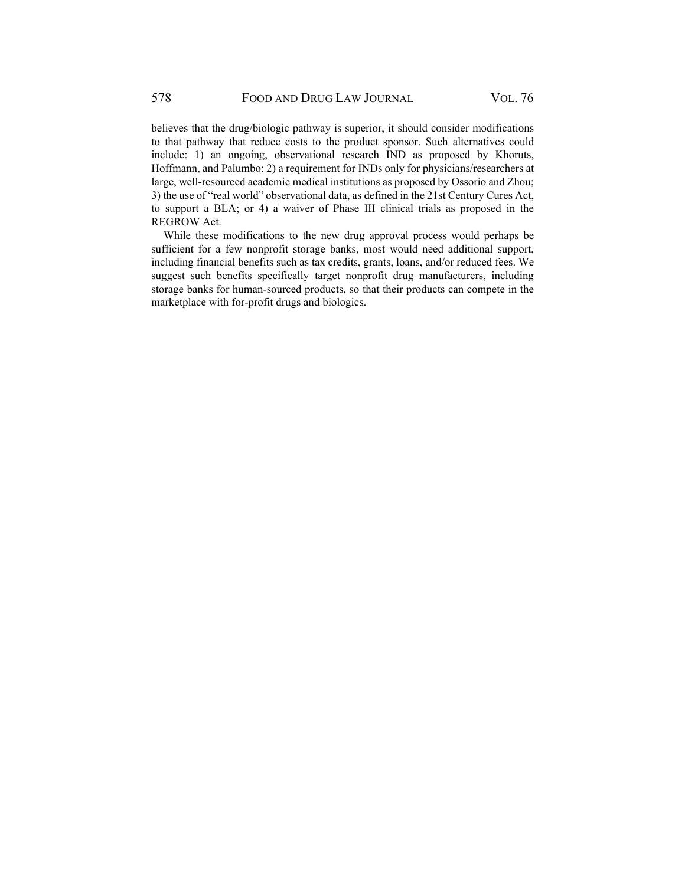believes that the drug/biologic pathway is superior, it should consider modifications to that pathway that reduce costs to the product sponsor. Such alternatives could include: 1) an ongoing, observational research IND as proposed by Khoruts, Hoffmann, and Palumbo; 2) a requirement for INDs only for physicians/researchers at large, well-resourced academic medical institutions as proposed by Ossorio and Zhou; 3) the use of "real world" observational data, as defined in the 21st Century Cures Act, to support a BLA; or 4) a waiver of Phase III clinical trials as proposed in the REGROW Act.

While these modifications to the new drug approval process would perhaps be sufficient for a few nonprofit storage banks, most would need additional support, including financial benefits such as tax credits, grants, loans, and/or reduced fees. We suggest such benefits specifically target nonprofit drug manufacturers, including storage banks for human-sourced products, so that their products can compete in the marketplace with for-profit drugs and biologics.